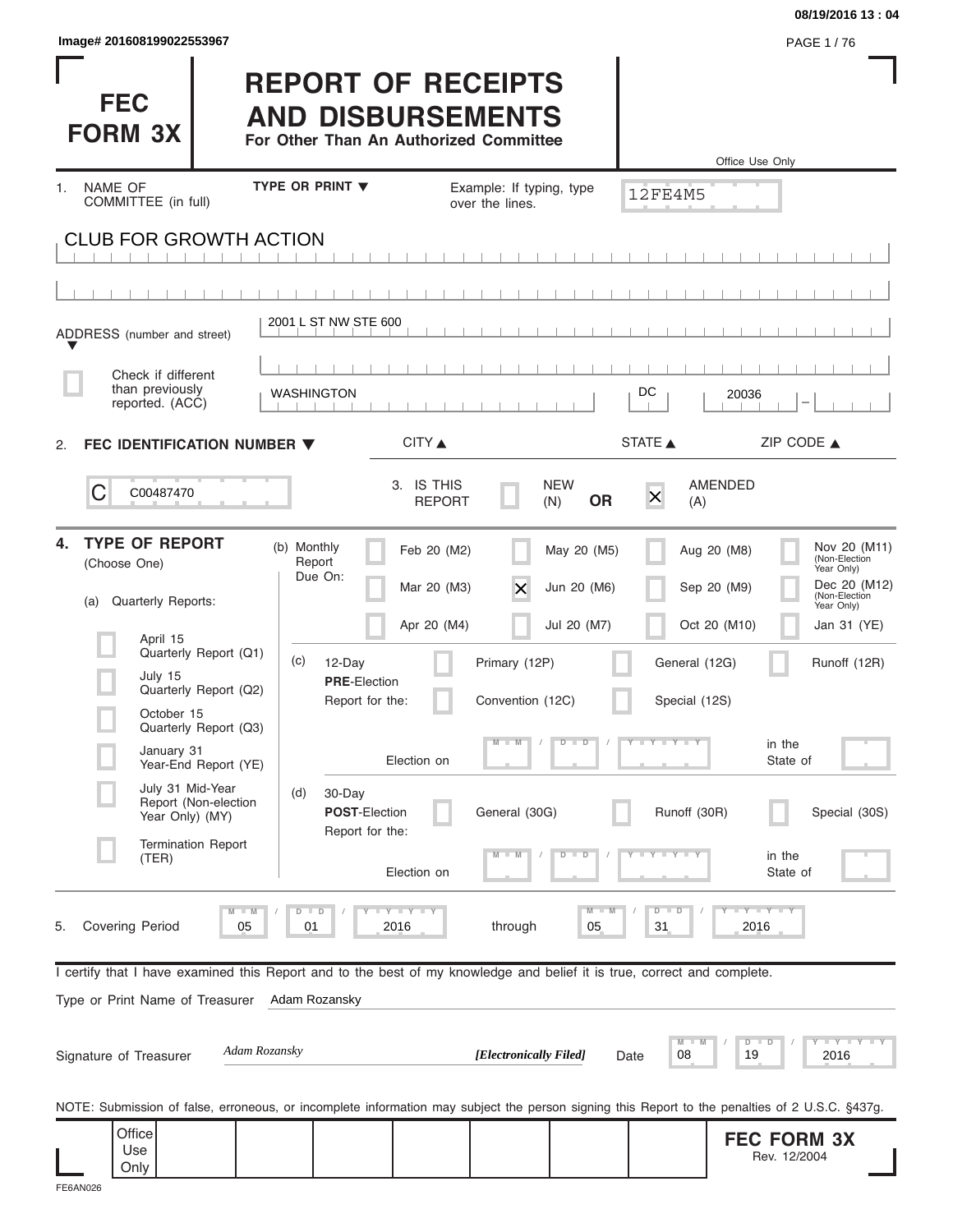Image# 201608199022553967

# FEC FORM 3X

# REPORT OF RECEIPTS AND DISBURSEMENTS

**For Other Than An Authorized Committee**

Office Use Only

12FE4M5

1. NAME OF COMMITTEE (in full) — TYPE OR PRINT ▼ — Example: If typing, type over the lines.

CLUB FOR GROWTH ACTION

ADDRESS (number and street): 2001 L ST NW STE 600

☐ Check if different than previously reported. (ACC)

| CITY ▲ | STATE ▲ | ZIP CODE ▲ |
|---|---|---|
| WASHINGTON | DC | 20036 |

2. **FEC IDENTIFICATION NUMBER ▼**

C00487470

3. IS THIS REPORT ☐ NEW (N) **OR** ☒ AMENDED (A)

4. **TYPE OF REPORT** (Choose One)

(a) Quarterly Reports:

- ☐ April 15 Quarterly Report (Q1)
- ☐ July 15 Quarterly Report (Q2)
- ☐ October 15 Quarterly Report (Q3)
- ☐ January 31 Year-End Report (YE)
- ☐ July 31 Mid-Year Report (Non-election Year Only) (MY)
- ☐ Termination Report (TER)

(b) Monthly Report Due On:

- ☐ Feb 20 (M2)
- ☐ Mar 20 (M3)
- ☐ Apr 20 (M4)
- ☐ May 20 (M5)
- ☒ Jun 20 (M6)
- ☐ Jul 20 (M7)
- ☐ Aug 20 (M8)
- ☐ Sep 20 (M9)
- ☐ Oct 20 (M10)
- ☐ Nov 20 (M11) (Non-Election Year Only)
- ☐ Dec 20 (M12) (Non-Election Year Only)
- ☐ Jan 31 (YE)

(c) 12-Day **PRE**-Election Report for the:

- ☐ Primary (12P)
- ☐ General (12G)
- ☐ Runoff (12R)
- ☐ Convention (12C)
- ☐ Special (12S)

Election on MM / DD / YYYY in the State of

(d) 30-Day **POST**-Election Report for the:

- ☐ General (30G)
- ☐ Runoff (30R)
- ☐ Special (30S)

Election on MM / DD / YYYY in the State of

5. Covering Period 05 / 01 / 2016 through 05 / 31 / 2016

I certify that I have examined this Report and to the best of my knowledge and belief it is true, correct and complete.

Type or Print Name of Treasurer: Adam Rozansky

Signature of Treasurer: *Adam Rozansky* *[Electronically Filed]* Date 08 / 19 / 2016

NOTE: Submission of false, erroneous, or incomplete information may subject the person signing this Report to the penalties of 2 U.S.C. §437g.

Office Use Only

**FEC FORM 3X** Rev. 12/2004

FE6AN026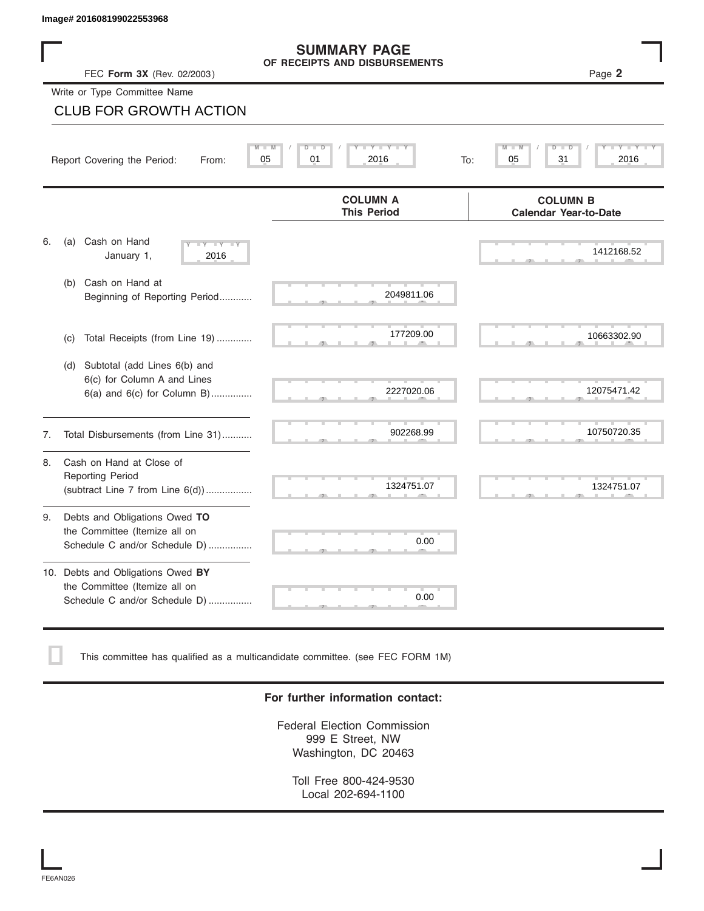Image# 201608199022553968

# SUMMARY PAGE
## OF RECEIPTS AND DISBURSEMENTS

FEC **Form 3X** (Rev. 02/2003)

Page **2**

Write or Type Committee Name

CLUB FOR GROWTH ACTION

Report Covering the Period: From: 05 / 01 / 2016 To: 05 / 31 / 2016

| | | COLUMN A This Period | COLUMN B Calendar Year-to-Date |
|---|---|---|---|
| 6. | (a) Cash on Hand January 1, 2016 | | 1412168.52 |
| | (b) Cash on Hand at Beginning of Reporting Period............ | 2049811.06 | |
| | (c) Total Receipts (from Line 19) ............. | 177209.00 | 10663302.90 |
| | (d) Subtotal (add Lines 6(b) and 6(c) for Column A and Lines 6(a) and 6(c) for Column B)............... | 2227020.06 | 12075471.42 |
| 7. | Total Disbursements (from Line 31)........... | 902268.99 | 10750720.35 |
| 8. | Cash on Hand at Close of Reporting Period (subtract Line 7 from Line 6(d))................. | 1324751.07 | 1324751.07 |
| 9. | Debts and Obligations Owed **TO** the Committee (Itemize all on Schedule C and/or Schedule D) ................ | 0.00 | |
| 10. | Debts and Obligations Owed **BY** the Committee (Itemize all on Schedule C and/or Schedule D) ................ | 0.00 | |

This committee has qualified as a multicandidate committee. (see FEC FORM 1M)

**For further information contact:**

Federal Election Commission
999 E Street, NW
Washington, DC 20463

Toll Free 800-424-9530
Local 202-694-1100

FE6AN026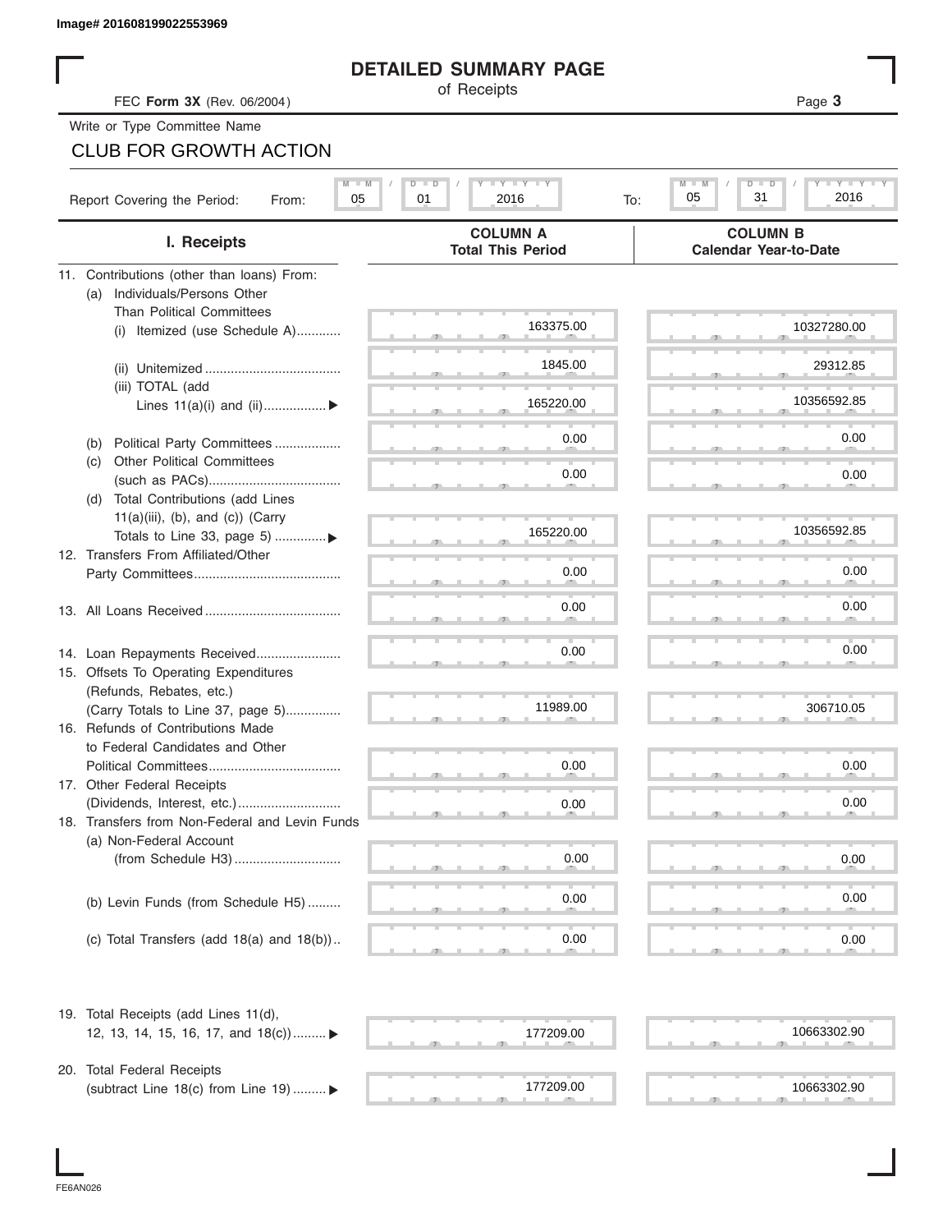Image# 201608199022553969

# DETAILED SUMMARY PAGE

of Receipts

FEC **Form 3X** (Rev. 06/2004)

Write or Type Committee Name

CLUB FOR GROWTH ACTION

Report Covering the Period: From: 05 / 01 / 2016 To: 05 / 31 / 2016

| I. Receipts | COLUMN A Total This Period | COLUMN B Calendar Year-to-Date |
|---|---|---|
| 11. Contributions (other than loans) From: | | |
| (a) Individuals/Persons Other Than Political Committees | | |
| (i) Itemized (use Schedule A) | 163375.00 | 10327280.00 |
| (ii) Unitemized | 1845.00 | 29312.85 |
| (iii) TOTAL (add Lines 11(a)(i) and (ii)) ▶ | 165220.00 | 10356592.85 |
| (b) Political Party Committees | 0.00 | 0.00 |
| (c) Other Political Committees (such as PACs) | 0.00 | 0.00 |
| (d) Total Contributions (add Lines 11(a)(iii), (b), and (c)) (Carry Totals to Line 33, page 5) ▶ | 165220.00 | 10356592.85 |
| 12. Transfers From Affiliated/Other Party Committees | 0.00 | 0.00 |
| 13. All Loans Received | 0.00 | 0.00 |
| 14. Loan Repayments Received | 0.00 | 0.00 |
| 15. Offsets To Operating Expenditures (Refunds, Rebates, etc.) (Carry Totals to Line 37, page 5) | 11989.00 | 306710.05 |
| 16. Refunds of Contributions Made to Federal Candidates and Other Political Committees | 0.00 | 0.00 |
| 17. Other Federal Receipts (Dividends, Interest, etc.) | 0.00 | 0.00 |
| 18. Transfers from Non-Federal and Levin Funds | | |
| (a) Non-Federal Account (from Schedule H3) | 0.00 | 0.00 |
| (b) Levin Funds (from Schedule H5) | 0.00 | 0.00 |
| (c) Total Transfers (add 18(a) and 18(b)) | 0.00 | 0.00 |
| 19. Total Receipts (add Lines 11(d), 12, 13, 14, 15, 16, 17, and 18(c)) ▶ | 177209.00 | 10663302.90 |
| 20. Total Federal Receipts (subtract Line 18(c) from Line 19) ▶ | 177209.00 | 10663302.90 |

FE6AN026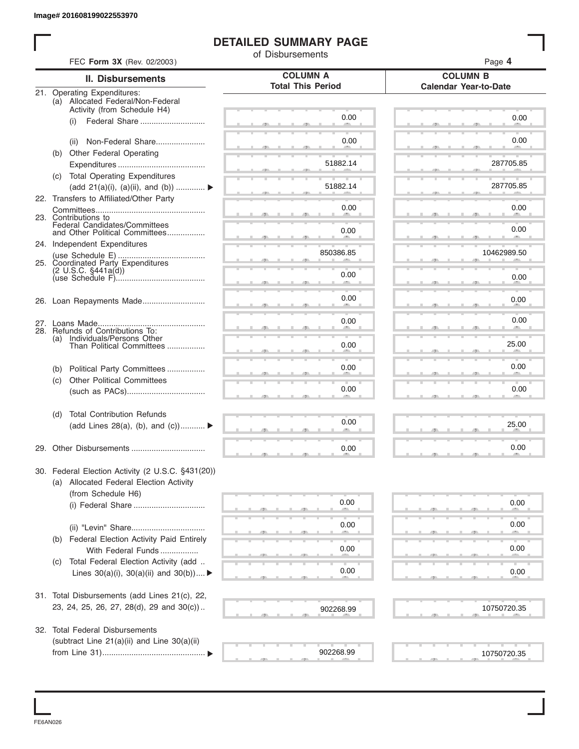Image# 201608199022553970

# DETAILED SUMMARY PAGE

of Disbursements

FEC **Form 3X** (Rev. 02/2003)

| II. Disbursements | COLUMN A Total This Period | COLUMN B Calendar Year-to-Date |
|---|---|---|
| 21. Operating Expenditures: | | |
| (a) Allocated Federal/Non-Federal Activity (from Schedule H4) | | |
| (i) Federal Share | 0.00 | 0.00 |
| (ii) Non-Federal Share | 0.00 | 0.00 |
| (b) Other Federal Operating Expenditures | 51882.14 | 287705.85 |
| (c) Total Operating Expenditures (add 21(a)(i), (a)(ii), and (b)) ▶ | 51882.14 | 287705.85 |
| 22. Transfers to Affiliated/Other Party Committees | 0.00 | 0.00 |
| 23. Contributions to Federal Candidates/Committees and Other Political Committees | 0.00 | 0.00 |
| 24. Independent Expenditures (use Schedule E) | 850386.85 | 10462989.50 |
| 25. Coordinated Party Expenditures (2 U.S.C. §441a(d)) (use Schedule F) | 0.00 | 0.00 |
| 26. Loan Repayments Made | 0.00 | 0.00 |
| 27. Loans Made | 0.00 | 0.00 |
| 28. Refunds of Contributions To: | | |
| (a) Individuals/Persons Other Than Political Committees | 0.00 | 25.00 |
| (b) Political Party Committees | 0.00 | 0.00 |
| (c) Other Political Committees (such as PACs) | 0.00 | 0.00 |
| (d) Total Contribution Refunds (add Lines 28(a), (b), and (c)) ▶ | 0.00 | 25.00 |
| 29. Other Disbursements | 0.00 | 0.00 |
| 30. Federal Election Activity (2 U.S.C. §431(20)) | | |
| (a) Allocated Federal Election Activity (from Schedule H6) | | |
| (i) Federal Share | 0.00 | 0.00 |
| (ii) "Levin" Share | 0.00 | 0.00 |
| (b) Federal Election Activity Paid Entirely With Federal Funds | 0.00 | 0.00 |
| (c) Total Federal Election Activity (add Lines 30(a)(i), 30(a)(ii) and 30(b)) ▶ | 0.00 | 0.00 |
| 31. Total Disbursements (add Lines 21(c), 22, 23, 24, 25, 26, 27, 28(d), 29 and 30(c)) | 902268.99 | 10750720.35 |
| 32. Total Federal Disbursements (subtract Line 21(a)(ii) and Line 30(a)(ii) from Line 31) ▶ | 902268.99 | 10750720.35 |

FE6AN026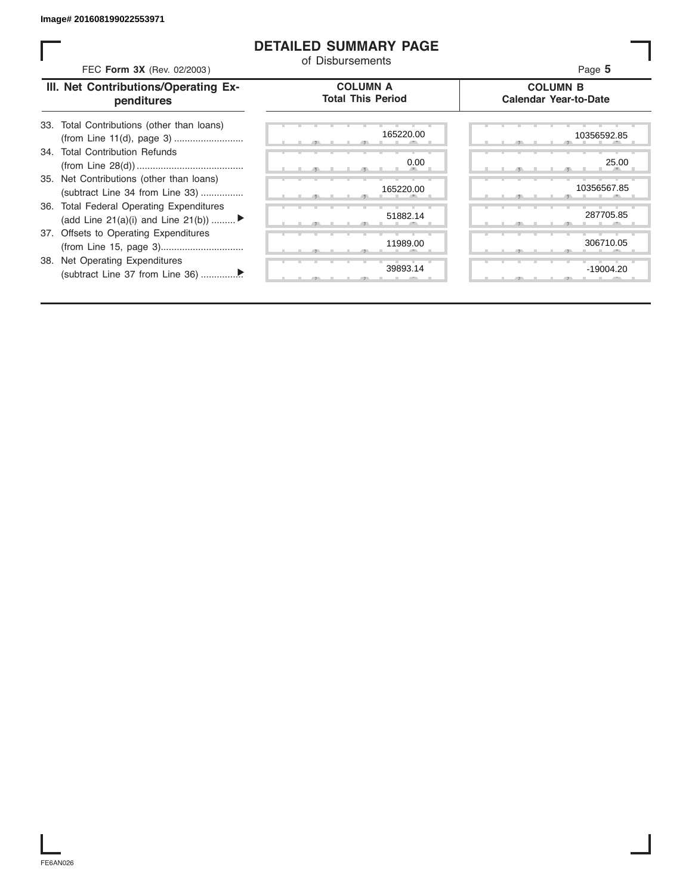Image# 201608199022553971

# DETAILED SUMMARY PAGE

of Disbursements

FEC **Form 3X** (Rev. 02/2003)

| III. Net Contributions/Operating Expenditures | COLUMN A Total This Period | COLUMN B Calendar Year-to-Date |
|---|---|---|
| 33. Total Contributions (other than loans) (from Line 11(d), page 3) | 165220.00 | 10356592.85 |
| 34. Total Contribution Refunds (from Line 28(d)) | 0.00 | 25.00 |
| 35. Net Contributions (other than loans) (subtract Line 34 from Line 33) | 165220.00 | 10356567.85 |
| 36. Total Federal Operating Expenditures (add Line 21(a)(i) and Line 21(b)) | 51882.14 | 287705.85 |
| 37. Offsets to Operating Expenditures (from Line 15, page 3) | 11989.00 | 306710.05 |
| 38. Net Operating Expenditures (subtract Line 37 from Line 36) | 39893.14 | -19004.20 |

FE6AN026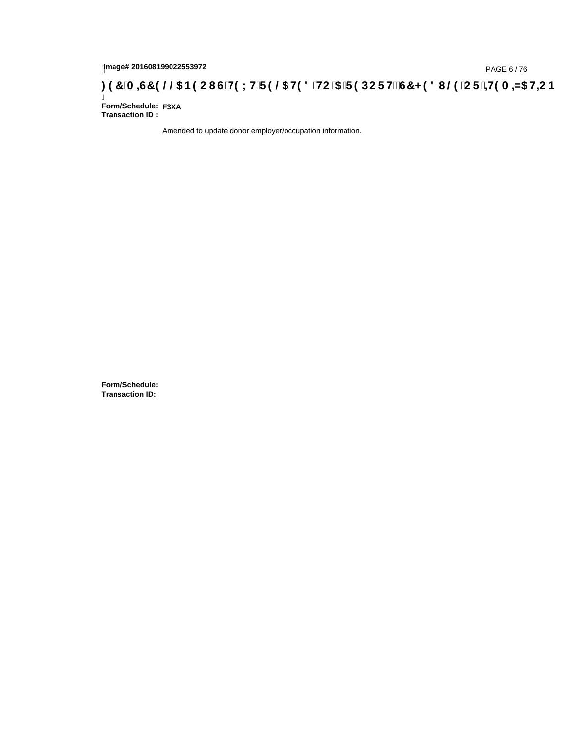## )(&0,6&(//$1(286 7(;7 5(/$7(' 72 $ 5(3257 6&+('8/( 25 ,7(0,=$7,21

**Form/Schedule:** F3XA
**Transaction ID :**

Amended to update donor employer/occupation information.

**Form/Schedule:**
**Transaction ID:**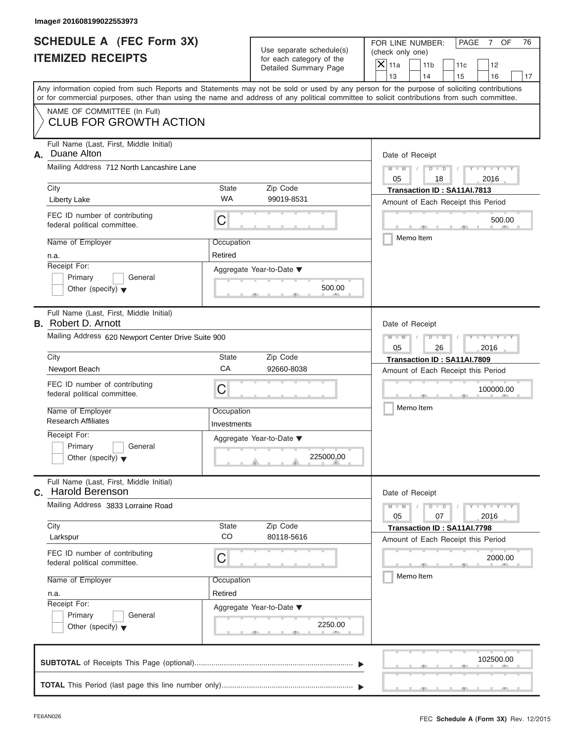Image# 201608199022553973

# SCHEDULE A (FEC Form 3X)
# ITEMIZED RECEIPTS

Use separate schedule(s) for each category of the Detailed Summary Page

FOR LINE NUMBER: (check only one)

PAGE 7 OF 76

- [X] 11a
- [ ] 11b
- [ ] 11c
- [ ] 12
- [ ] 13
- [ ] 14
- [ ] 15
- [ ] 16
- [ ] 17

Any information copied from such Reports and Statements may not be sold or used by any person for the purpose of soliciting contributions or for commercial purposes, other than using the name and address of any political committee to solicit contributions from such committee.

NAME OF COMMITTEE (In Full)

CLUB FOR GROWTH ACTION

---

**A.** Full Name (Last, First, Middle Initial): Duane Alton

Mailing Address: 712 North Lancashire Lane

City: Liberty Lake | State: WA | Zip Code: 99019-8531

FEC ID number of contributing federal political committee: C

Name of Employer: n.a.

Occupation: Retired

Receipt For: [ ] Primary [ ] General [ ] Other (specify)

Aggregate Year-to-Date: 500.00

Date of Receipt: 05 / 18 / 2016

Transaction ID : SA11AI.7813

Amount of Each Receipt this Period: 500.00

[ ] Memo Item

---

**B.** Full Name (Last, First, Middle Initial): Robert D. Arnott

Mailing Address: 620 Newport Center Drive Suite 900

City: Newport Beach | State: CA | Zip Code: 92660-8038

FEC ID number of contributing federal political committee: C

Name of Employer: Research Affiliates

Occupation: Investments

Receipt For: [ ] Primary [ ] General [ ] Other (specify)

Aggregate Year-to-Date: 225000.00

Date of Receipt: 05 / 26 / 2016

Transaction ID : SA11AI.7809

Amount of Each Receipt this Period: 100000.00

[ ] Memo Item

---

**C.** Full Name (Last, First, Middle Initial): Harold Berenson

Mailing Address: 3833 Lorraine Road

City: Larkspur | State: CO | Zip Code: 80118-5616

FEC ID number of contributing federal political committee: C

Name of Employer: n.a.

Occupation: Retired

Receipt For: [ ] Primary [ ] General [ ] Other (specify)

Aggregate Year-to-Date: 2250.00

Date of Receipt: 05 / 07 / 2016

Transaction ID : SA11AI.7798

Amount of Each Receipt this Period: 2000.00

[ ] Memo Item

---

**SUBTOTAL** of Receipts This Page (optional): 102500.00

**TOTAL** This Period (last page this line number only):

FE6AN026

FEC **Schedule A (Form 3X)** Rev. 12/2015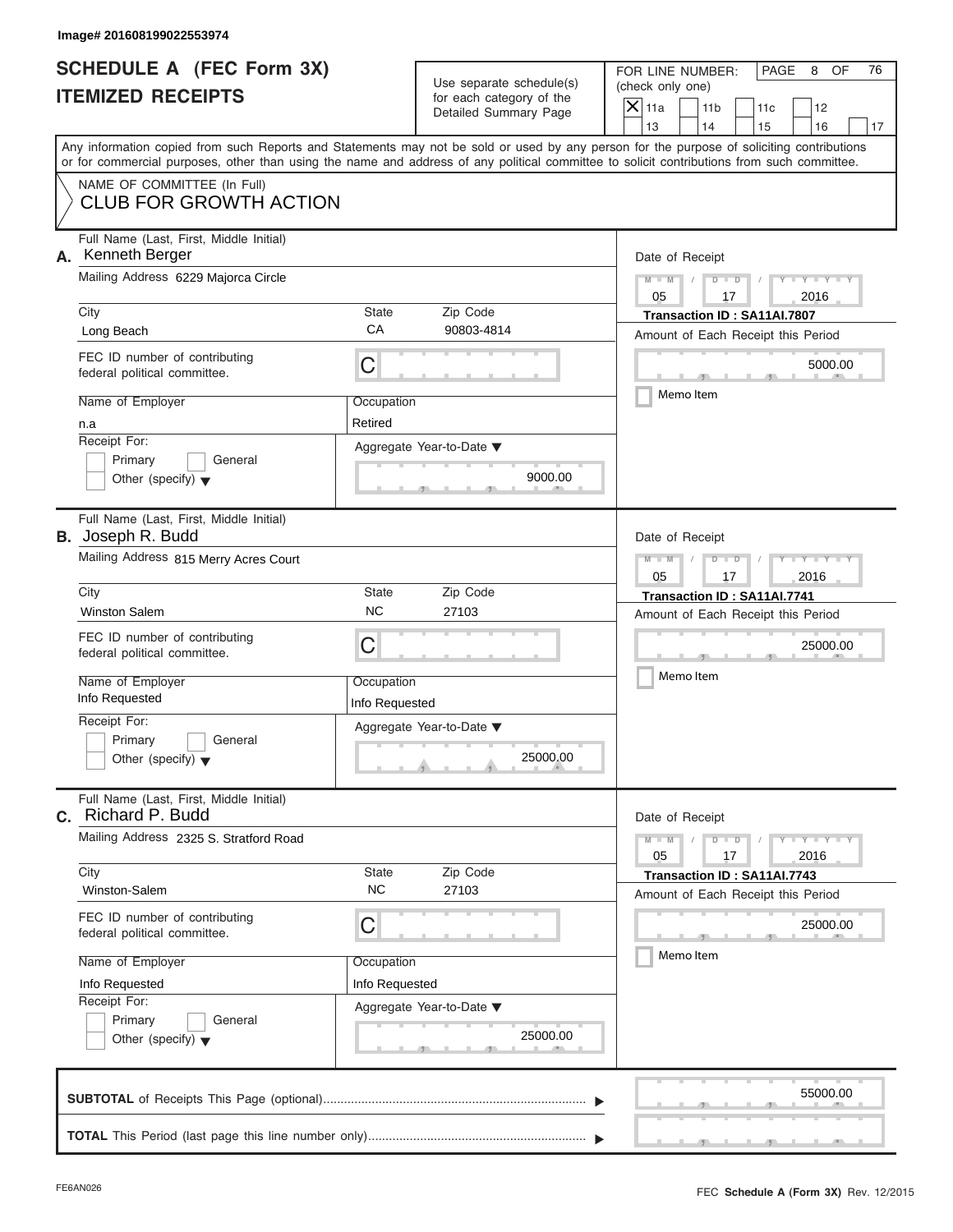Image# 201608199022553974

# SCHEDULE A (FEC Form 3X)
# ITEMIZED RECEIPTS

Use separate schedule(s) for each category of the Detailed Summary Page

FOR LINE NUMBER: (check only one)

- [X] 11a
- [ ] 11b
- [ ] 11c
- [ ] 12
- [ ] 13
- [ ] 14
- [ ] 15
- [ ] 16
- [ ] 17

PAGE 8 OF 76

Any information copied from such Reports and Statements may not be sold or used by any person for the purpose of soliciting contributions or for commercial purposes, other than using the name and address of any political committee to solicit contributions from such committee.

NAME OF COMMITTEE (In Full)
CLUB FOR GROWTH ACTION

## A.

Full Name (Last, First, Middle Initial): Kenneth Berger

Mailing Address: 6229 Majorca Circle

City: Long Beach | State: CA | Zip Code: 90803-4814

FEC ID number of contributing federal political committee: C

Name of Employer: n.a

Occupation: Retired

Receipt For: Primary / General / Other (specify)

Aggregate Year-to-Date: 9000.00

Date of Receipt: 05 / 17 / 2016

Transaction ID : SA11AI.7807

Amount of Each Receipt this Period: 5000.00

Memo Item

## B.

Full Name (Last, First, Middle Initial): Joseph R. Budd

Mailing Address: 815 Merry Acres Court

City: Winston Salem | State: NC | Zip Code: 27103

FEC ID number of contributing federal political committee: C

Name of Employer: Info Requested

Occupation: Info Requested

Receipt For: Primary / General / Other (specify)

Aggregate Year-to-Date: 25000.00

Date of Receipt: 05 / 17 / 2016

Transaction ID : SA11AI.7741

Amount of Each Receipt this Period: 25000.00

Memo Item

## C.

Full Name (Last, First, Middle Initial): Richard P. Budd

Mailing Address: 2325 S. Stratford Road

City: Winston-Salem | State: NC | Zip Code: 27103

FEC ID number of contributing federal political committee: C

Name of Employer: Info Requested

Occupation: Info Requested

Receipt For: Primary / General / Other (specify)

Aggregate Year-to-Date: 25000.00

Date of Receipt: 05 / 17 / 2016

Transaction ID : SA11AI.7743

Amount of Each Receipt this Period: 25000.00

Memo Item

**SUBTOTAL** of Receipts This Page (optional): 55000.00

**TOTAL** This Period (last page this line number only):

FE6AN026

FEC **Schedule A (Form 3X)** Rev. 12/2015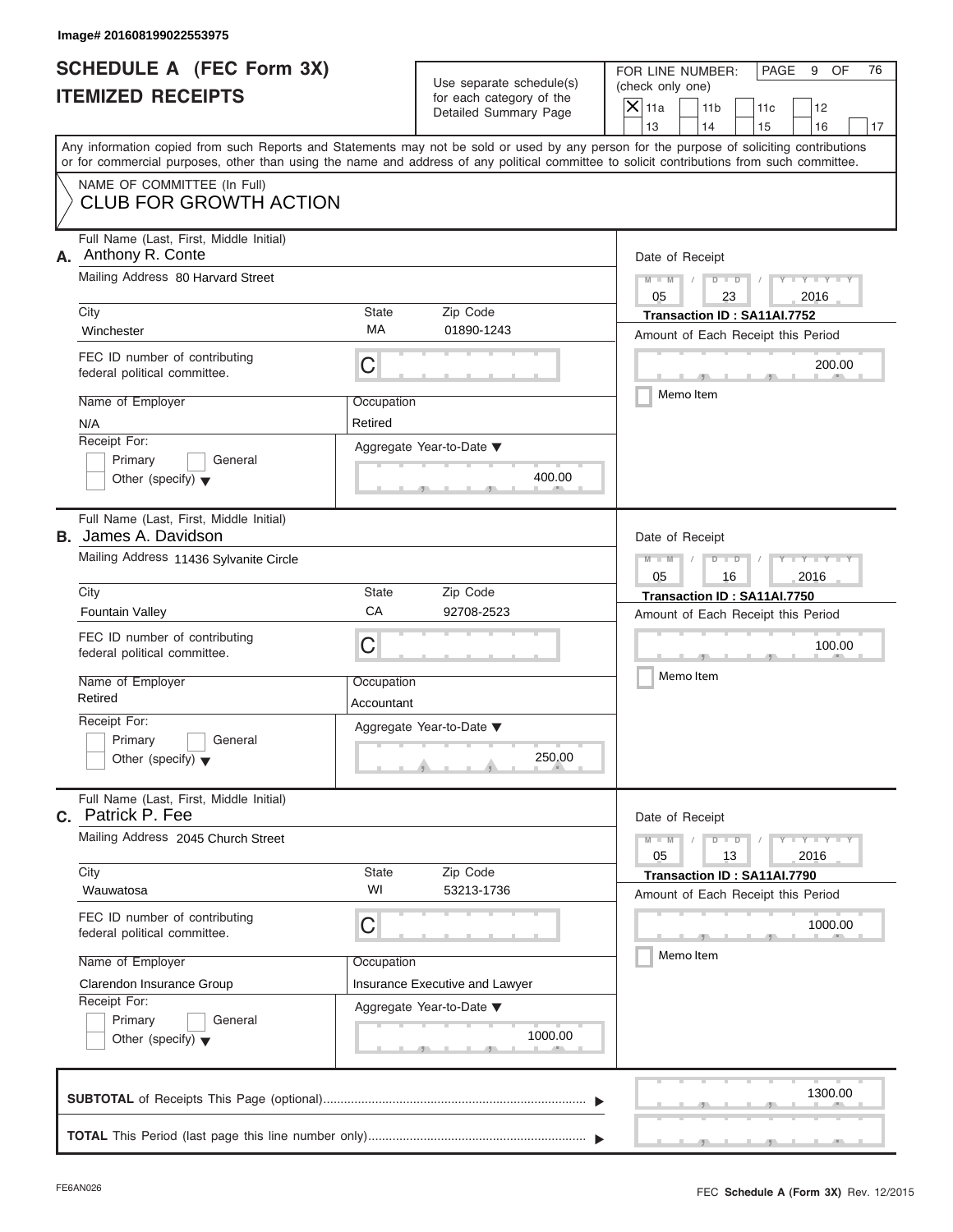Image# 201608199022553975

# SCHEDULE A (FEC Form 3X)
# ITEMIZED RECEIPTS

Use separate schedule(s) for each category of the Detailed Summary Page

FOR LINE NUMBER: (check only one)

| | | | | |
|---|---|---|---|---|
| X 11a | 11b | 11c | 12 | |
| 13 | 14 | 15 | 16 | 17 |

PAGE 9 OF 76

Any information copied from such Reports and Statements may not be sold or used by any person for the purpose of soliciting contributions or for commercial purposes, other than using the name and address of any political committee to solicit contributions from such committee.

NAME OF COMMITTEE (In Full)
CLUB FOR GROWTH ACTION

---

**A.** Full Name (Last, First, Middle Initial): Anthony R. Conte

Mailing Address: 80 Harvard Street

City: Winchester | State: MA | Zip Code: 01890-1243

FEC ID number of contributing federal political committee: C

Name of Employer: N/A

Occupation: Retired

Receipt For: Primary / General / Other (specify)

Aggregate Year-to-Date: 400.00

Date of Receipt: 05 / 23 / 2016

Transaction ID : SA11AI.7752

Amount of Each Receipt this Period: 200.00

Memo Item

---

**B.** Full Name (Last, First, Middle Initial): James A. Davidson

Mailing Address: 11436 Sylvanite Circle

City: Fountain Valley | State: CA | Zip Code: 92708-2523

FEC ID number of contributing federal political committee: C

Name of Employer: Retired

Occupation: Accountant

Receipt For: Primary / General / Other (specify)

Aggregate Year-to-Date: 250.00

Date of Receipt: 05 / 16 / 2016

Transaction ID : SA11AI.7750

Amount of Each Receipt this Period: 100.00

Memo Item

---

**C.** Full Name (Last, First, Middle Initial): Patrick P. Fee

Mailing Address: 2045 Church Street

City: Wauwatosa | State: WI | Zip Code: 53213-1736

FEC ID number of contributing federal political committee: C

Name of Employer: Clarendon Insurance Group

Occupation: Insurance Executive and Lawyer

Receipt For: Primary / General / Other (specify)

Aggregate Year-to-Date: 1000.00

Date of Receipt: 05 / 13 / 2016

Transaction ID : SA11AI.7790

Amount of Each Receipt this Period: 1000.00

Memo Item

---

**SUBTOTAL** of Receipts This Page (optional): 1300.00

**TOTAL** This Period (last page this line number only):

FE6AN026

FEC **Schedule A (Form 3X)** Rev. 12/2015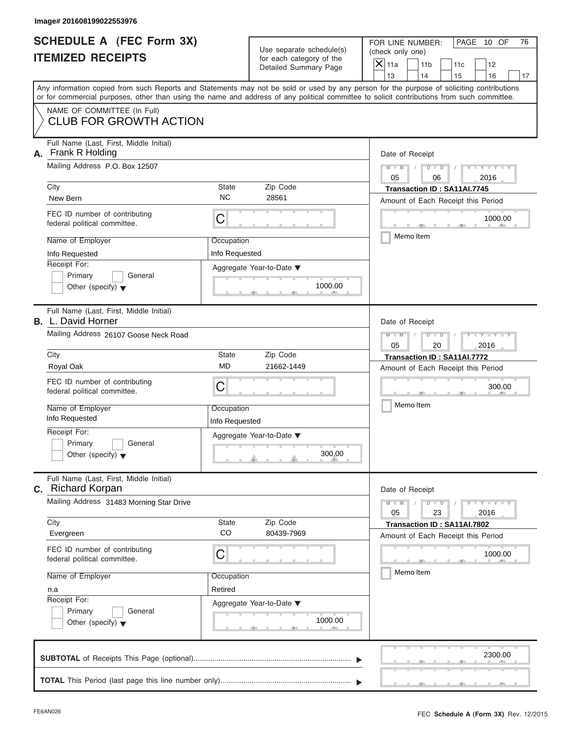Image# 201608199022553976

# SCHEDULE A (FEC Form 3X) ITEMIZED RECEIPTS

Use separate schedule(s) for each category of the Detailed Summary Page

FOR LINE NUMBER: (check only one)

- [X] 11a
- [ ] 11b
- [ ] 11c
- [ ] 12
- [ ] 13
- [ ] 14
- [ ] 15
- [ ] 16
- [ ] 17

PAGE 10 OF 76

Any information copied from such Reports and Statements may not be sold or used by any person for the purpose of soliciting contributions or for commercial purposes, other than using the name and address of any political committee to solicit contributions from such committee.

NAME OF COMMITTEE (In Full)
CLUB FOR GROWTH ACTION

## A.

Full Name (Last, First, Middle Initial): Frank R Holding

Mailing Address: P.O. Box 12507

City: New Bern | State: NC | Zip Code: 28561

FEC ID number of contributing federal political committee: C

Name of Employer: Info Requested

Occupation: Info Requested

Receipt For: Primary / General / Other (specify)

Aggregate Year-to-Date: 1000.00

Date of Receipt: 05 06 2016

Transaction ID : SA11AI.7745

Amount of Each Receipt this Period: 1000.00

Memo Item

## B.

Full Name (Last, First, Middle Initial): L. David Horner

Mailing Address: 26107 Goose Neck Road

City: Royal Oak | State: MD | Zip Code: 21662-1449

FEC ID number of contributing federal political committee: C

Name of Employer: Info Requested

Occupation: Info Requested

Receipt For: Primary / General / Other (specify)

Aggregate Year-to-Date: 300.00

Date of Receipt: 05 20 2016

Transaction ID : SA11AI.7772

Amount of Each Receipt this Period: 300.00

Memo Item

## C.

Full Name (Last, First, Middle Initial): Richard Korpan

Mailing Address: 31483 Morning Star Drive

City: Evergreen | State: CO | Zip Code: 80439-7969

FEC ID number of contributing federal political committee: C

Name of Employer: n.a

Occupation: Retired

Receipt For: Primary / General / Other (specify)

Aggregate Year-to-Date: 1000.00

Date of Receipt: 05 23 2016

Transaction ID : SA11AI.7802

Amount of Each Receipt this Period: 1000.00

Memo Item

**SUBTOTAL** of Receipts This Page (optional): 2300.00

**TOTAL** This Period (last page this line number only):

FE6AN026

FEC **Schedule A (Form 3X)** Rev. 12/2015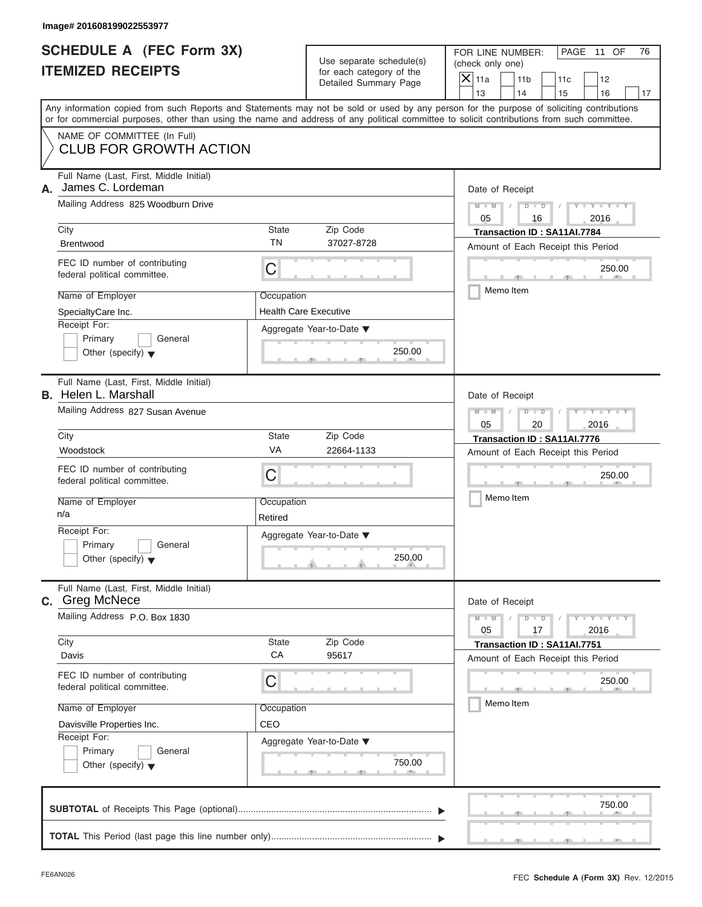Image# 201608199022553977

# SCHEDULE A (FEC Form 3X)
# ITEMIZED RECEIPTS

Use separate schedule(s) for each category of the Detailed Summary Page

FOR LINE NUMBER: (check only one)

- [X] 11a
- [ ] 11b
- [ ] 11c
- [ ] 12
- [ ] 13
- [ ] 14
- [ ] 15
- [ ] 16
- [ ] 17

PAGE 11 OF 76

Any information copied from such Reports and Statements may not be sold or used by any person for the purpose of soliciting contributions or for commercial purposes, other than using the name and address of any political committee to solicit contributions from such committee.

NAME OF COMMITTEE (In Full)
CLUB FOR GROWTH ACTION

---

**A.** Full Name (Last, First, Middle Initial): James C. Lordeman

Mailing Address: 825 Woodburn Drive

City: Brentwood | State: TN | Zip Code: 37027-8728

FEC ID number of contributing federal political committee: C

Name of Employer: SpecialtyCare Inc.

Occupation: Health Care Executive

Receipt For: Primary / General / Other (specify)

Aggregate Year-to-Date: 250.00

Date of Receipt: 05 / 16 / 2016

Transaction ID : SA11AI.7784

Amount of Each Receipt this Period: 250.00

Memo Item

---

**B.** Full Name (Last, First, Middle Initial): Helen L. Marshall

Mailing Address: 827 Susan Avenue

City: Woodstock | State: VA | Zip Code: 22664-1133

FEC ID number of contributing federal political committee: C

Name of Employer: n/a

Occupation: Retired

Receipt For: Primary / General / Other (specify)

Aggregate Year-to-Date: 250.00

Date of Receipt: 05 / 20 / 2016

Transaction ID : SA11AI.7776

Amount of Each Receipt this Period: 250.00

Memo Item

---

**C.** Full Name (Last, First, Middle Initial): Greg McNece

Mailing Address: P.O. Box 1830

City: Davis | State: CA | Zip Code: 95617

FEC ID number of contributing federal political committee: C

Name of Employer: Davisville Properties Inc.

Occupation: CEO

Receipt For: Primary / General / Other (specify)

Aggregate Year-to-Date: 750.00

Date of Receipt: 05 / 17 / 2016

Transaction ID : SA11AI.7751

Amount of Each Receipt this Period: 250.00

Memo Item

---

**SUBTOTAL** of Receipts This Page (optional): 750.00

**TOTAL** This Period (last page this line number only):

FE6AN026

FEC **Schedule A (Form 3X)** Rev. 12/2015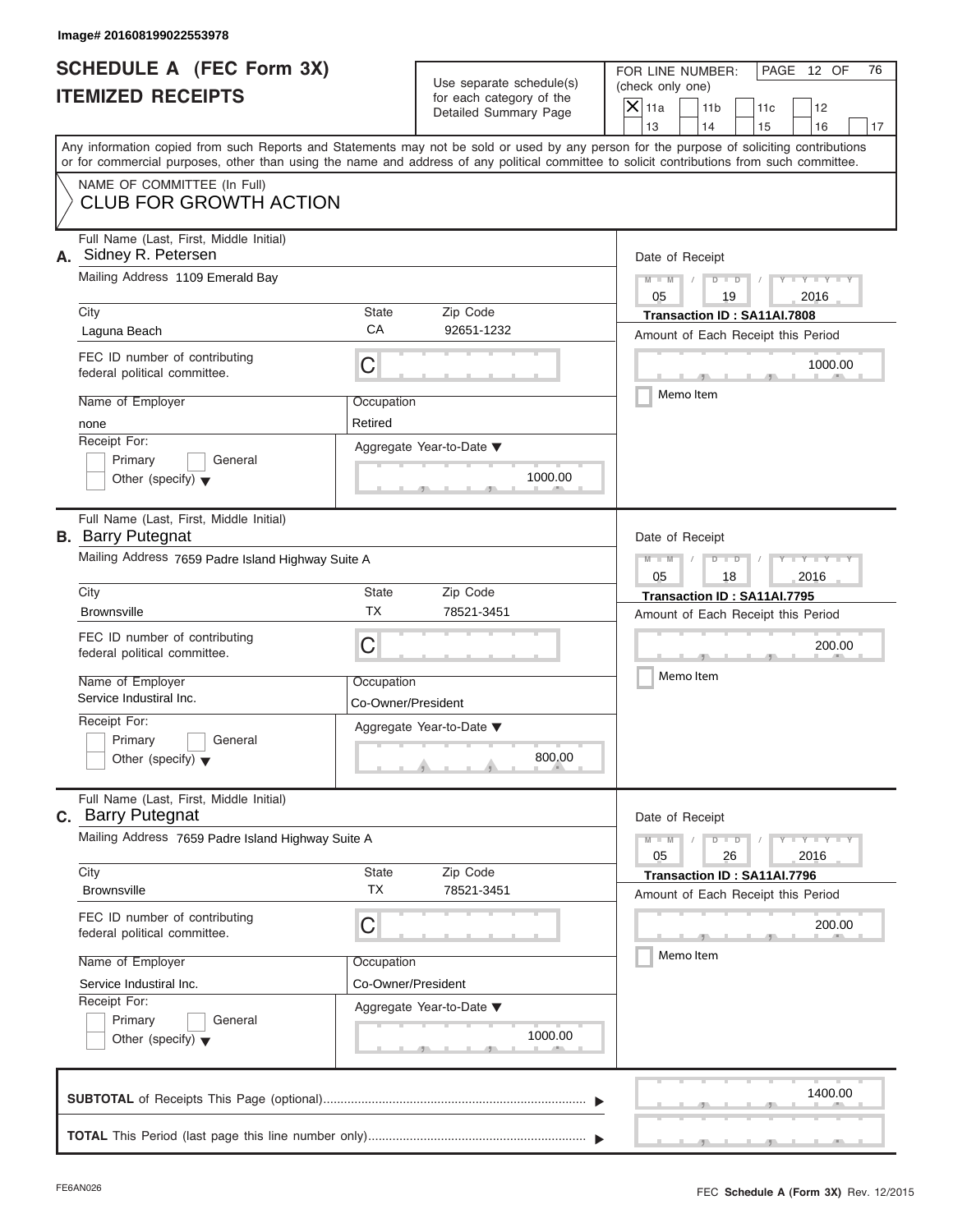Image# 201608199022553978

# SCHEDULE A (FEC Form 3X)
## ITEMIZED RECEIPTS

Use separate schedule(s) for each category of the Detailed Summary Page

FOR LINE NUMBER: (check only one)

- [X] 11a
- [ ] 11b
- [ ] 11c
- [ ] 12
- [ ] 13
- [ ] 14
- [ ] 15
- [ ] 16
- [ ] 17

PAGE 12 OF 76

Any information copied from such Reports and Statements may not be sold or used by any person for the purpose of soliciting contributions or for commercial purposes, other than using the name and address of any political committee to solicit contributions from such committee.

NAME OF COMMITTEE (In Full)
CLUB FOR GROWTH ACTION

---

**A.** Full Name (Last, First, Middle Initial): Sidney R. Petersen

Mailing Address: 1109 Emerald Bay

City: Laguna Beach | State: CA | Zip Code: 92651-1232

FEC ID number of contributing federal political committee: C

Name of Employer: none

Occupation: Retired

Receipt For: [ ] Primary [ ] General [ ] Other (specify)

Aggregate Year-to-Date: 1000.00

Date of Receipt: 05 / 19 / 2016

Transaction ID : SA11AI.7808

Amount of Each Receipt this Period: 1000.00

[ ] Memo Item

---

**B.** Full Name (Last, First, Middle Initial): Barry Putegnat

Mailing Address: 7659 Padre Island Highway Suite A

City: Brownsville | State: TX | Zip Code: 78521-3451

FEC ID number of contributing federal political committee: C

Name of Employer: Service Industiral Inc.

Occupation: Co-Owner/President

Receipt For: [ ] Primary [ ] General [ ] Other (specify)

Aggregate Year-to-Date: 800.00

Date of Receipt: 05 / 18 / 2016

Transaction ID : SA11AI.7795

Amount of Each Receipt this Period: 200.00

[ ] Memo Item

---

**C.** Full Name (Last, First, Middle Initial): Barry Putegnat

Mailing Address: 7659 Padre Island Highway Suite A

City: Brownsville | State: TX | Zip Code: 78521-3451

FEC ID number of contributing federal political committee: C

Name of Employer: Service Industiral Inc.

Occupation: Co-Owner/President

Receipt For: [ ] Primary [ ] General [ ] Other (specify)

Aggregate Year-to-Date: 1000.00

Date of Receipt: 05 / 26 / 2016

Transaction ID : SA11AI.7796

Amount of Each Receipt this Period: 200.00

[ ] Memo Item

---

**SUBTOTAL** of Receipts This Page (optional): 1400.00

**TOTAL** This Period (last page this line number only):

FE6AN026

FEC **Schedule A (Form 3X)** Rev. 12/2015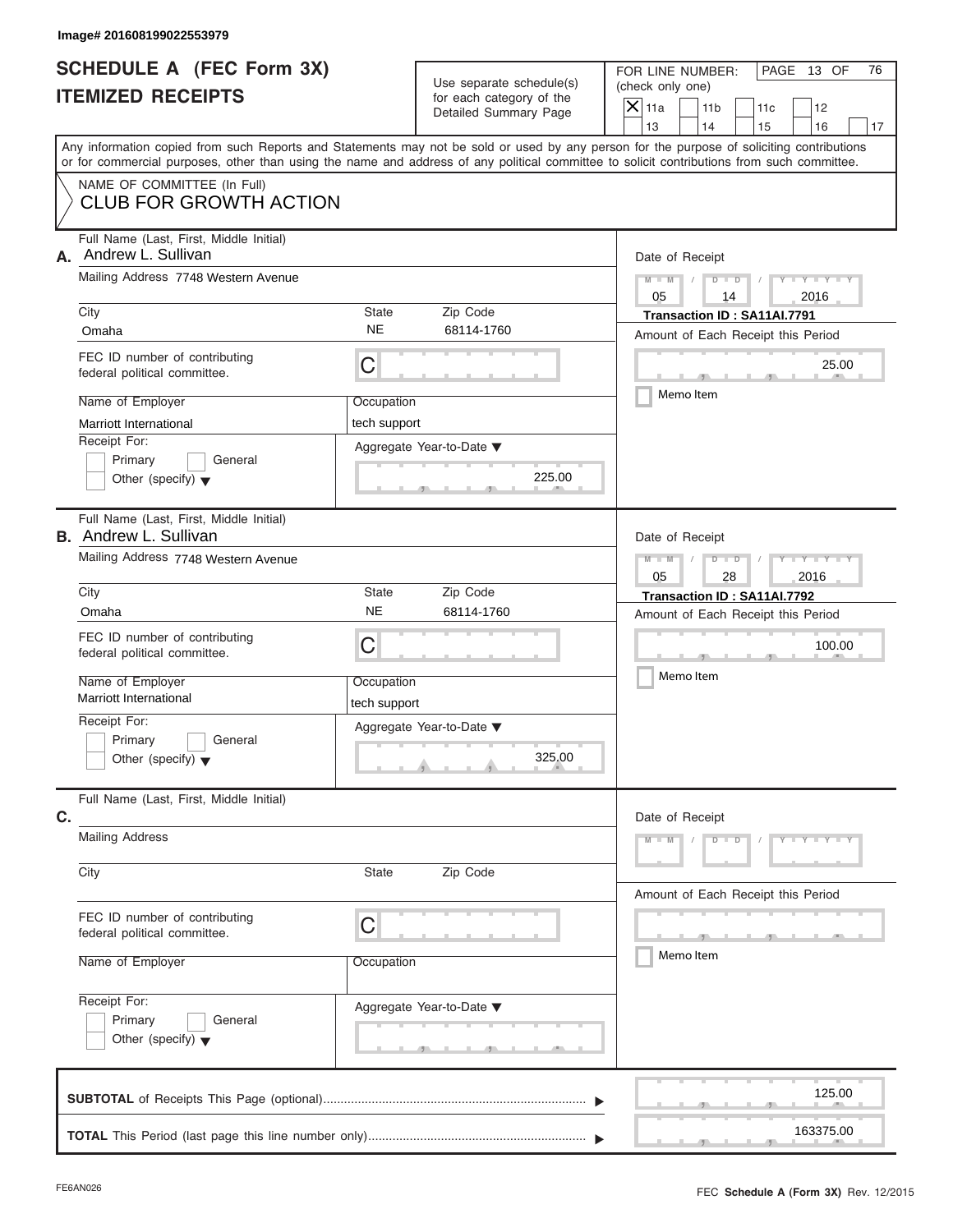Image# 201608199022553979

# SCHEDULE A (FEC Form 3X)
## ITEMIZED RECEIPTS

Use separate schedule(s) for each category of the Detailed Summary Page

FOR LINE NUMBER: (check only one)

- [X] 11a
- [ ] 11b
- [ ] 11c
- [ ] 12
- [ ] 13
- [ ] 14
- [ ] 15
- [ ] 16
- [ ] 17

PAGE 13 OF 76

Any information copied from such Reports and Statements may not be sold or used by any person for the purpose of soliciting contributions or for commercial purposes, other than using the name and address of any political committee to solicit contributions from such committee.

NAME OF COMMITTEE (In Full)
CLUB FOR GROWTH ACTION

---

**A.** Full Name (Last, First, Middle Initial): Andrew L. Sullivan

Mailing Address: 7748 Western Avenue

City: Omaha | State: NE | Zip Code: 68114-1760

FEC ID number of contributing federal political committee: C

Name of Employer: Marriott International

Occupation: tech support

Receipt For: [ ] Primary [ ] General [ ] Other (specify)

Aggregate Year-to-Date: 225.00

Date of Receipt: 05 / 14 / 2016

Transaction ID : SA11AI.7791

Amount of Each Receipt this Period: 25.00

[ ] Memo Item

---

**B.** Full Name (Last, First, Middle Initial): Andrew L. Sullivan

Mailing Address: 7748 Western Avenue

City: Omaha | State: NE | Zip Code: 68114-1760

FEC ID number of contributing federal political committee: C

Name of Employer: Marriott International

Occupation: tech support

Receipt For: [ ] Primary [ ] General [ ] Other (specify)

Aggregate Year-to-Date: 325.00

Date of Receipt: 05 / 28 / 2016

Transaction ID : SA11AI.7792

Amount of Each Receipt this Period: 100.00

[ ] Memo Item

---

**C.** Full Name (Last, First, Middle Initial):

Mailing Address

City | State | Zip Code

FEC ID number of contributing federal political committee: C

Name of Employer

Occupation

Receipt For: [ ] Primary [ ] General [ ] Other (specify)

Aggregate Year-to-Date

Date of Receipt

Amount of Each Receipt this Period

[ ] Memo Item

---

**SUBTOTAL** of Receipts This Page (optional): 125.00

**TOTAL** This Period (last page this line number only): 163375.00

FE6AN026

FEC **Schedule A (Form 3X)** Rev. 12/2015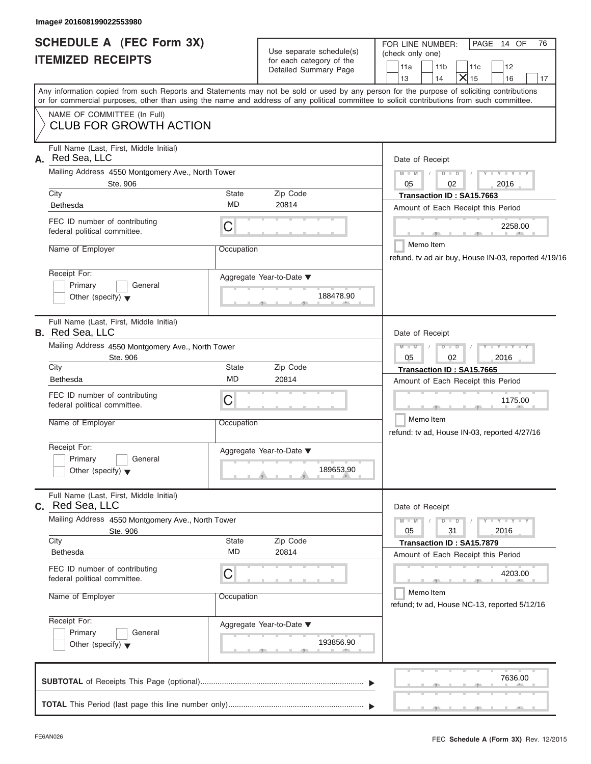Image# 201608199022553980

# SCHEDULE A (FEC Form 3X) ITEMIZED RECEIPTS

Use separate schedule(s) for each category of the Detailed Summary Page

FOR LINE NUMBER: (check only one)

11a | 11b | 11c | 12 | 13 | 14 | X 15 | 16 | 17

PAGE 14 OF 76

Any information copied from such Reports and Statements may not be sold or used by any person for the purpose of soliciting contributions or for commercial purposes, other than using the name and address of any political committee to solicit contributions from such committee.

NAME OF COMMITTEE (In Full)
CLUB FOR GROWTH ACTION

---

**A.** Full Name (Last, First, Middle Initial): Red Sea, LLC

Mailing Address: 4550 Montgomery Ave., North Tower Ste. 906

City: Bethesda | State: MD | Zip Code: 20814

FEC ID number of contributing federal political committee: C

Name of Employer: | Occupation:

Receipt For: Primary / General / Other (specify)

Aggregate Year-to-Date: 188478.90

Date of Receipt: 05 / 02 / 2016

Transaction ID : SA15.7663

Amount of Each Receipt this Period: 2258.00

Memo Item

refund, tv ad air buy, House IN-03, reported 4/19/16

---

**B.** Full Name (Last, First, Middle Initial): Red Sea, LLC

Mailing Address: 4550 Montgomery Ave., North Tower Ste. 906

City: Bethesda | State: MD | Zip Code: 20814

FEC ID number of contributing federal political committee: C

Name of Employer: | Occupation:

Receipt For: Primary / General / Other (specify)

Aggregate Year-to-Date: 189653.90

Date of Receipt: 05 / 02 / 2016

Transaction ID : SA15.7665

Amount of Each Receipt this Period: 1175.00

Memo Item

refund: tv ad, House IN-03, reported 4/27/16

---

**C.** Full Name (Last, First, Middle Initial): Red Sea, LLC

Mailing Address: 4550 Montgomery Ave., North Tower Ste. 906

City: Bethesda | State: MD | Zip Code: 20814

FEC ID number of contributing federal political committee: C

Name of Employer: | Occupation:

Receipt For: Primary / General / Other (specify)

Aggregate Year-to-Date: 193856.90

Date of Receipt: 05 / 31 / 2016

Transaction ID : SA15.7879

Amount of Each Receipt this Period: 4203.00

Memo Item

refund; tv ad, House NC-13, reported 5/12/16

---

**SUBTOTAL** of Receipts This Page (optional): 7636.00

**TOTAL** This Period (last page this line number only):

FE6AN026

FEC **Schedule A (Form 3X)** Rev. 12/2015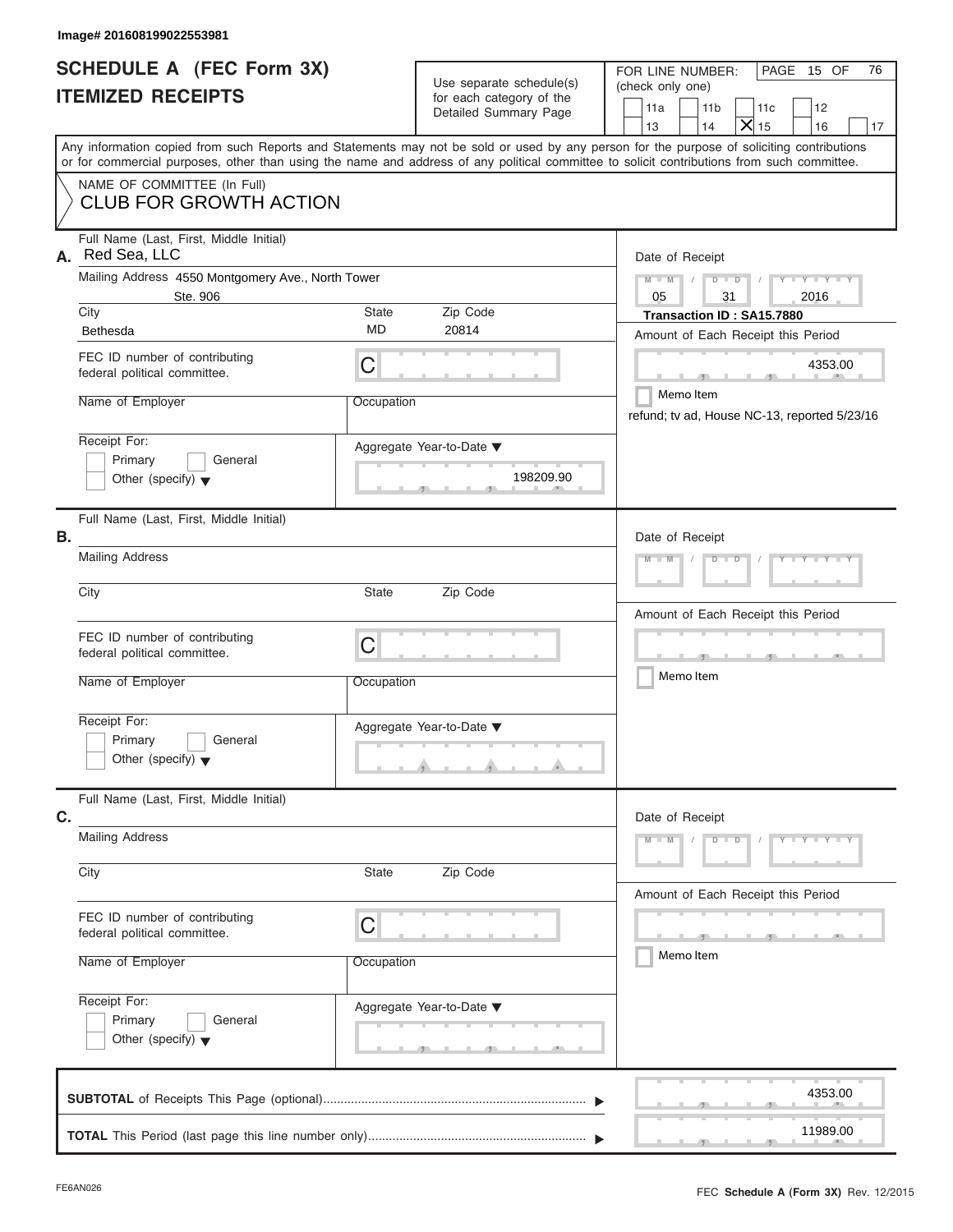Image# 201608199022553981

# SCHEDULE A (FEC Form 3X)
## ITEMIZED RECEIPTS

Use separate schedule(s) for each category of the Detailed Summary Page

FOR LINE NUMBER: (check only one)

11a | 11b | 11c | 12 | 13 | 14 | X 15 | 16 | 17

PAGE 15 OF 76

Any information copied from such Reports and Statements may not be sold or used by any person for the purpose of soliciting contributions or for commercial purposes, other than using the name and address of any political committee to solicit contributions from such committee.

NAME OF COMMITTEE (In Full)
CLUB FOR GROWTH ACTION

---

**A.** Full Name (Last, First, Middle Initial): Red Sea, LLC

Mailing Address: 4550 Montgomery Ave., North Tower Ste. 906

City: Bethesda | State: MD | Zip Code: 20814

FEC ID number of contributing federal political committee: C

Name of Employer: | Occupation:

Receipt For: Primary | General | Other (specify)

Aggregate Year-to-Date: 198209.90

Date of Receipt: 05 / 31 / 2016

Transaction ID : SA15.7880

Amount of Each Receipt this Period: 4353.00

Memo Item

refund; tv ad, House NC-13, reported 5/23/16

---

**B.** Full Name (Last, First, Middle Initial):

Mailing Address:

City: | State: | Zip Code:

FEC ID number of contributing federal political committee: C

Name of Employer: | Occupation:

Receipt For: Primary | General | Other (specify)

Aggregate Year-to-Date:

Date of Receipt:

Amount of Each Receipt this Period:

Memo Item

---

**C.** Full Name (Last, First, Middle Initial):

Mailing Address:

City: | State: | Zip Code:

FEC ID number of contributing federal political committee: C

Name of Employer: | Occupation:

Receipt For: Primary | General | Other (specify)

Aggregate Year-to-Date:

Date of Receipt:

Amount of Each Receipt this Period:

Memo Item

---

**SUBTOTAL** of Receipts This Page (optional): 4353.00

**TOTAL** This Period (last page this line number only): 11989.00

FE6AN026

FEC **Schedule A (Form 3X)** Rev. 12/2015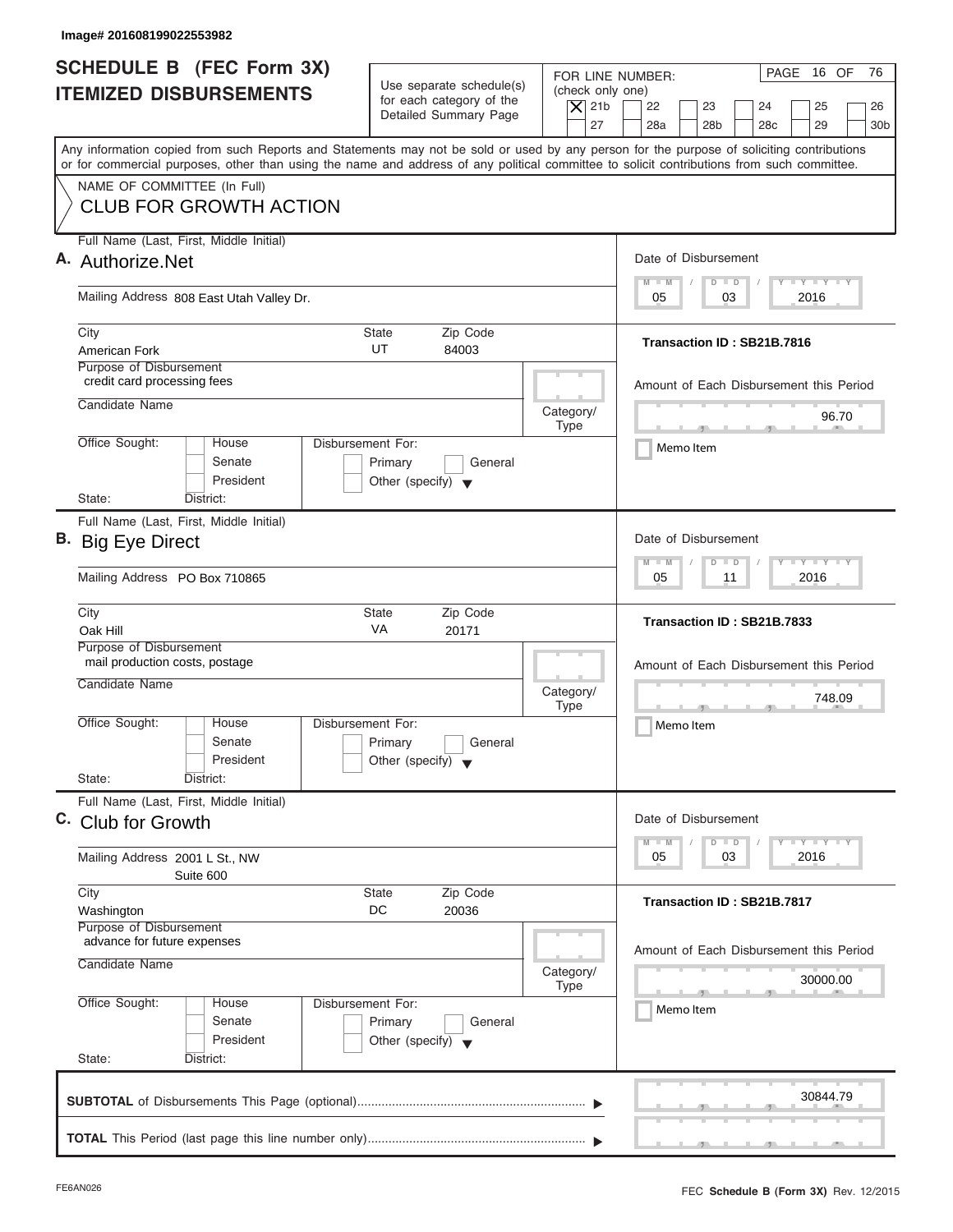Image# 201608199022553982

# SCHEDULE B (FEC Form 3X) ITEMIZED DISBURSEMENTS

Use separate schedule(s) for each category of the Detailed Summary Page

FOR LINE NUMBER: (check only one)

- [x] 21b
- [ ] 22
- [ ] 23
- [ ] 24
- [ ] 25
- [ ] 26
- [ ] 27
- [ ] 28a
- [ ] 28b
- [ ] 28c
- [ ] 29
- [ ] 30b

PAGE 16 OF 76

Any information copied from such Reports and Statements may not be sold or used by any person for the purpose of soliciting contributions or for commercial purposes, other than using the name and address of any political committee to solicit contributions from such committee.

NAME OF COMMITTEE (In Full)

CLUB FOR GROWTH ACTION

---

**A.** Full Name (Last, First, Middle Initial): Authorize.Net

Mailing Address: 808 East Utah Valley Dr.

City: American Fork | State: UT | Zip Code: 84003

Purpose of Disbursement: credit card processing fees

Candidate Name:

Category/Type:

Office Sought: House / Senate / President

Disbursement For: Primary / General / Other (specify)

State: District:

Date of Disbursement: 05 / 03 / 2016

Transaction ID : SB21B.7816

Amount of Each Disbursement this Period: 96.70

Memo Item

---

**B.** Full Name (Last, First, Middle Initial): Big Eye Direct

Mailing Address: PO Box 710865

City: Oak Hill | State: VA | Zip Code: 20171

Purpose of Disbursement: mail production costs, postage

Candidate Name:

Category/Type:

Office Sought: House / Senate / President

Disbursement For: Primary / General / Other (specify)

State: District:

Date of Disbursement: 05 / 11 / 2016

Transaction ID : SB21B.7833

Amount of Each Disbursement this Period: 748.09

Memo Item

---

**C.** Full Name (Last, First, Middle Initial): Club for Growth

Mailing Address: 2001 L St., NW, Suite 600

City: Washington | State: DC | Zip Code: 20036

Purpose of Disbursement: advance for future expenses

Candidate Name:

Category/Type:

Office Sought: House / Senate / President

Disbursement For: Primary / General / Other (specify)

State: District:

Date of Disbursement: 05 / 03 / 2016

Transaction ID : SB21B.7817

Amount of Each Disbursement this Period: 30000.00

Memo Item

---

**SUBTOTAL** of Disbursements This Page (optional): 30844.79

**TOTAL** This Period (last page this line number only):

FE6AN026

FEC **Schedule B (Form 3X)** Rev. 12/2015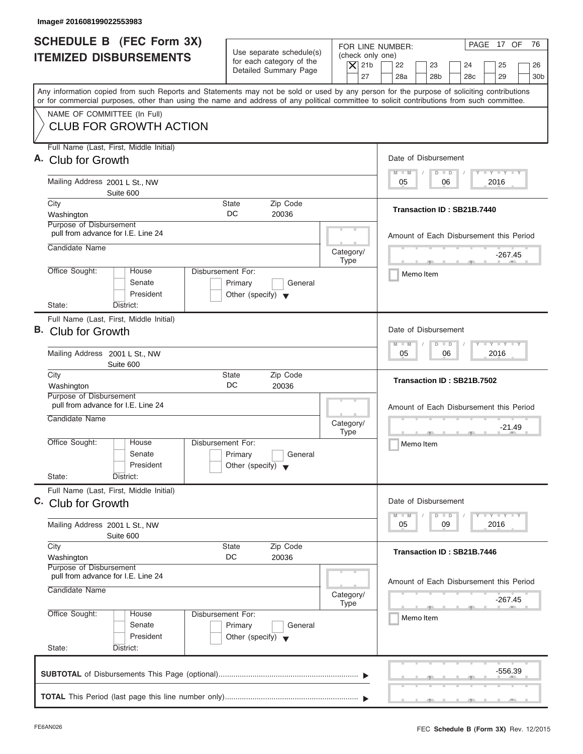Image# 201608199022553983

# SCHEDULE B (FEC Form 3X) ITEMIZED DISBURSEMENTS

Use separate schedule(s) for each category of the Detailed Summary Page

FOR LINE NUMBER: (check only one)
[X] 21b [ ] 22 [ ] 23 [ ] 24 [ ] 25 [ ] 26 [ ] 27 [ ] 28a [ ] 28b [ ] 28c [ ] 29 [ ] 30b

PAGE 17 OF 76

Any information copied from such Reports and Statements may not be sold or used by any person for the purpose of soliciting contributions or for commercial purposes, other than using the name and address of any political committee to solicit contributions from such committee.

NAME OF COMMITTEE (In Full)
CLUB FOR GROWTH ACTION

---

**A.** Full Name (Last, First, Middle Initial): Club for Growth

Mailing Address: 2001 L St., NW, Suite 600

City: Washington | State: DC | Zip Code: 20036

Purpose of Disbursement: pull from advance for I.E. Line 24

Candidate Name:

Category/Type:

Office Sought: [ ] House [ ] Senate [ ] President

State: District:

Disbursement For: [ ] Primary [ ] General [ ] Other (specify)

Date of Disbursement: 05/06/2016

Transaction ID : SB21B.7440

Amount of Each Disbursement this Period: -267.45

[ ] Memo Item

---

**B.** Full Name (Last, First, Middle Initial): Club for Growth

Mailing Address: 2001 L St., NW, Suite 600

City: Washington | State: DC | Zip Code: 20036

Purpose of Disbursement: pull from advance for I.E. Line 24

Candidate Name:

Category/Type:

Office Sought: [ ] House [ ] Senate [ ] President

State: District:

Disbursement For: [ ] Primary [ ] General [ ] Other (specify)

Date of Disbursement: 05/06/2016

Transaction ID : SB21B.7502

Amount of Each Disbursement this Period: -21.49

[ ] Memo Item

---

**C.** Full Name (Last, First, Middle Initial): Club for Growth

Mailing Address: 2001 L St., NW, Suite 600

City: Washington | State: DC | Zip Code: 20036

Purpose of Disbursement: pull from advance for I.E. Line 24

Candidate Name:

Category/Type:

Office Sought: [ ] House [ ] Senate [ ] President

State: District:

Disbursement For: [ ] Primary [ ] General [ ] Other (specify)

Date of Disbursement: 05/09/2016

Transaction ID : SB21B.7446

Amount of Each Disbursement this Period: -267.45

[ ] Memo Item

---

**SUBTOTAL** of Disbursements This Page (optional): -556.39

**TOTAL** This Period (last page this line number only):

FE6AN026 — FEC **Schedule B (Form 3X)** Rev. 12/2015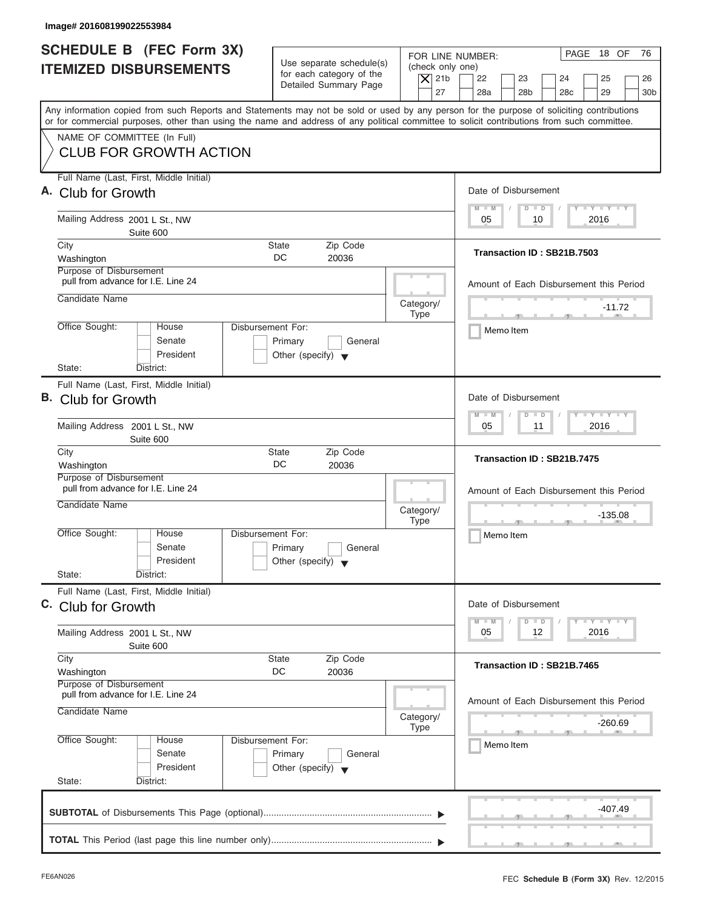Image# 201608199022553984

# SCHEDULE B (FEC Form 3X) ITEMIZED DISBURSEMENTS

Use separate schedule(s) for each category of the Detailed Summary Page

FOR LINE NUMBER: (check only one)

- [X] 21b
- [ ] 22
- [ ] 23
- [ ] 24
- [ ] 25
- [ ] 26
- [ ] 27
- [ ] 28a
- [ ] 28b
- [ ] 28c
- [ ] 29
- [ ] 30b

PAGE 18 OF 76

Any information copied from such Reports and Statements may not be sold or used by any person for the purpose of soliciting contributions or for commercial purposes, other than using the name and address of any political committee to solicit contributions from such committee.

NAME OF COMMITTEE (In Full)

CLUB FOR GROWTH ACTION

---

**A.** Full Name (Last, First, Middle Initial): Club for Growth

Mailing Address: 2001 L St., NW, Suite 600

City: Washington | State: DC | Zip Code: 20036

Purpose of Disbursement: pull from advance for I.E. Line 24

Candidate Name:

Category/Type:

Office Sought: [ ] House [ ] Senate [ ] President

State: District:

Disbursement For: [ ] Primary [ ] General [ ] Other (specify)

Date of Disbursement: 05 / 10 / 2016

Transaction ID : SB21B.7503

Amount of Each Disbursement this Period: -11.72

[ ] Memo Item

---

**B.** Full Name (Last, First, Middle Initial): Club for Growth

Mailing Address: 2001 L St., NW, Suite 600

City: Washington | State: DC | Zip Code: 20036

Purpose of Disbursement: pull from advance for I.E. Line 24

Candidate Name:

Category/Type:

Office Sought: [ ] House [ ] Senate [ ] President

State: District:

Disbursement For: [ ] Primary [ ] General [ ] Other (specify)

Date of Disbursement: 05 / 11 / 2016

Transaction ID : SB21B.7475

Amount of Each Disbursement this Period: -135.08

[ ] Memo Item

---

**C.** Full Name (Last, First, Middle Initial): Club for Growth

Mailing Address: 2001 L St., NW, Suite 600

City: Washington | State: DC | Zip Code: 20036

Purpose of Disbursement: pull from advance for I.E. Line 24

Candidate Name:

Category/Type:

Office Sought: [ ] House [ ] Senate [ ] President

State: District:

Disbursement For: [ ] Primary [ ] General [ ] Other (specify)

Date of Disbursement: 05 / 12 / 2016

Transaction ID : SB21B.7465

Amount of Each Disbursement this Period: -260.69

[ ] Memo Item

---

**SUBTOTAL** of Disbursements This Page (optional): -407.49

**TOTAL** This Period (last page this line number only):

FE6AN026 FEC **Schedule B (Form 3X)** Rev. 12/2015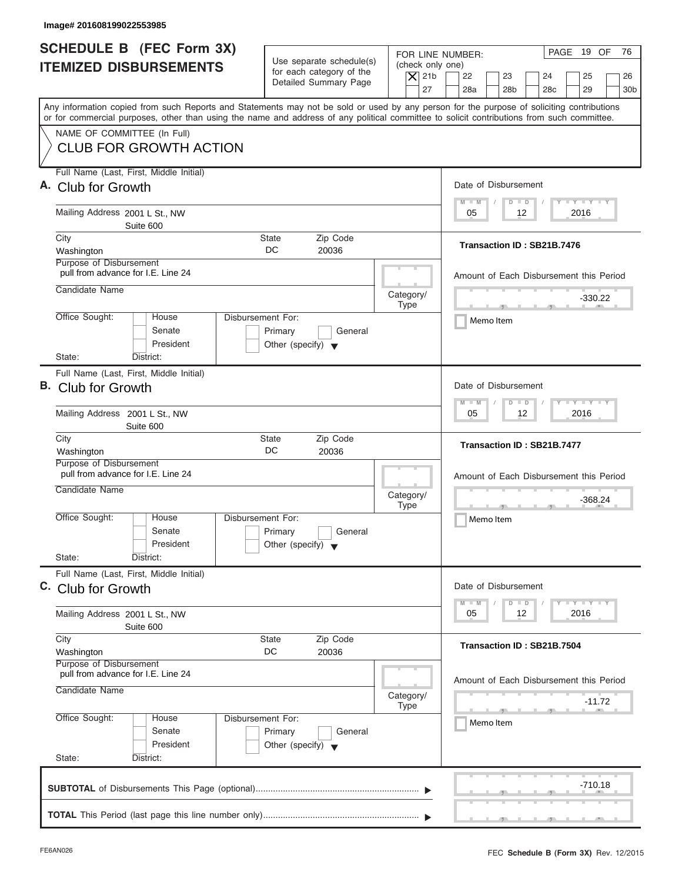Image# 201608199022553985

# SCHEDULE B (FEC Form 3X) ITEMIZED DISBURSEMENTS

Use separate schedule(s) for each category of the Detailed Summary Page

FOR LINE NUMBER: (check only one)

- [X] 21b
- [ ] 22
- [ ] 23
- [ ] 24
- [ ] 25
- [ ] 26
- [ ] 27
- [ ] 28a
- [ ] 28b
- [ ] 28c
- [ ] 29
- [ ] 30b

PAGE 19 OF 76

Any information copied from such Reports and Statements may not be sold or used by any person for the purpose of soliciting contributions or for commercial purposes, other than using the name and address of any political committee to solicit contributions from such committee.

NAME OF COMMITTEE (In Full)
CLUB FOR GROWTH ACTION

---

**A.** Full Name (Last, First, Middle Initial): Club for Growth

Mailing Address: 2001 L St., NW, Suite 600

City: Washington | State: DC | Zip Code: 20036

Purpose of Disbursement: pull from advance for I.E. Line 24

Candidate Name:

Category/Type:

Office Sought: House / Senate / President

State: | District:

Disbursement For: Primary / General / Other (specify)

Date of Disbursement: 05 / 12 / 2016

Transaction ID : SB21B.7476

Amount of Each Disbursement this Period: -330.22

Memo Item

---

**B.** Full Name (Last, First, Middle Initial): Club for Growth

Mailing Address: 2001 L St., NW, Suite 600

City: Washington | State: DC | Zip Code: 20036

Purpose of Disbursement: pull from advance for I.E. Line 24

Candidate Name:

Category/Type:

Office Sought: House / Senate / President

State: | District:

Disbursement For: Primary / General / Other (specify)

Date of Disbursement: 05 / 12 / 2016

Transaction ID : SB21B.7477

Amount of Each Disbursement this Period: -368.24

Memo Item

---

**C.** Full Name (Last, First, Middle Initial): Club for Growth

Mailing Address: 2001 L St., NW, Suite 600

City: Washington | State: DC | Zip Code: 20036

Purpose of Disbursement: pull from advance for I.E. Line 24

Candidate Name:

Category/Type:

Office Sought: House / Senate / President

State: | District:

Disbursement For: Primary / General / Other (specify)

Date of Disbursement: 05 / 12 / 2016

Transaction ID : SB21B.7504

Amount of Each Disbursement this Period: -11.72

Memo Item

---

**SUBTOTAL** of Disbursements This Page (optional): -710.18

**TOTAL** This Period (last page this line number only):

FE6AN026

FEC **Schedule B (Form 3X)** Rev. 12/2015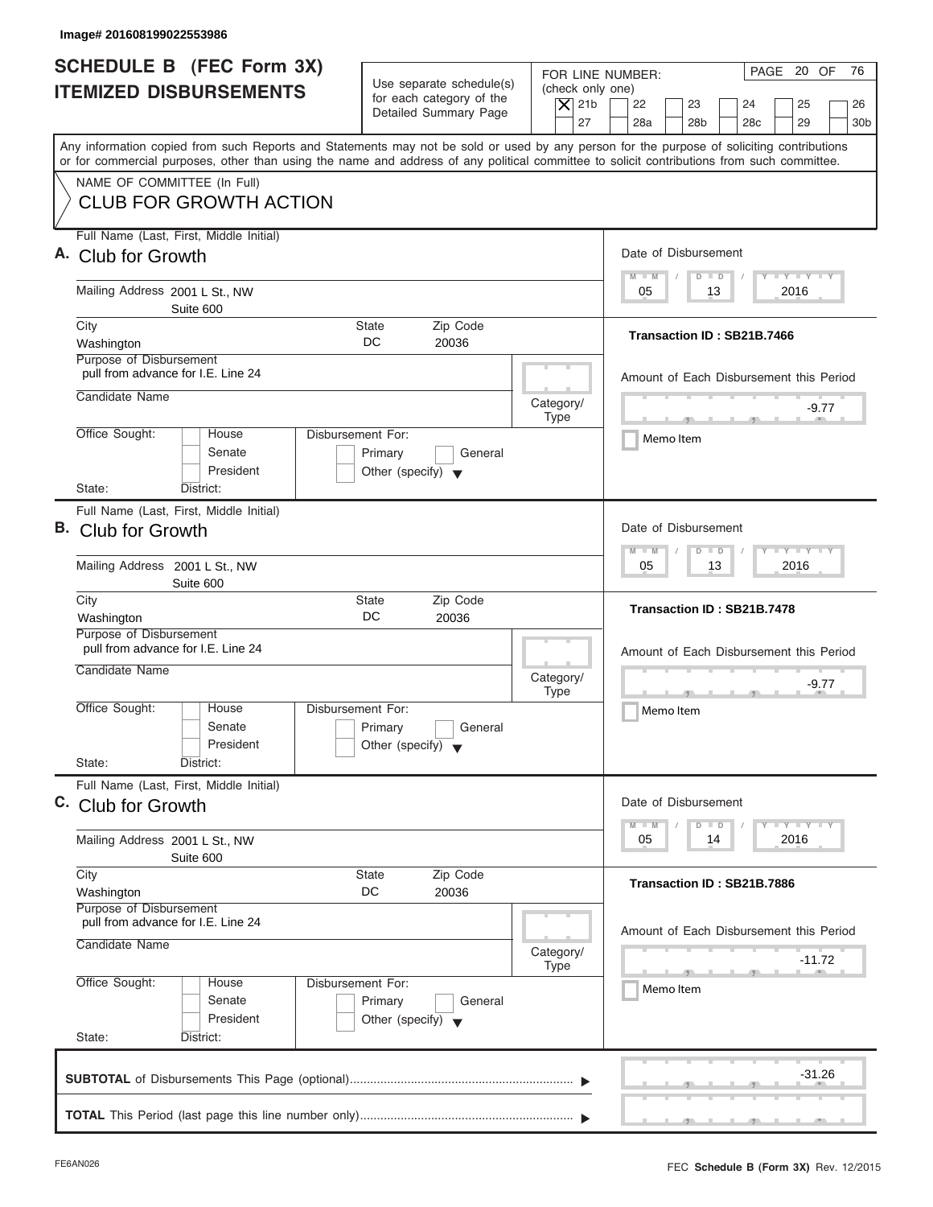Image# 201608199022553986

# SCHEDULE B (FEC Form 3X) ITEMIZED DISBURSEMENTS

Use separate schedule(s) for each category of the Detailed Summary Page

FOR LINE NUMBER: (check only one)

[X] 21b [ ] 22 [ ] 23 [ ] 24 [ ] 25 [ ] 26 [ ] 27 [ ] 28a [ ] 28b [ ] 28c [ ] 29 [ ] 30b

PAGE 20 OF 76

Any information copied from such Reports and Statements may not be sold or used by any person for the purpose of soliciting contributions or for commercial purposes, other than using the name and address of any political committee to solicit contributions from such committee.

NAME OF COMMITTEE (In Full)
CLUB FOR GROWTH ACTION

---

**A.** Full Name (Last, First, Middle Initial): Club for Growth

Mailing Address: 2001 L St., NW, Suite 600

City: Washington | State: DC | Zip Code: 20036

Purpose of Disbursement: pull from advance for I.E. Line 24

Candidate Name:

Category/Type:

Office Sought: [ ] House [ ] Senate [ ] President

State: District:

Disbursement For: [ ] Primary [ ] General [ ] Other (specify)

Date of Disbursement: 05 / 13 / 2016

Transaction ID : SB21B.7466

Amount of Each Disbursement this Period: -9.77

[ ] Memo Item

---

**B.** Full Name (Last, First, Middle Initial): Club for Growth

Mailing Address: 2001 L St., NW, Suite 600

City: Washington | State: DC | Zip Code: 20036

Purpose of Disbursement: pull from advance for I.E. Line 24

Candidate Name:

Category/Type:

Office Sought: [ ] House [ ] Senate [ ] President

State: District:

Disbursement For: [ ] Primary [ ] General [ ] Other (specify)

Date of Disbursement: 05 / 13 / 2016

Transaction ID : SB21B.7478

Amount of Each Disbursement this Period: -9.77

[ ] Memo Item

---

**C.** Full Name (Last, First, Middle Initial): Club for Growth

Mailing Address: 2001 L St., NW, Suite 600

City: Washington | State: DC | Zip Code: 20036

Purpose of Disbursement: pull from advance for I.E. Line 24

Candidate Name:

Category/Type:

Office Sought: [ ] House [ ] Senate [ ] President

State: District:

Disbursement For: [ ] Primary [ ] General [ ] Other (specify)

Date of Disbursement: 05 / 14 / 2016

Transaction ID : SB21B.7886

Amount of Each Disbursement this Period: -11.72

[ ] Memo Item

---

**SUBTOTAL** of Disbursements This Page (optional): -31.26

**TOTAL** This Period (last page this line number only):

FE6AN026 FEC **Schedule B (Form 3X)** Rev. 12/2015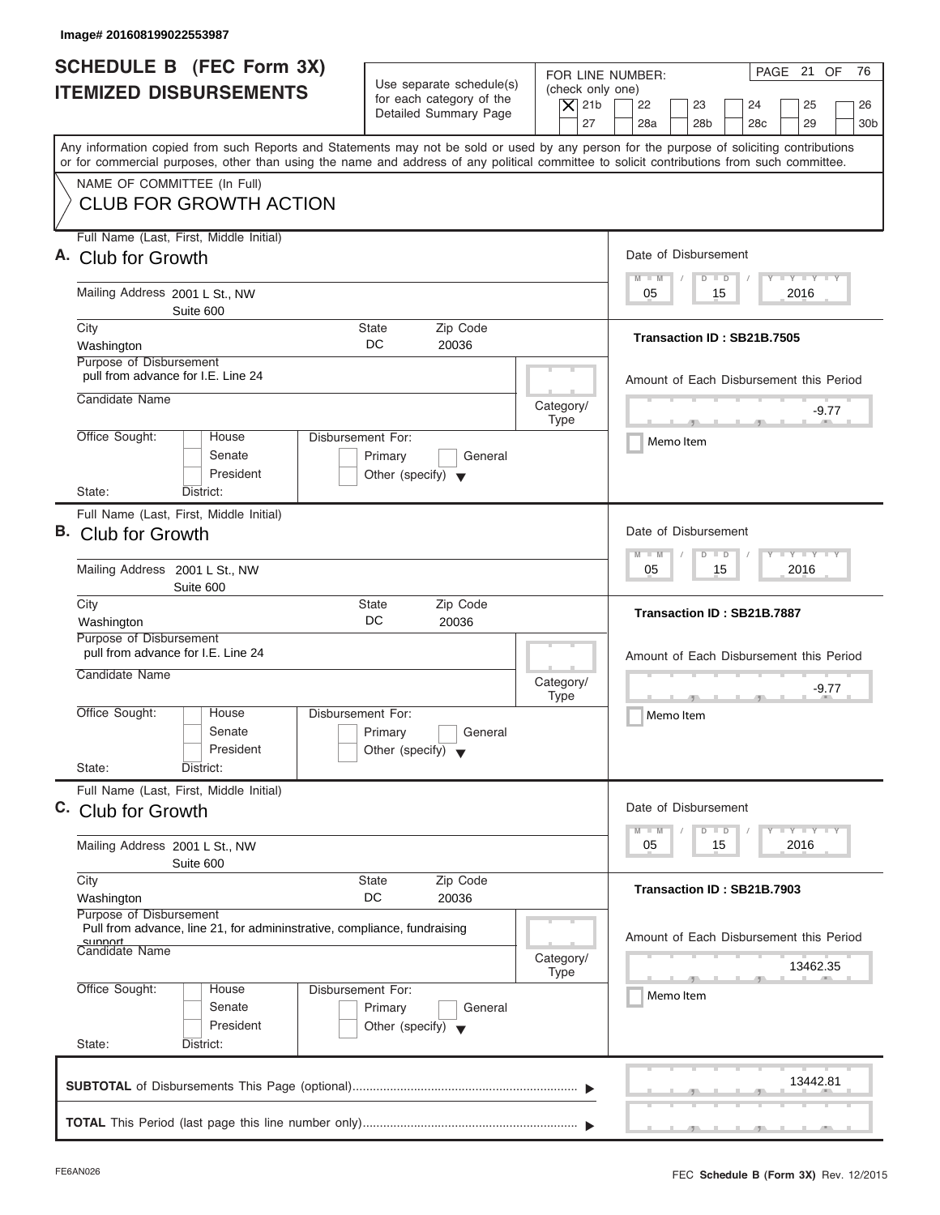Image# 201608199022553987

# SCHEDULE B (FEC Form 3X) ITEMIZED DISBURSEMENTS

Use separate schedule(s) for each category of the Detailed Summary Page

FOR LINE NUMBER: (check only one)
[X] 21b [ ] 22 [ ] 23 [ ] 24 [ ] 25 [ ] 26 [ ] 27 [ ] 28a [ ] 28b [ ] 28c [ ] 29 [ ] 30b

PAGE 21 OF 76

Any information copied from such Reports and Statements may not be sold or used by any person for the purpose of soliciting contributions or for commercial purposes, other than using the name and address of any political committee to solicit contributions from such committee.

NAME OF COMMITTEE (In Full)
CLUB FOR GROWTH ACTION

---

**A.** Full Name (Last, First, Middle Initial): Club for Growth

Mailing Address: 2001 L St., NW
Suite 600

City: Washington | State: DC | Zip Code: 20036

Purpose of Disbursement: pull from advance for I.E. Line 24

Candidate Name:

Category/Type:

Office Sought: [ ] House [ ] Senate [ ] President

State: District:

Disbursement For: [ ] Primary [ ] General [ ] Other (specify)

Date of Disbursement: 05 / 15 / 2016

Transaction ID : SB21B.7505

Amount of Each Disbursement this Period: -9.77

[ ] Memo Item

---

**B.** Full Name (Last, First, Middle Initial): Club for Growth

Mailing Address: 2001 L St., NW
Suite 600

City: Washington | State: DC | Zip Code: 20036

Purpose of Disbursement: pull from advance for I.E. Line 24

Candidate Name:

Category/Type:

Office Sought: [ ] House [ ] Senate [ ] President

State: District:

Disbursement For: [ ] Primary [ ] General [ ] Other (specify)

Date of Disbursement: 05 / 15 / 2016

Transaction ID : SB21B.7887

Amount of Each Disbursement this Period: -9.77

[ ] Memo Item

---

**C.** Full Name (Last, First, Middle Initial): Club for Growth

Mailing Address: 2001 L St., NW
Suite 600

City: Washington | State: DC | Zip Code: 20036

Purpose of Disbursement: Pull from advance, line 21, for admininstrative, compliance, fundraising support

Candidate Name:

Category/Type:

Office Sought: [ ] House [ ] Senate [ ] President

State: District:

Disbursement For: [ ] Primary [ ] General [ ] Other (specify)

Date of Disbursement: 05 / 15 / 2016

Transaction ID : SB21B.7903

Amount of Each Disbursement this Period: 13462.35

[ ] Memo Item

---

**SUBTOTAL** of Disbursements This Page (optional): 13442.81

**TOTAL** This Period (last page this line number only):

FE6AN026 FEC **Schedule B (Form 3X)** Rev. 12/2015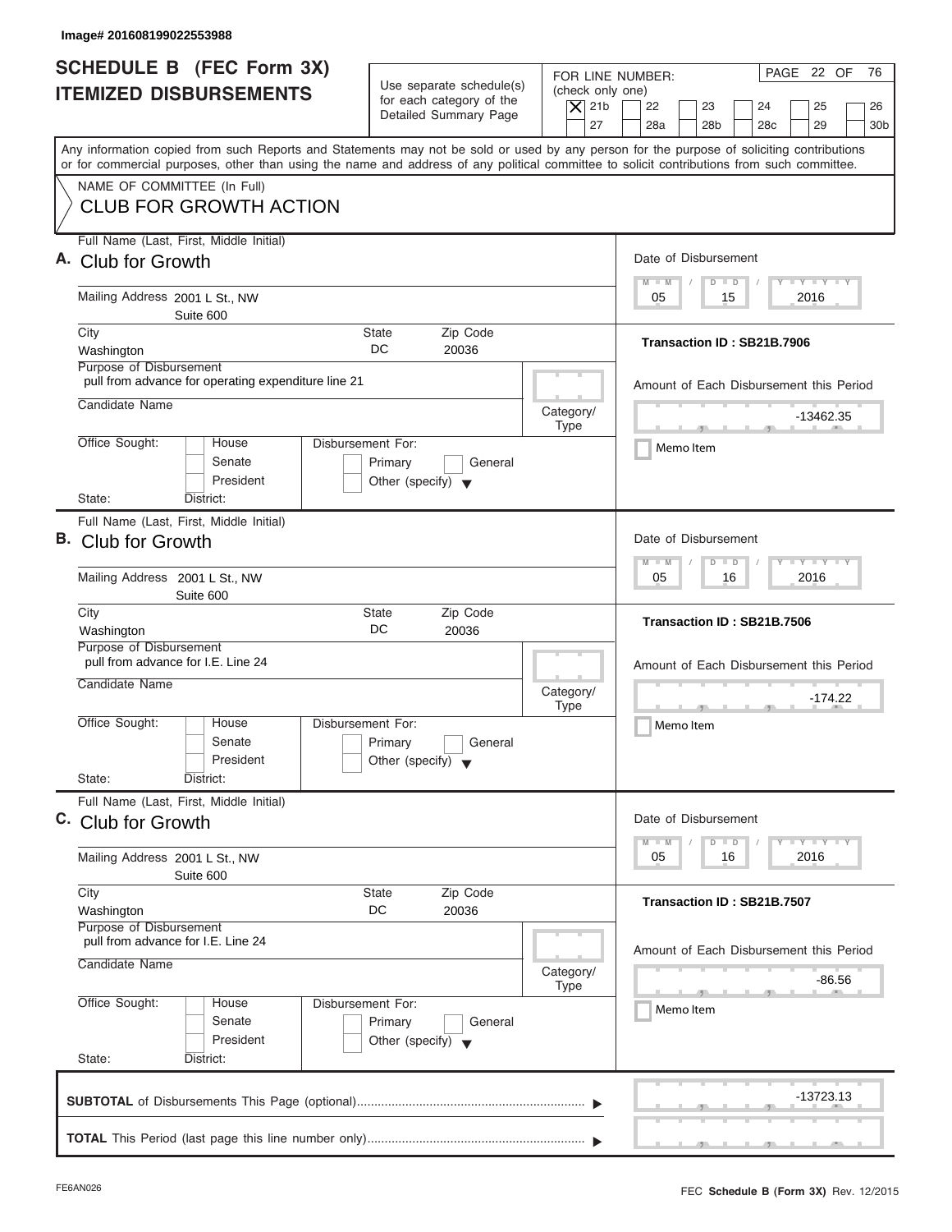Image# 201608199022553988

# SCHEDULE B (FEC Form 3X) ITEMIZED DISBURSEMENTS

Use separate schedule(s) for each category of the Detailed Summary Page

FOR LINE NUMBER: (check only one)

- [X] 21b
- [ ] 22
- [ ] 23
- [ ] 24
- [ ] 25
- [ ] 26
- [ ] 27
- [ ] 28a
- [ ] 28b
- [ ] 28c
- [ ] 29
- [ ] 30b

PAGE 22 OF 76

Any information copied from such Reports and Statements may not be sold or used by any person for the purpose of soliciting contributions or for commercial purposes, other than using the name and address of any political committee to solicit contributions from such committee.

NAME OF COMMITTEE (In Full)
**CLUB FOR GROWTH ACTION**

---

**A.** Full Name (Last, First, Middle Initial): Club for Growth

Mailing Address: 2001 L St., NW, Suite 600

City: Washington | State: DC | Zip Code: 20036

Purpose of Disbursement: pull from advance for operating expenditure line 21

Candidate Name:

Category/Type:

Office Sought: [ ] House [ ] Senate [ ] President

State: District:

Disbursement For: [ ] Primary [ ] General [ ] Other (specify)

Date of Disbursement: 05 / 15 / 2016

Transaction ID : SB21B.7906

Amount of Each Disbursement this Period: -13462.35

[ ] Memo Item

---

**B.** Full Name (Last, First, Middle Initial): Club for Growth

Mailing Address: 2001 L St., NW, Suite 600

City: Washington | State: DC | Zip Code: 20036

Purpose of Disbursement: pull from advance for I.E. Line 24

Candidate Name:

Category/Type:

Office Sought: [ ] House [ ] Senate [ ] President

State: District:

Disbursement For: [ ] Primary [ ] General [ ] Other (specify)

Date of Disbursement: 05 / 16 / 2016

Transaction ID : SB21B.7506

Amount of Each Disbursement this Period: -174.22

[ ] Memo Item

---

**C.** Full Name (Last, First, Middle Initial): Club for Growth

Mailing Address: 2001 L St., NW, Suite 600

City: Washington | State: DC | Zip Code: 20036

Purpose of Disbursement: pull from advance for I.E. Line 24

Candidate Name:

Category/Type:

Office Sought: [ ] House [ ] Senate [ ] President

State: District:

Disbursement For: [ ] Primary [ ] General [ ] Other (specify)

Date of Disbursement: 05 / 16 / 2016

Transaction ID : SB21B.7507

Amount of Each Disbursement this Period: -86.56

[ ] Memo Item

---

**SUBTOTAL** of Disbursements This Page (optional): -13723.13

**TOTAL** This Period (last page this line number only):

FE6AN026

FEC **Schedule B (Form 3X)** Rev. 12/2015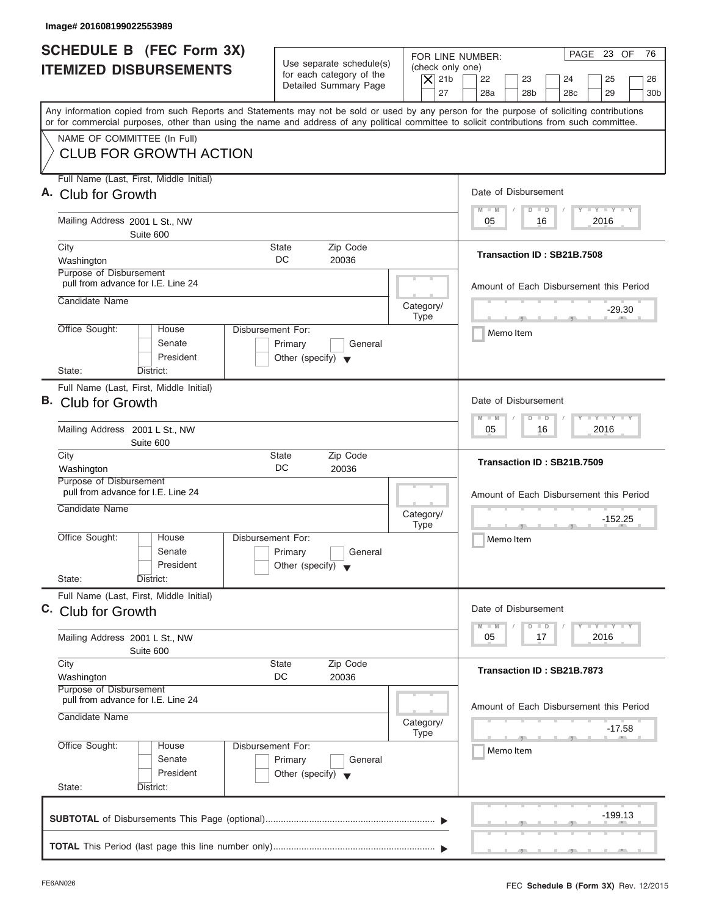Image# 201608199022553989

# SCHEDULE B (FEC Form 3X) ITEMIZED DISBURSEMENTS

Use separate schedule(s) for each category of the Detailed Summary Page

FOR LINE NUMBER: (check only one)

[X] 21b  [ ] 22  [ ] 23  [ ] 24  [ ] 25  [ ] 26  [ ] 27  [ ] 28a  [ ] 28b  [ ] 28c  [ ] 29  [ ] 30b

PAGE 23 OF 76

Any information copied from such Reports and Statements may not be sold or used by any person for the purpose of soliciting contributions or for commercial purposes, other than using the name and address of any political committee to solicit contributions from such committee.

NAME OF COMMITTEE (In Full)

CLUB FOR GROWTH ACTION

---

**A.** Full Name (Last, First, Middle Initial): Club for Growth

Mailing Address: 2001 L St., NW Suite 600

City: Washington | State: DC | Zip Code: 20036

Purpose of Disbursement: pull from advance for I.E. Line 24

Candidate Name:

Category/Type:

Office Sought: [ ] House [ ] Senate [ ] President

State: District:

Disbursement For: [ ] Primary [ ] General [ ] Other (specify)

Date of Disbursement: 05 / 16 / 2016

Transaction ID : SB21B.7508

Amount of Each Disbursement this Period: -29.30

[ ] Memo Item

---

**B.** Full Name (Last, First, Middle Initial): Club for Growth

Mailing Address: 2001 L St., NW Suite 600

City: Washington | State: DC | Zip Code: 20036

Purpose of Disbursement: pull from advance for I.E. Line 24

Candidate Name:

Category/Type:

Office Sought: [ ] House [ ] Senate [ ] President

State: District:

Disbursement For: [ ] Primary [ ] General [ ] Other (specify)

Date of Disbursement: 05 / 16 / 2016

Transaction ID : SB21B.7509

Amount of Each Disbursement this Period: -152.25

[ ] Memo Item

---

**C.** Full Name (Last, First, Middle Initial): Club for Growth

Mailing Address: 2001 L St., NW Suite 600

City: Washington | State: DC | Zip Code: 20036

Purpose of Disbursement: pull from advance for I.E. Line 24

Candidate Name:

Category/Type:

Office Sought: [ ] House [ ] Senate [ ] President

State: District:

Disbursement For: [ ] Primary [ ] General [ ] Other (specify)

Date of Disbursement: 05 / 17 / 2016

Transaction ID : SB21B.7873

Amount of Each Disbursement this Period: -17.58

[ ] Memo Item

---

**SUBTOTAL** of Disbursements This Page (optional): -199.13

**TOTAL** This Period (last page this line number only):

FE6AN026

FEC **Schedule B (Form 3X)** Rev. 12/2015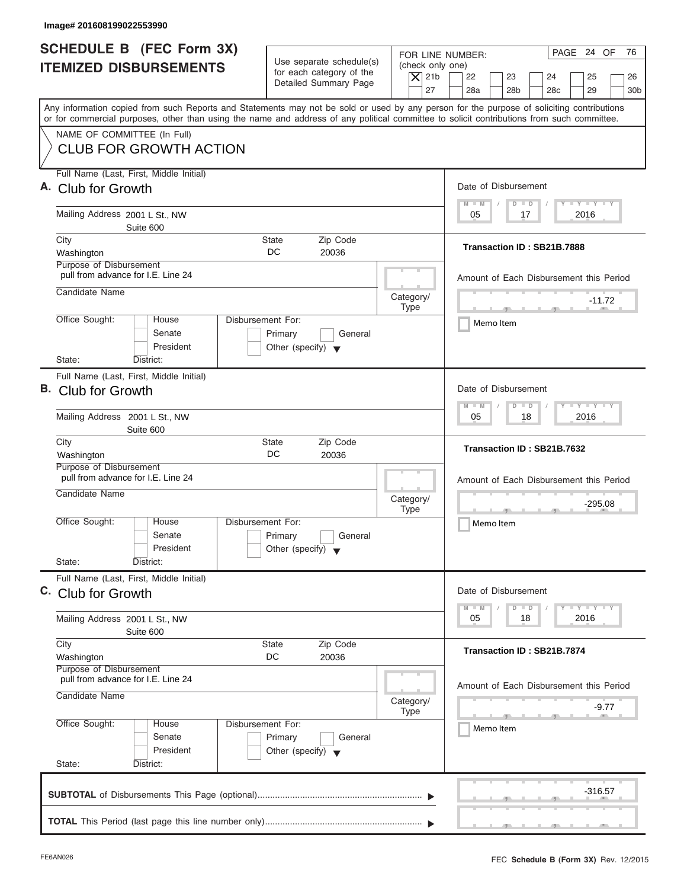Image# 201608199022553990

# SCHEDULE B (FEC Form 3X) ITEMIZED DISBURSEMENTS

Use separate schedule(s) for each category of the Detailed Summary Page

FOR LINE NUMBER: (check only one)

- [X] 21b
- [ ] 22
- [ ] 23
- [ ] 24
- [ ] 25
- [ ] 26
- [ ] 27
- [ ] 28a
- [ ] 28b
- [ ] 28c
- [ ] 29
- [ ] 30b

Any information copied from such Reports and Statements may not be sold or used by any person for the purpose of soliciting contributions or for commercial purposes, other than using the name and address of any political committee to solicit contributions from such committee.

NAME OF COMMITTEE (In Full)
CLUB FOR GROWTH ACTION

---

**A.** Full Name (Last, First, Middle Initial): Club for Growth

Mailing Address: 2001 L St., NW, Suite 600

City: Washington | State: DC | Zip Code: 20036

Purpose of Disbursement: pull from advance for I.E. Line 24

Candidate Name:

Category/Type:

Office Sought: [ ] House [ ] Senate [ ] President

State: District:

Disbursement For: [ ] Primary [ ] General [ ] Other (specify)

Date of Disbursement: 05 / 17 / 2016

Transaction ID : SB21B.7888

Amount of Each Disbursement this Period: -11.72

Memo Item

---

**B.** Full Name (Last, First, Middle Initial): Club for Growth

Mailing Address: 2001 L St., NW, Suite 600

City: Washington | State: DC | Zip Code: 20036

Purpose of Disbursement: pull from advance for I.E. Line 24

Candidate Name:

Category/Type:

Office Sought: [ ] House [ ] Senate [ ] President

State: District:

Disbursement For: [ ] Primary [ ] General [ ] Other (specify)

Date of Disbursement: 05 / 18 / 2016

Transaction ID : SB21B.7632

Amount of Each Disbursement this Period: -295.08

Memo Item

---

**C.** Full Name (Last, First, Middle Initial): Club for Growth

Mailing Address: 2001 L St., NW, Suite 600

City: Washington | State: DC | Zip Code: 20036

Purpose of Disbursement: pull from advance for I.E. Line 24

Candidate Name:

Category/Type:

Office Sought: [ ] House [ ] Senate [ ] President

State: District:

Disbursement For: [ ] Primary [ ] General [ ] Other (specify)

Date of Disbursement: 05 / 18 / 2016

Transaction ID : SB21B.7874

Amount of Each Disbursement this Period: -9.77

Memo Item

---

**SUBTOTAL** of Disbursements This Page (optional): -316.57

**TOTAL** This Period (last page this line number only):

FE6AN026 FEC **Schedule B (Form 3X)** Rev. 12/2015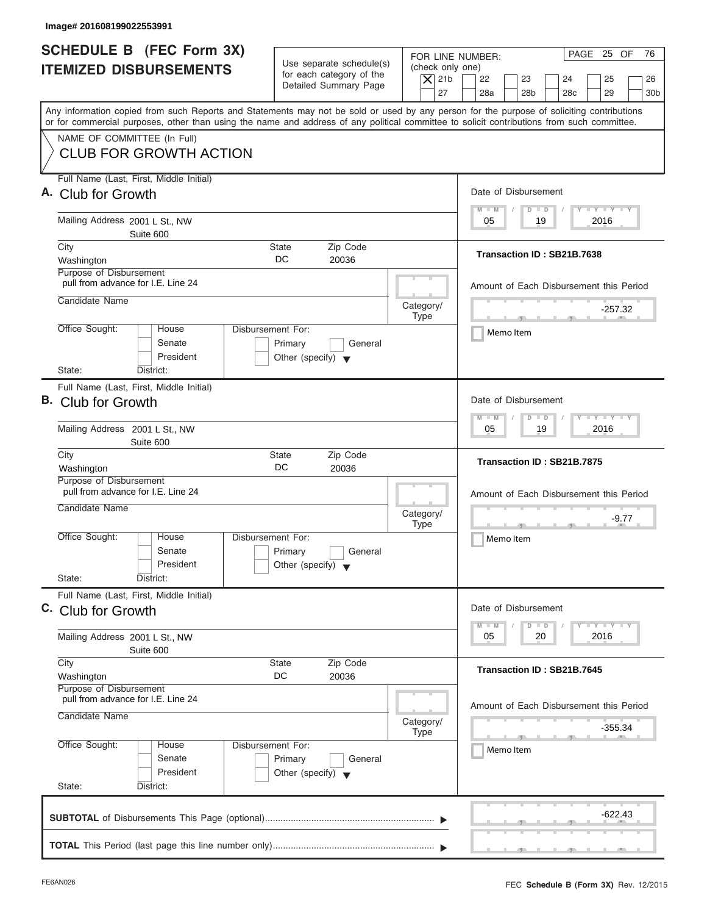Image# 201608199022553991

# SCHEDULE B (FEC Form 3X) ITEMIZED DISBURSEMENTS

Use separate schedule(s) for each category of the Detailed Summary Page

FOR LINE NUMBER: (check only one)

- [X] 21b
- [ ] 22
- [ ] 23
- [ ] 24
- [ ] 25
- [ ] 26
- [ ] 27
- [ ] 28a
- [ ] 28b
- [ ] 28c
- [ ] 29
- [ ] 30b

PAGE 25 OF 76

Any information copied from such Reports and Statements may not be sold or used by any person for the purpose of soliciting contributions or for commercial purposes, other than using the name and address of any political committee to solicit contributions from such committee.

NAME OF COMMITTEE (In Full)

CLUB FOR GROWTH ACTION

---

**A.** Full Name (Last, First, Middle Initial): Club for Growth

Mailing Address: 2001 L St., NW, Suite 600

City: Washington | State: DC | Zip Code: 20036

Purpose of Disbursement: pull from advance for I.E. Line 24

Candidate Name:

Category/Type:

Office Sought: House / Senate / President

State: District:

Disbursement For: Primary / General / Other (specify)

Date of Disbursement: 05 / 19 / 2016

Transaction ID : SB21B.7638

Amount of Each Disbursement this Period: -257.32

Memo Item

---

**B.** Full Name (Last, First, Middle Initial): Club for Growth

Mailing Address: 2001 L St., NW, Suite 600

City: Washington | State: DC | Zip Code: 20036

Purpose of Disbursement: pull from advance for I.E. Line 24

Candidate Name:

Category/Type:

Office Sought: House / Senate / President

State: District:

Disbursement For: Primary / General / Other (specify)

Date of Disbursement: 05 / 19 / 2016

Transaction ID : SB21B.7875

Amount of Each Disbursement this Period: -9.77

Memo Item

---

**C.** Full Name (Last, First, Middle Initial): Club for Growth

Mailing Address: 2001 L St., NW, Suite 600

City: Washington | State: DC | Zip Code: 20036

Purpose of Disbursement: pull from advance for I.E. Line 24

Candidate Name:

Category/Type:

Office Sought: House / Senate / President

State: District:

Disbursement For: Primary / General / Other (specify)

Date of Disbursement: 05 / 20 / 2016

Transaction ID : SB21B.7645

Amount of Each Disbursement this Period: -355.34

Memo Item

---

**SUBTOTAL** of Disbursements This Page (optional): -622.43

**TOTAL** This Period (last page this line number only):

FE6AN026

FEC **Schedule B (Form 3X)** Rev. 12/2015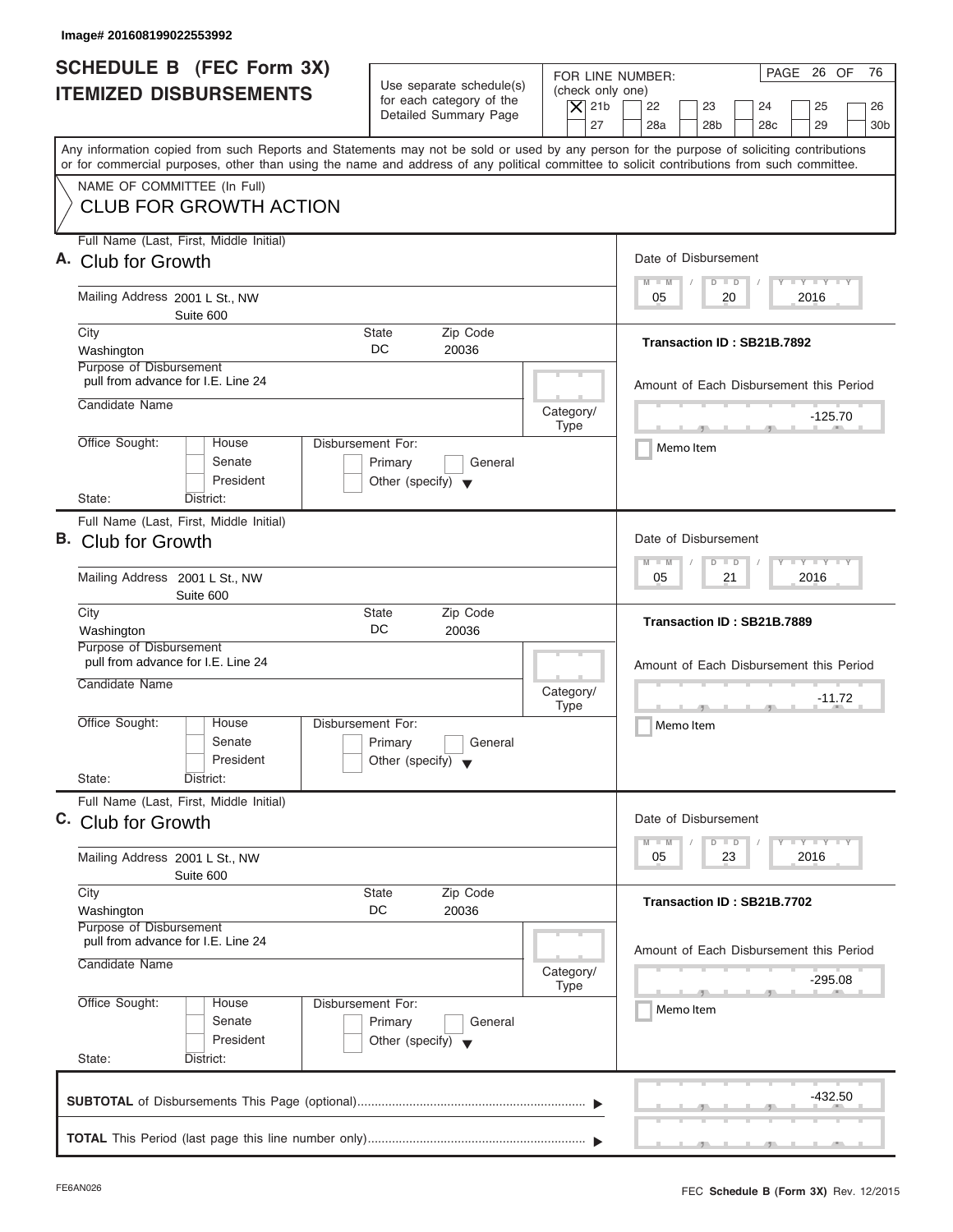Image# 201608199022553992

# SCHEDULE B (FEC Form 3X) ITEMIZED DISBURSEMENTS

Use separate schedule(s) for each category of the Detailed Summary Page

FOR LINE NUMBER: (check only one)

- [X] 21b
- [ ] 22
- [ ] 23
- [ ] 24
- [ ] 25
- [ ] 26
- [ ] 27
- [ ] 28a
- [ ] 28b
- [ ] 28c
- [ ] 29
- [ ] 30b

PAGE 26 OF 76

Any information copied from such Reports and Statements may not be sold or used by any person for the purpose of soliciting contributions or for commercial purposes, other than using the name and address of any political committee to solicit contributions from such committee.

NAME OF COMMITTEE (In Full)

CLUB FOR GROWTH ACTION

---

**A.** Full Name (Last, First, Middle Initial): Club for Growth

Mailing Address: 2001 L St., NW, Suite 600

City: Washington | State: DC | Zip Code: 20036

Purpose of Disbursement: pull from advance for I.E. Line 24

Candidate Name:

Category/Type:

Office Sought: [ ] House [ ] Senate [ ] President

State: District:

Disbursement For: [ ] Primary [ ] General [ ] Other (specify)

Date of Disbursement: 05 / 20 / 2016

Transaction ID : SB21B.7892

Amount of Each Disbursement this Period: -125.70

[ ] Memo Item

---

**B.** Full Name (Last, First, Middle Initial): Club for Growth

Mailing Address: 2001 L St., NW, Suite 600

City: Washington | State: DC | Zip Code: 20036

Purpose of Disbursement: pull from advance for I.E. Line 24

Candidate Name:

Category/Type:

Office Sought: [ ] House [ ] Senate [ ] President

State: District:

Disbursement For: [ ] Primary [ ] General [ ] Other (specify)

Date of Disbursement: 05 / 21 / 2016

Transaction ID : SB21B.7889

Amount of Each Disbursement this Period: -11.72

[ ] Memo Item

---

**C.** Full Name (Last, First, Middle Initial): Club for Growth

Mailing Address: 2001 L St., NW, Suite 600

City: Washington | State: DC | Zip Code: 20036

Purpose of Disbursement: pull from advance for I.E. Line 24

Candidate Name:

Category/Type:

Office Sought: [ ] House [ ] Senate [ ] President

State: District:

Disbursement For: [ ] Primary [ ] General [ ] Other (specify)

Date of Disbursement: 05 / 23 / 2016

Transaction ID : SB21B.7702

Amount of Each Disbursement this Period: -295.08

[ ] Memo Item

---

**SUBTOTAL** of Disbursements This Page (optional): -432.50

**TOTAL** This Period (last page this line number only):

FE6AN026

FEC **Schedule B (Form 3X)** Rev. 12/2015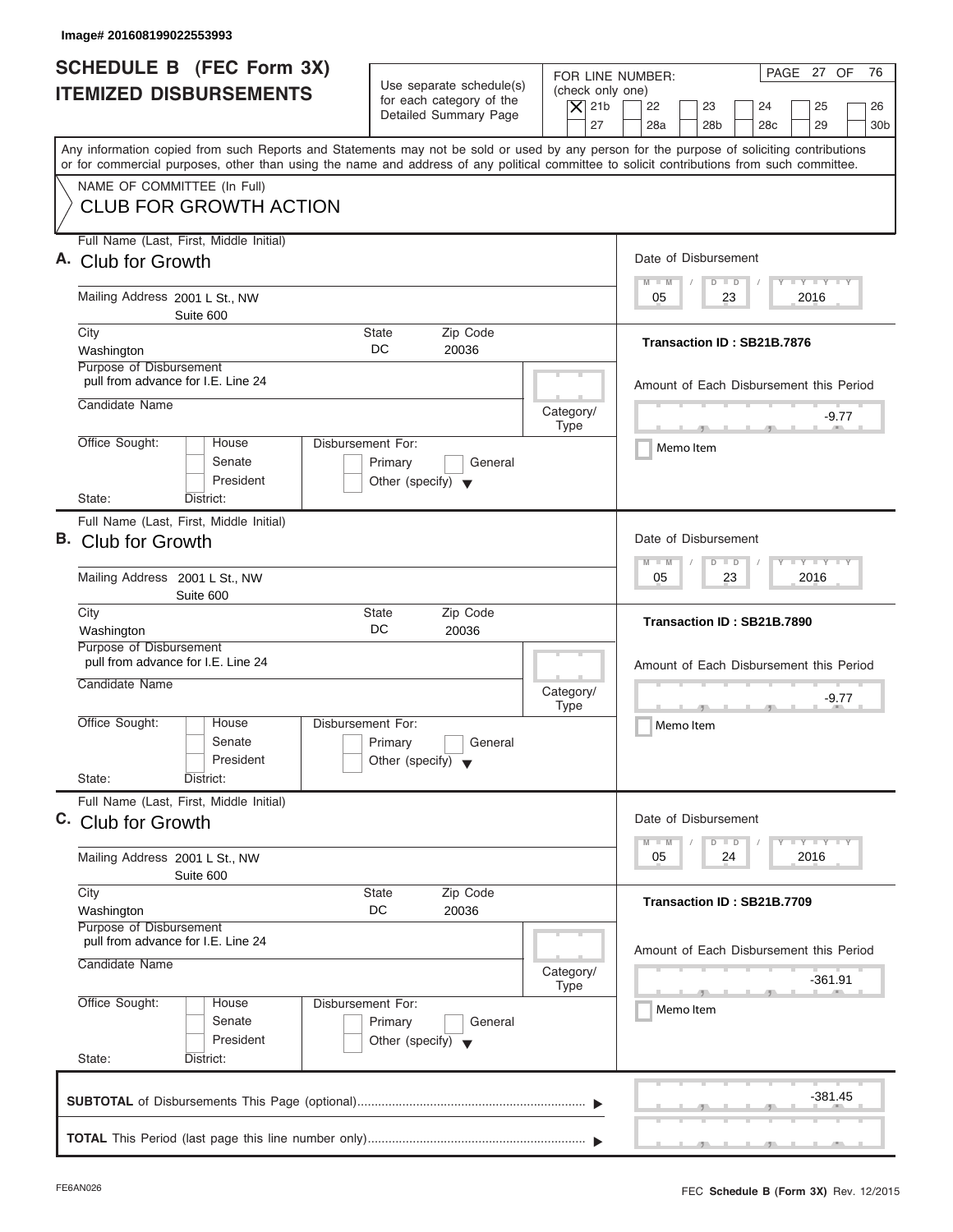Image# 201608199022553993

# SCHEDULE B (FEC Form 3X) ITEMIZED DISBURSEMENTS

Use separate schedule(s) for each category of the Detailed Summary Page

FOR LINE NUMBER: (check only one)
[X] 21b [ ] 22 [ ] 23 [ ] 24 [ ] 25 [ ] 26 [ ] 27 [ ] 28a [ ] 28b [ ] 28c [ ] 29 [ ] 30b

PAGE 27 OF 76

Any information copied from such Reports and Statements may not be sold or used by any person for the purpose of soliciting contributions or for commercial purposes, other than using the name and address of any political committee to solicit contributions from such committee.

NAME OF COMMITTEE (In Full)
CLUB FOR GROWTH ACTION

---

**A.** Full Name (Last, First, Middle Initial): Club for Growth

Mailing Address: 2001 L St., NW
Suite 600

City: Washington | State: DC | Zip Code: 20036

Purpose of Disbursement: pull from advance for I.E. Line 24

Candidate Name:

Category/Type:

Office Sought: [ ] House [ ] Senate [ ] President
State: District:

Disbursement For: [ ] Primary [ ] General [ ] Other (specify)

Date of Disbursement: 05 / 23 / 2016

Transaction ID : SB21B.7876

Amount of Each Disbursement this Period: -9.77

[ ] Memo Item

---

**B.** Full Name (Last, First, Middle Initial): Club for Growth

Mailing Address: 2001 L St., NW
Suite 600

City: Washington | State: DC | Zip Code: 20036

Purpose of Disbursement: pull from advance for I.E. Line 24

Candidate Name:

Category/Type:

Office Sought: [ ] House [ ] Senate [ ] President
State: District:

Disbursement For: [ ] Primary [ ] General [ ] Other (specify)

Date of Disbursement: 05 / 23 / 2016

Transaction ID : SB21B.7890

Amount of Each Disbursement this Period: -9.77

[ ] Memo Item

---

**C.** Full Name (Last, First, Middle Initial): Club for Growth

Mailing Address: 2001 L St., NW
Suite 600

City: Washington | State: DC | Zip Code: 20036

Purpose of Disbursement: pull from advance for I.E. Line 24

Candidate Name:

Category/Type:

Office Sought: [ ] House [ ] Senate [ ] President
State: District:

Disbursement For: [ ] Primary [ ] General [ ] Other (specify)

Date of Disbursement: 05 / 24 / 2016

Transaction ID : SB21B.7709

Amount of Each Disbursement this Period: -361.91

[ ] Memo Item

---

**SUBTOTAL** of Disbursements This Page (optional): -381.45

**TOTAL** This Period (last page this line number only):

FE6AN026 FEC **Schedule B (Form 3X)** Rev. 12/2015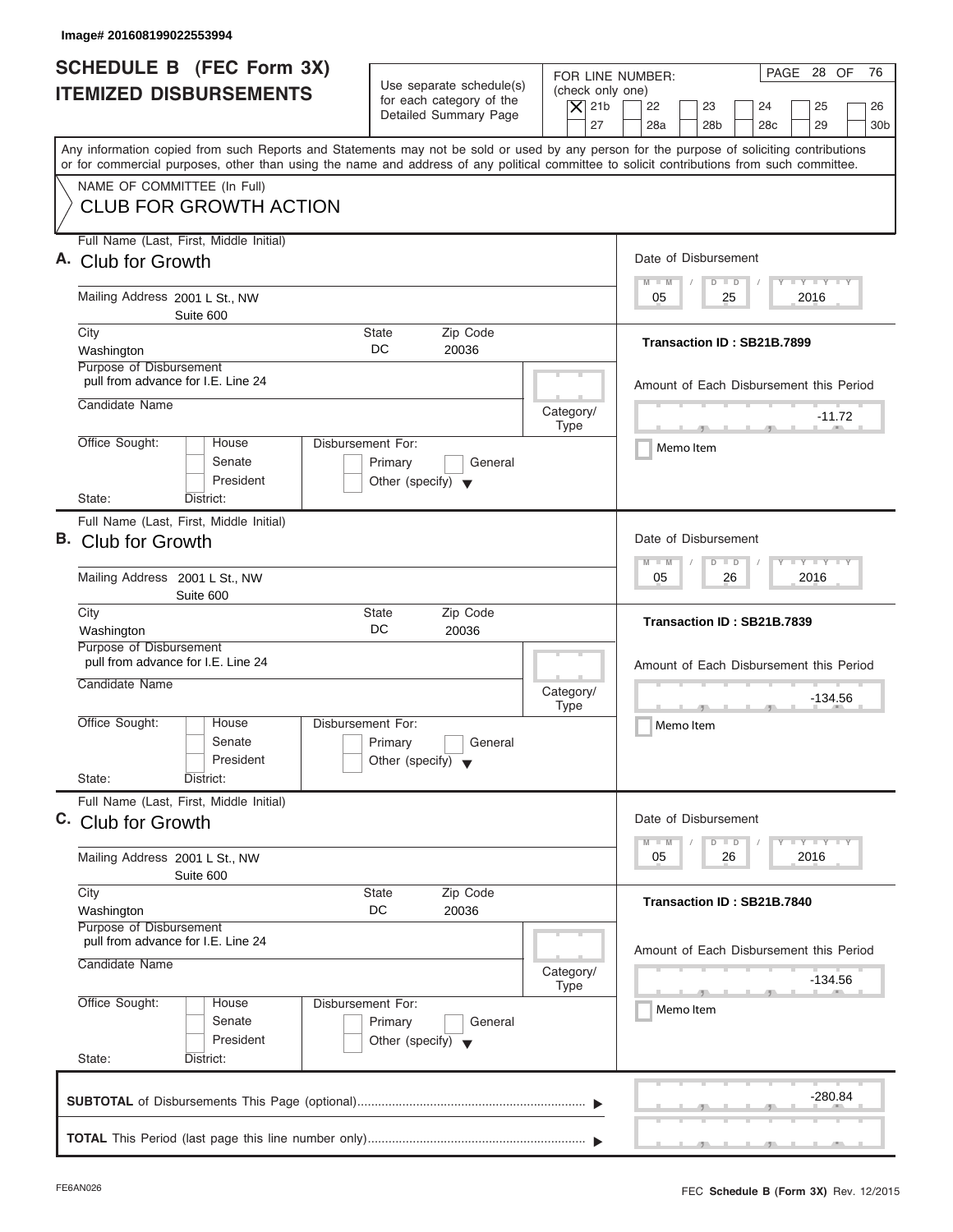Image# 201608199022553994

# SCHEDULE B (FEC Form 3X) ITEMIZED DISBURSEMENTS

Use separate schedule(s) for each category of the Detailed Summary Page

FOR LINE NUMBER: (check only one)
[X] 21b [ ] 22 [ ] 23 [ ] 24 [ ] 25 [ ] 26 [ ] 27 [ ] 28a [ ] 28b [ ] 28c [ ] 29 [ ] 30b

PAGE 28 OF 76

Any information copied from such Reports and Statements may not be sold or used by any person for the purpose of soliciting contributions or for commercial purposes, other than using the name and address of any political committee to solicit contributions from such committee.

NAME OF COMMITTEE (In Full)
CLUB FOR GROWTH ACTION

---

**A.** Full Name (Last, First, Middle Initial): Club for Growth

Mailing Address: 2001 L St., NW, Suite 600

City: Washington | State: DC | Zip Code: 20036

Purpose of Disbursement: pull from advance for I.E. Line 24

Candidate Name:

Category/Type:

Office Sought: [ ] House [ ] Senate [ ] President | State: | District:

Disbursement For: [ ] Primary [ ] General [ ] Other (specify)

Date of Disbursement: 05/25/2016

Transaction ID : SB21B.7899

Amount of Each Disbursement this Period: -11.72

[ ] Memo Item

---

**B.** Full Name (Last, First, Middle Initial): Club for Growth

Mailing Address: 2001 L St., NW, Suite 600

City: Washington | State: DC | Zip Code: 20036

Purpose of Disbursement: pull from advance for I.E. Line 24

Candidate Name:

Category/Type:

Office Sought: [ ] House [ ] Senate [ ] President | State: | District:

Disbursement For: [ ] Primary [ ] General [ ] Other (specify)

Date of Disbursement: 05/26/2016

Transaction ID : SB21B.7839

Amount of Each Disbursement this Period: -134.56

[ ] Memo Item

---

**C.** Full Name (Last, First, Middle Initial): Club for Growth

Mailing Address: 2001 L St., NW, Suite 600

City: Washington | State: DC | Zip Code: 20036

Purpose of Disbursement: pull from advance for I.E. Line 24

Candidate Name:

Category/Type:

Office Sought: [ ] House [ ] Senate [ ] President | State: | District:

Disbursement For: [ ] Primary [ ] General [ ] Other (specify)

Date of Disbursement: 05/26/2016

Transaction ID : SB21B.7840

Amount of Each Disbursement this Period: -134.56

[ ] Memo Item

---

**SUBTOTAL** of Disbursements This Page (optional): -280.84

**TOTAL** This Period (last page this line number only):

FE6AN026 FEC **Schedule B (Form 3X)** Rev. 12/2015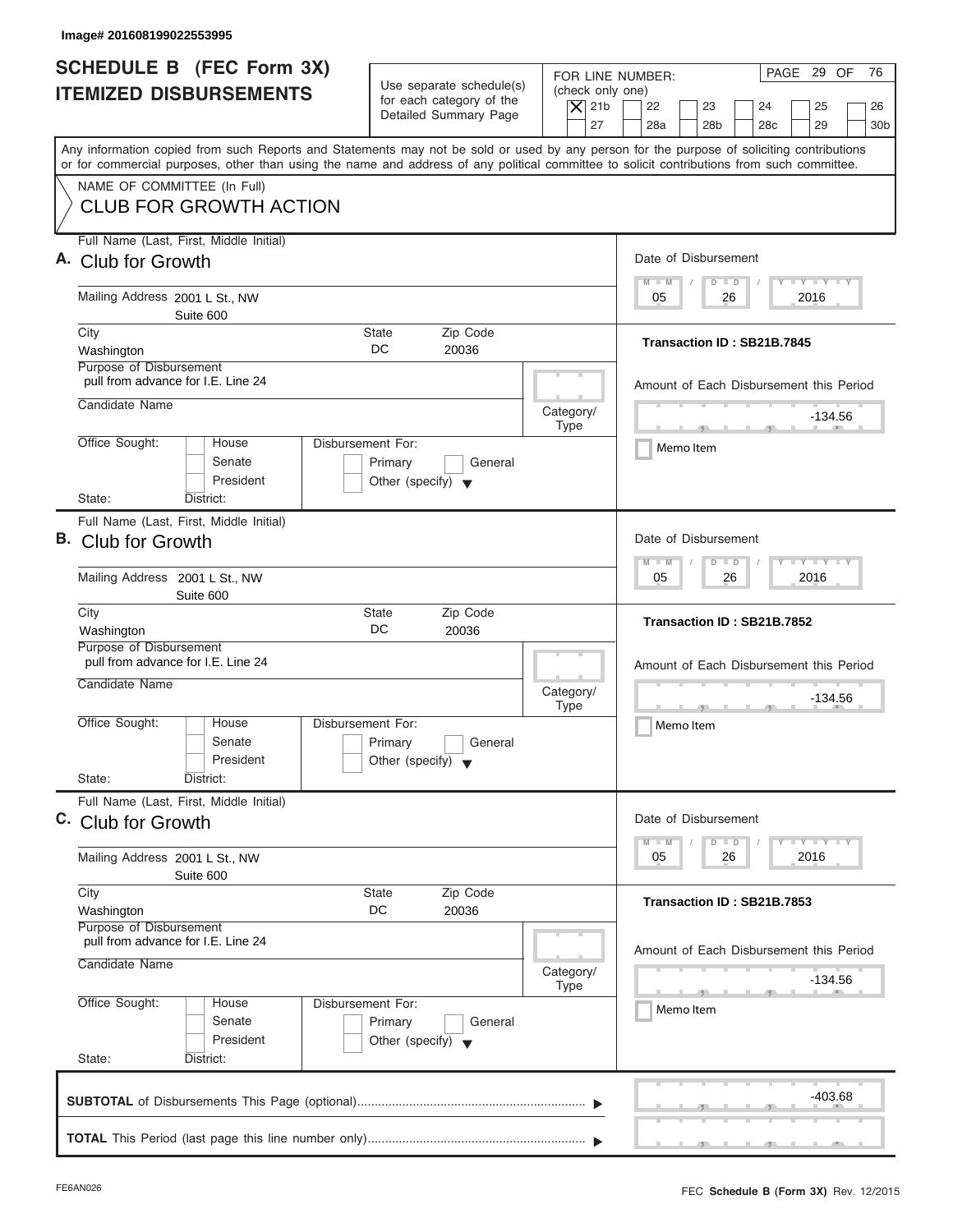Image# 201608199022553995

# SCHEDULE B (FEC Form 3X) ITEMIZED DISBURSEMENTS

Use separate schedule(s) for each category of the Detailed Summary Page

FOR LINE NUMBER: (check only one)

[X] 21b [ ] 22 [ ] 23 [ ] 24 [ ] 25 [ ] 26 [ ] 27 [ ] 28a [ ] 28b [ ] 28c [ ] 29 [ ] 30b

PAGE 29 OF 76

Any information copied from such Reports and Statements may not be sold or used by any person for the purpose of soliciting contributions or for commercial purposes, other than using the name and address of any political committee to solicit contributions from such committee.

NAME OF COMMITTEE (In Full)

CLUB FOR GROWTH ACTION

---

**A.** Full Name (Last, First, Middle Initial): Club for Growth

Mailing Address: 2001 L St., NW, Suite 600

City: Washington | State: DC | Zip Code: 20036

Purpose of Disbursement: pull from advance for I.E. Line 24

Candidate Name:

Category/Type:

Office Sought: [ ] House [ ] Senate [ ] President

State: District:

Disbursement For: [ ] Primary [ ] General [ ] Other (specify)

Date of Disbursement: 05 / 26 / 2016

Transaction ID : SB21B.7845

Amount of Each Disbursement this Period: -134.56

[ ] Memo Item

---

**B.** Full Name (Last, First, Middle Initial): Club for Growth

Mailing Address: 2001 L St., NW, Suite 600

City: Washington | State: DC | Zip Code: 20036

Purpose of Disbursement: pull from advance for I.E. Line 24

Candidate Name:

Category/Type:

Office Sought: [ ] House [ ] Senate [ ] President

State: District:

Disbursement For: [ ] Primary [ ] General [ ] Other (specify)

Date of Disbursement: 05 / 26 / 2016

Transaction ID : SB21B.7852

Amount of Each Disbursement this Period: -134.56

[ ] Memo Item

---

**C.** Full Name (Last, First, Middle Initial): Club for Growth

Mailing Address: 2001 L St., NW, Suite 600

City: Washington | State: DC | Zip Code: 20036

Purpose of Disbursement: pull from advance for I.E. Line 24

Candidate Name:

Category/Type:

Office Sought: [ ] House [ ] Senate [ ] President

State: District:

Disbursement For: [ ] Primary [ ] General [ ] Other (specify)

Date of Disbursement: 05 / 26 / 2016

Transaction ID : SB21B.7853

Amount of Each Disbursement this Period: -134.56

[ ] Memo Item

---

**SUBTOTAL** of Disbursements This Page (optional): -403.68

**TOTAL** This Period (last page this line number only):

FE6AN026

FEC **Schedule B (Form 3X)** Rev. 12/2015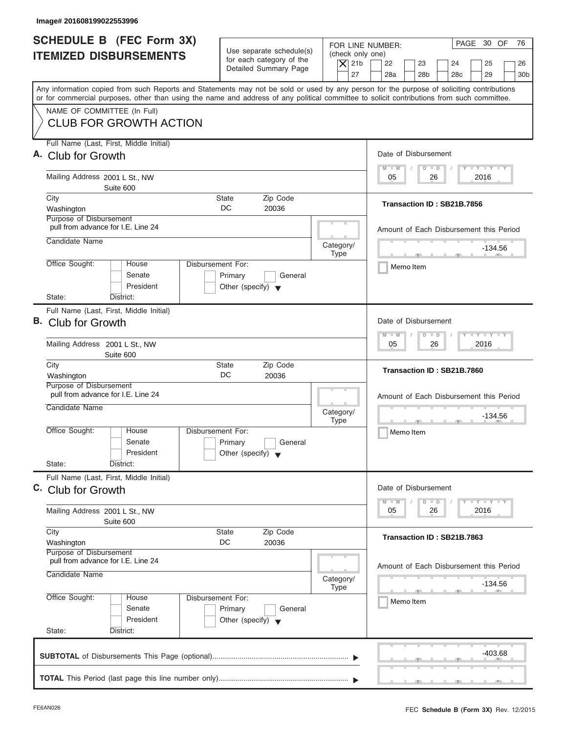Image# 201608199022553996

# SCHEDULE B (FEC Form 3X) ITEMIZED DISBURSEMENTS

Use separate schedule(s) for each category of the Detailed Summary Page

FOR LINE NUMBER: (check only one)
[X] 21b [ ] 22 [ ] 23 [ ] 24 [ ] 25 [ ] 26 [ ] 27 [ ] 28a [ ] 28b [ ] 28c [ ] 29 [ ] 30b

PAGE 30 OF 76

Any information copied from such Reports and Statements may not be sold or used by any person for the purpose of soliciting contributions or for commercial purposes, other than using the name and address of any political committee to solicit contributions from such committee.

NAME OF COMMITTEE (In Full)
CLUB FOR GROWTH ACTION

---

**A.** Full Name (Last, First, Middle Initial): Club for Growth

Mailing Address: 2001 L St., NW, Suite 600

City: Washington | State: DC | Zip Code: 20036

Purpose of Disbursement: pull from advance for I.E. Line 24

Candidate Name:

Category/Type:

Office Sought: [ ] House [ ] Senate [ ] President

State: District:

Disbursement For: [ ] Primary [ ] General [ ] Other (specify)

Date of Disbursement: 05 / 26 / 2016

Transaction ID : SB21B.7856

Amount of Each Disbursement this Period: -134.56

[ ] Memo Item

---

**B.** Full Name (Last, First, Middle Initial): Club for Growth

Mailing Address: 2001 L St., NW, Suite 600

City: Washington | State: DC | Zip Code: 20036

Purpose of Disbursement: pull from advance for I.E. Line 24

Candidate Name:

Category/Type:

Office Sought: [ ] House [ ] Senate [ ] President

State: District:

Disbursement For: [ ] Primary [ ] General [ ] Other (specify)

Date of Disbursement: 05 / 26 / 2016

Transaction ID : SB21B.7860

Amount of Each Disbursement this Period: -134.56

[ ] Memo Item

---

**C.** Full Name (Last, First, Middle Initial): Club for Growth

Mailing Address: 2001 L St., NW, Suite 600

City: Washington | State: DC | Zip Code: 20036

Purpose of Disbursement: pull from advance for I.E. Line 24

Candidate Name:

Category/Type:

Office Sought: [ ] House [ ] Senate [ ] President

State: District:

Disbursement For: [ ] Primary [ ] General [ ] Other (specify)

Date of Disbursement: 05 / 26 / 2016

Transaction ID : SB21B.7863

Amount of Each Disbursement this Period: -134.56

[ ] Memo Item

---

**SUBTOTAL** of Disbursements This Page (optional): -403.68

**TOTAL** This Period (last page this line number only):

FE6AN026 — FEC **Schedule B (Form 3X)** Rev. 12/2015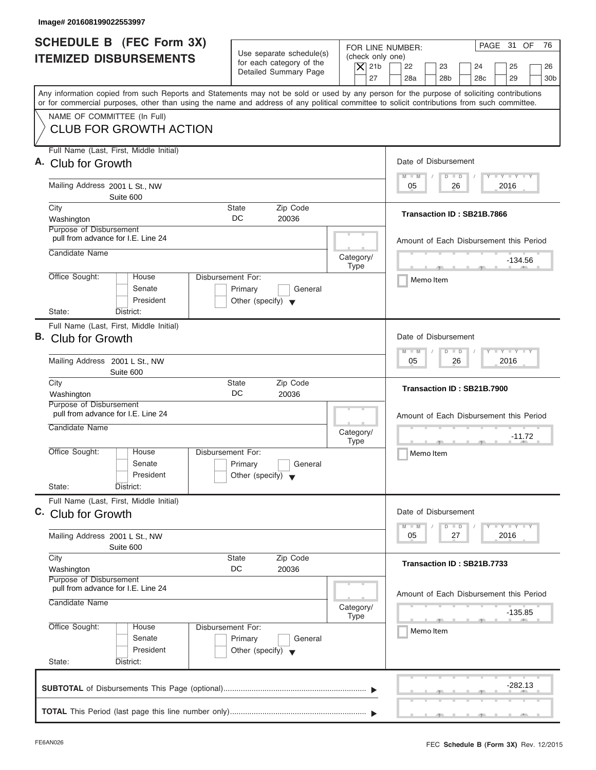Image# 201608199022553997

# SCHEDULE B (FEC Form 3X)
## ITEMIZED DISBURSEMENTS

Use separate schedule(s) for each category of the Detailed Summary Page

FOR LINE NUMBER: (check only one)

- [X] 21b
- [ ] 22
- [ ] 23
- [ ] 24
- [ ] 25
- [ ] 26
- [ ] 27
- [ ] 28a
- [ ] 28b
- [ ] 28c
- [ ] 29
- [ ] 30b

PAGE 31 OF 76

Any information copied from such Reports and Statements may not be sold or used by any person for the purpose of soliciting contributions or for commercial purposes, other than using the name and address of any political committee to solicit contributions from such committee.

NAME OF COMMITTEE (In Full)

CLUB FOR GROWTH ACTION

---

**A.** Full Name (Last, First, Middle Initial): Club for Growth

Mailing Address: 2001 L St., NW, Suite 600

City: Washington | State: DC | Zip Code: 20036

Purpose of Disbursement: pull from advance for I.E. Line 24

Candidate Name:

Category/Type:

Office Sought: [ ] House [ ] Senate [ ] President

State: District:

Disbursement For: [ ] Primary [ ] General [ ] Other (specify)

Date of Disbursement: 05 / 26 / 2016

Transaction ID : SB21B.7866

Amount of Each Disbursement this Period: -134.56

[ ] Memo Item

---

**B.** Full Name (Last, First, Middle Initial): Club for Growth

Mailing Address: 2001 L St., NW, Suite 600

City: Washington | State: DC | Zip Code: 20036

Purpose of Disbursement: pull from advance for I.E. Line 24

Candidate Name:

Category/Type:

Office Sought: [ ] House [ ] Senate [ ] President

State: District:

Disbursement For: [ ] Primary [ ] General [ ] Other (specify)

Date of Disbursement: 05 / 26 / 2016

Transaction ID : SB21B.7900

Amount of Each Disbursement this Period: -11.72

[ ] Memo Item

---

**C.** Full Name (Last, First, Middle Initial): Club for Growth

Mailing Address: 2001 L St., NW, Suite 600

City: Washington | State: DC | Zip Code: 20036

Purpose of Disbursement: pull from advance for I.E. Line 24

Candidate Name:

Category/Type:

Office Sought: [ ] House [ ] Senate [ ] President

State: District:

Disbursement For: [ ] Primary [ ] General [ ] Other (specify)

Date of Disbursement: 05 / 27 / 2016

Transaction ID : SB21B.7733

Amount of Each Disbursement this Period: -135.85

[ ] Memo Item

---

**SUBTOTAL** of Disbursements This Page (optional): -282.13

**TOTAL** This Period (last page this line number only):

FE6AN026

FEC **Schedule B (Form 3X)** Rev. 12/2015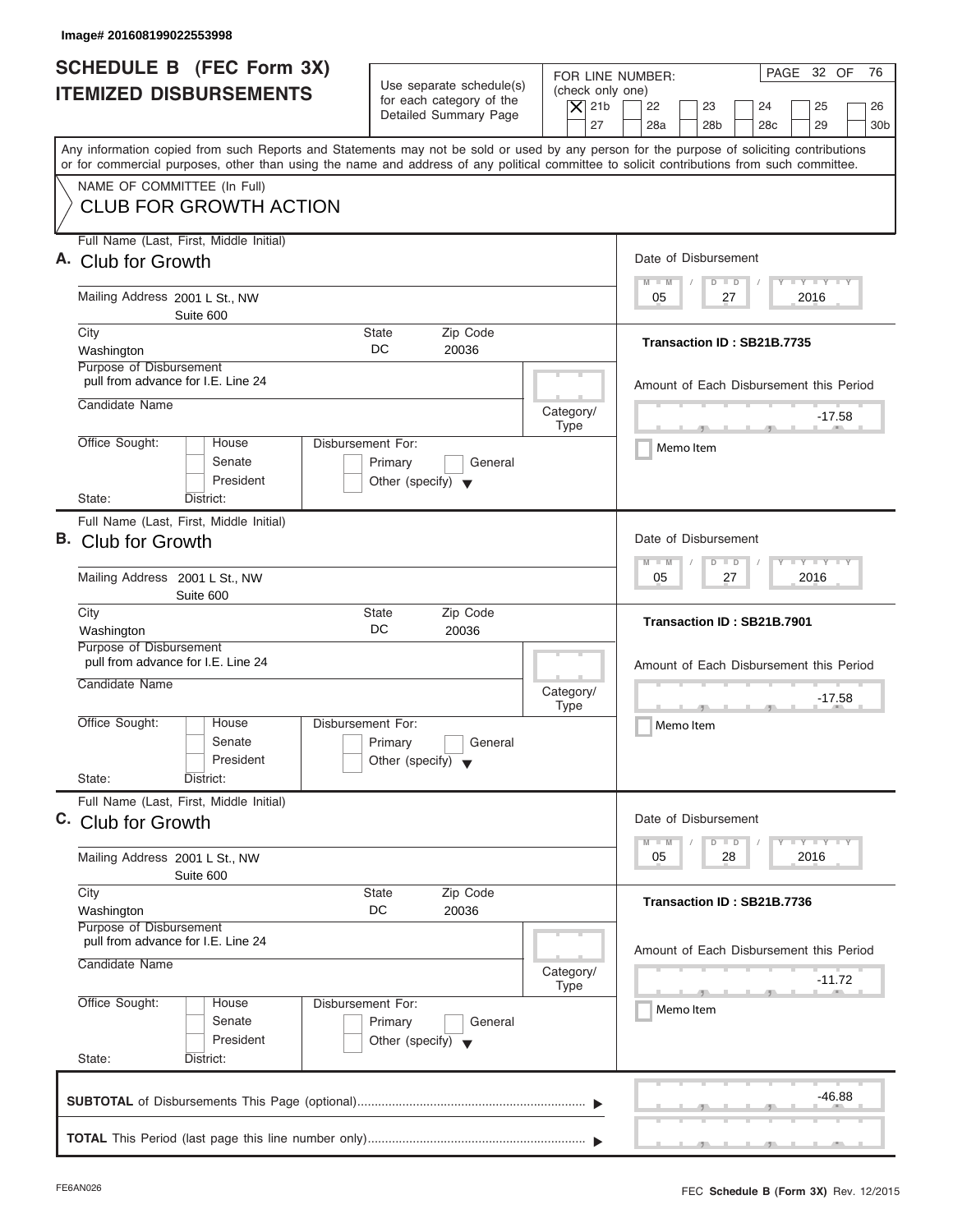Image# 201608199022553998

# SCHEDULE B (FEC Form 3X) ITEMIZED DISBURSEMENTS

Use separate schedule(s) for each category of the Detailed Summary Page

FOR LINE NUMBER: (check only one)

[X] 21b [ ] 22 [ ] 23 [ ] 24 [ ] 25 [ ] 26 [ ] 27 [ ] 28a [ ] 28b [ ] 28c [ ] 29 [ ] 30b

PAGE 32 OF 76

Any information copied from such Reports and Statements may not be sold or used by any person for the purpose of soliciting contributions or for commercial purposes, other than using the name and address of any political committee to solicit contributions from such committee.

NAME OF COMMITTEE (In Full)

CLUB FOR GROWTH ACTION

---

**A.** Full Name (Last, First, Middle Initial): Club for Growth

Mailing Address: 2001 L St., NW, Suite 600

City: Washington  State: DC  Zip Code: 20036

Purpose of Disbursement: pull from advance for I.E. Line 24

Candidate Name:

Category/Type:

Office Sought: [ ] House [ ] Senate [ ] President

State:  District:

Disbursement For: [ ] Primary [ ] General [ ] Other (specify)

Date of Disbursement: 05 / 27 / 2016

Transaction ID : SB21B.7735

Amount of Each Disbursement this Period: -17.58

[ ] Memo Item

---

**B.** Full Name (Last, First, Middle Initial): Club for Growth

Mailing Address: 2001 L St., NW, Suite 600

City: Washington  State: DC  Zip Code: 20036

Purpose of Disbursement: pull from advance for I.E. Line 24

Candidate Name:

Category/Type:

Office Sought: [ ] House [ ] Senate [ ] President

State:  District:

Disbursement For: [ ] Primary [ ] General [ ] Other (specify)

Date of Disbursement: 05 / 27 / 2016

Transaction ID : SB21B.7901

Amount of Each Disbursement this Period: -17.58

[ ] Memo Item

---

**C.** Full Name (Last, First, Middle Initial): Club for Growth

Mailing Address: 2001 L St., NW, Suite 600

City: Washington  State: DC  Zip Code: 20036

Purpose of Disbursement: pull from advance for I.E. Line 24

Candidate Name:

Category/Type:

Office Sought: [ ] House [ ] Senate [ ] President

State:  District:

Disbursement For: [ ] Primary [ ] General [ ] Other (specify)

Date of Disbursement: 05 / 28 / 2016

Transaction ID : SB21B.7736

Amount of Each Disbursement this Period: -11.72

[ ] Memo Item

---

**SUBTOTAL** of Disbursements This Page (optional): -46.88

**TOTAL** This Period (last page this line number only):

FE6AN026

FEC **Schedule B (Form 3X)** Rev. 12/2015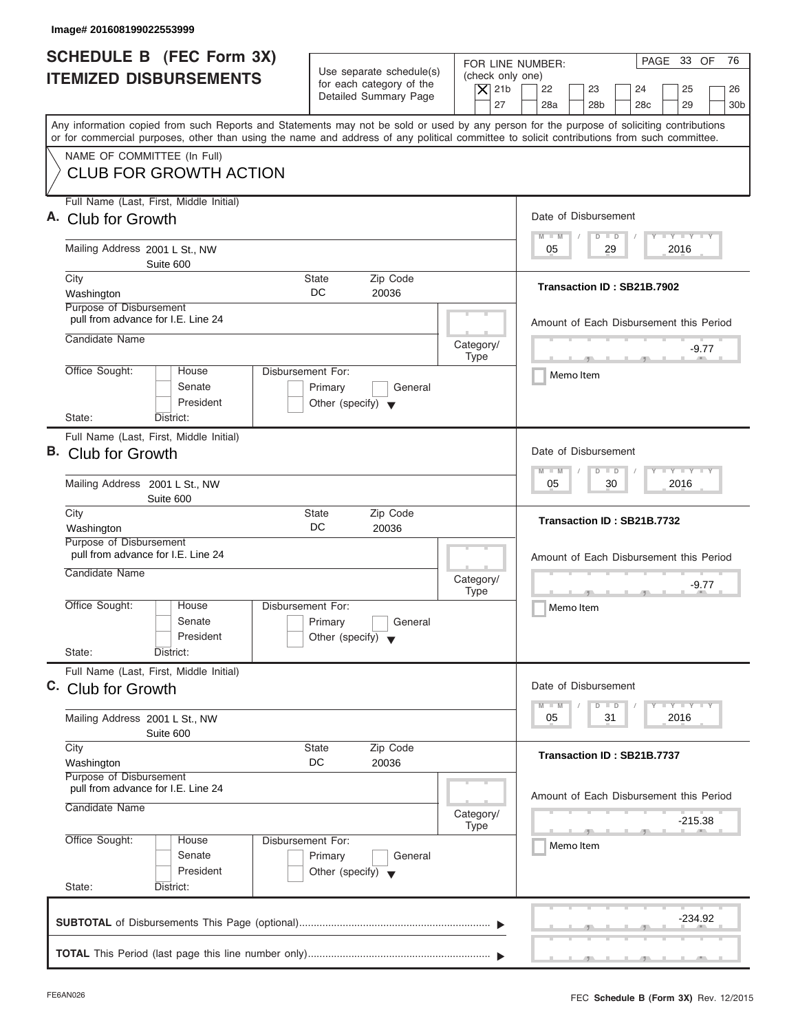Image# 201608199022553999

# SCHEDULE B (FEC Form 3X) ITEMIZED DISBURSEMENTS

Use separate schedule(s) for each category of the Detailed Summary Page

FOR LINE NUMBER: (check only one)

- [X] 21b
- [ ] 22
- [ ] 23
- [ ] 24
- [ ] 25
- [ ] 26
- [ ] 27
- [ ] 28a
- [ ] 28b
- [ ] 28c
- [ ] 29
- [ ] 30b

PAGE 33 OF 76

Any information copied from such Reports and Statements may not be sold or used by any person for the purpose of soliciting contributions or for commercial purposes, other than using the name and address of any political committee to solicit contributions from such committee.

NAME OF COMMITTEE (In Full)

CLUB FOR GROWTH ACTION

---

**A.** Full Name (Last, First, Middle Initial): Club for Growth

Mailing Address: 2001 L St., NW, Suite 600

City: Washington | State: DC | Zip Code: 20036

Purpose of Disbursement: pull from advance for I.E. Line 24

Candidate Name:

Category/Type:

Office Sought: [ ] House [ ] Senate [ ] President

State: District:

Disbursement For: [ ] Primary [ ] General [ ] Other (specify)

Date of Disbursement: 05/29/2016

Transaction ID : SB21B.7902

Amount of Each Disbursement this Period: -9.77

[ ] Memo Item

---

**B.** Full Name (Last, First, Middle Initial): Club for Growth

Mailing Address: 2001 L St., NW, Suite 600

City: Washington | State: DC | Zip Code: 20036

Purpose of Disbursement: pull from advance for I.E. Line 24

Candidate Name:

Category/Type:

Office Sought: [ ] House [ ] Senate [ ] President

State: District:

Disbursement For: [ ] Primary [ ] General [ ] Other (specify)

Date of Disbursement: 05/30/2016

Transaction ID : SB21B.7732

Amount of Each Disbursement this Period: -9.77

[ ] Memo Item

---

**C.** Full Name (Last, First, Middle Initial): Club for Growth

Mailing Address: 2001 L St., NW, Suite 600

City: Washington | State: DC | Zip Code: 20036

Purpose of Disbursement: pull from advance for I.E. Line 24

Candidate Name:

Category/Type:

Office Sought: [ ] House [ ] Senate [ ] President

State: District:

Disbursement For: [ ] Primary [ ] General [ ] Other (specify)

Date of Disbursement: 05/31/2016

Transaction ID : SB21B.7737

Amount of Each Disbursement this Period: -215.38

[ ] Memo Item

---

**SUBTOTAL** of Disbursements This Page (optional): -234.92

**TOTAL** This Period (last page this line number only):

FE6AN026

FEC **Schedule B (Form 3X)** Rev. 12/2015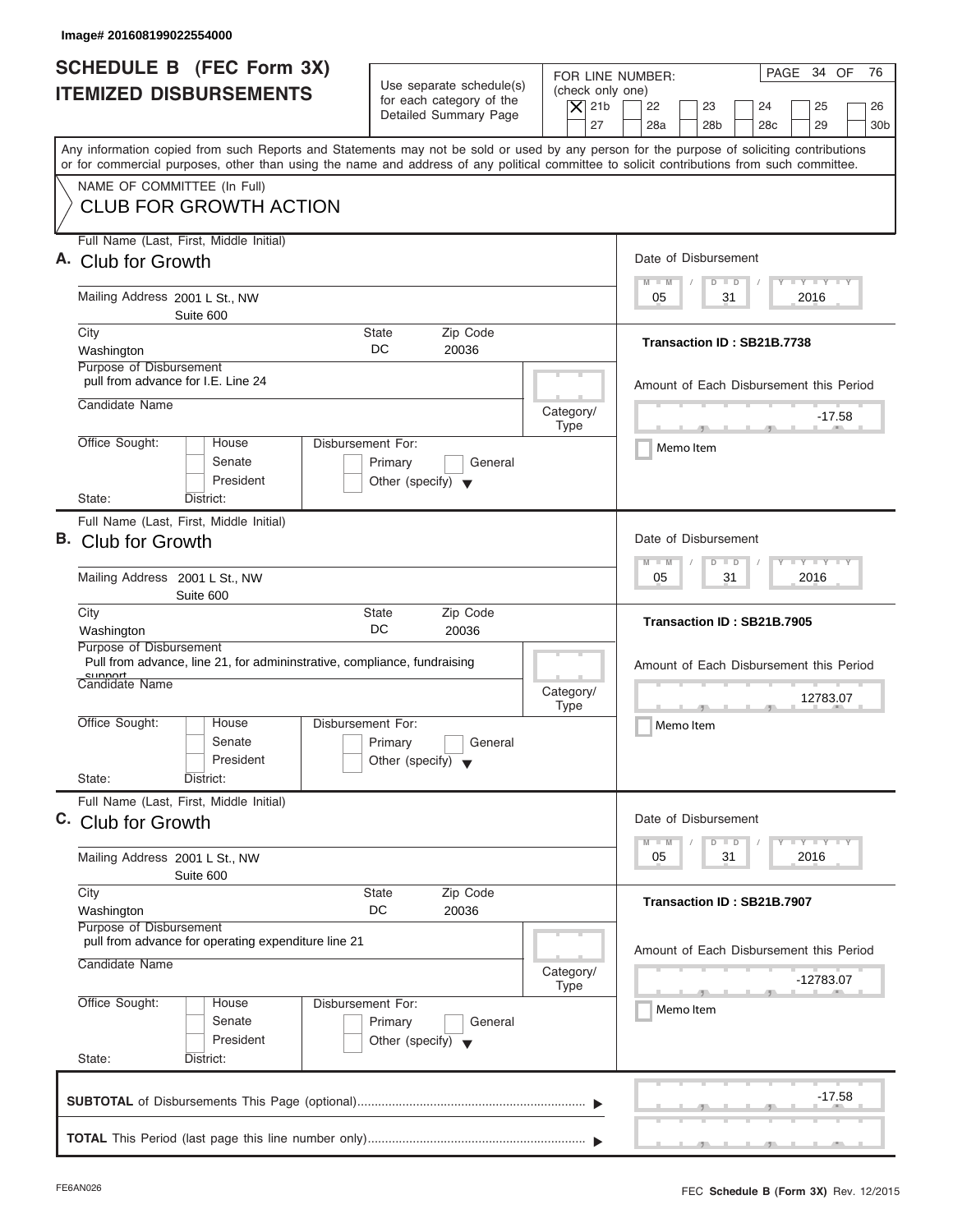Image# 201608199022554000

# SCHEDULE B (FEC Form 3X)
## ITEMIZED DISBURSEMENTS

Use separate schedule(s) for each category of the Detailed Summary Page

FOR LINE NUMBER: (check only one)

[X] 21b [ ] 22 [ ] 23 [ ] 24 [ ] 25 [ ] 26 [ ] 27 [ ] 28a [ ] 28b [ ] 28c [ ] 29 [ ] 30b

PAGE 34 OF 76

Any information copied from such Reports and Statements may not be sold or used by any person for the purpose of soliciting contributions or for commercial purposes, other than using the name and address of any political committee to solicit contributions from such committee.

NAME OF COMMITTEE (In Full)
**CLUB FOR GROWTH ACTION**

---

**A.** Full Name (Last, First, Middle Initial): Club for Growth

Mailing Address: 2001 L St., NW
Suite 600

City: Washington | State: DC | Zip Code: 20036

Purpose of Disbursement: pull from advance for I.E. Line 24

Candidate Name:

Category/Type:

Office Sought: [ ] House [ ] Senate [ ] President

Disbursement For: [ ] Primary [ ] General [ ] Other (specify)

State: District:

Date of Disbursement: 05 / 31 / 2016

Transaction ID : SB21B.7738

Amount of Each Disbursement this Period: -17.58

[ ] Memo Item

---

**B.** Full Name (Last, First, Middle Initial): Club for Growth

Mailing Address: 2001 L St., NW
Suite 600

City: Washington | State: DC | Zip Code: 20036

Purpose of Disbursement: Pull from advance, line 21, for admininstrative, compliance, fundraising support

Candidate Name:

Category/Type:

Office Sought: [ ] House [ ] Senate [ ] President

Disbursement For: [ ] Primary [ ] General [ ] Other (specify)

State: District:

Date of Disbursement: 05 / 31 / 2016

Transaction ID : SB21B.7905

Amount of Each Disbursement this Period: 12783.07

[ ] Memo Item

---

**C.** Full Name (Last, First, Middle Initial): Club for Growth

Mailing Address: 2001 L St., NW
Suite 600

City: Washington | State: DC | Zip Code: 20036

Purpose of Disbursement: pull from advance for operating expenditure line 21

Candidate Name:

Category/Type:

Office Sought: [ ] House [ ] Senate [ ] President

Disbursement For: [ ] Primary [ ] General [ ] Other (specify)

State: District:

Date of Disbursement: 05 / 31 / 2016

Transaction ID : SB21B.7907

Amount of Each Disbursement this Period: -12783.07

[ ] Memo Item

---

**SUBTOTAL** of Disbursements This Page (optional): -17.58

**TOTAL** This Period (last page this line number only):

FE6AN026 — FEC **Schedule B (Form 3X)** Rev. 12/2015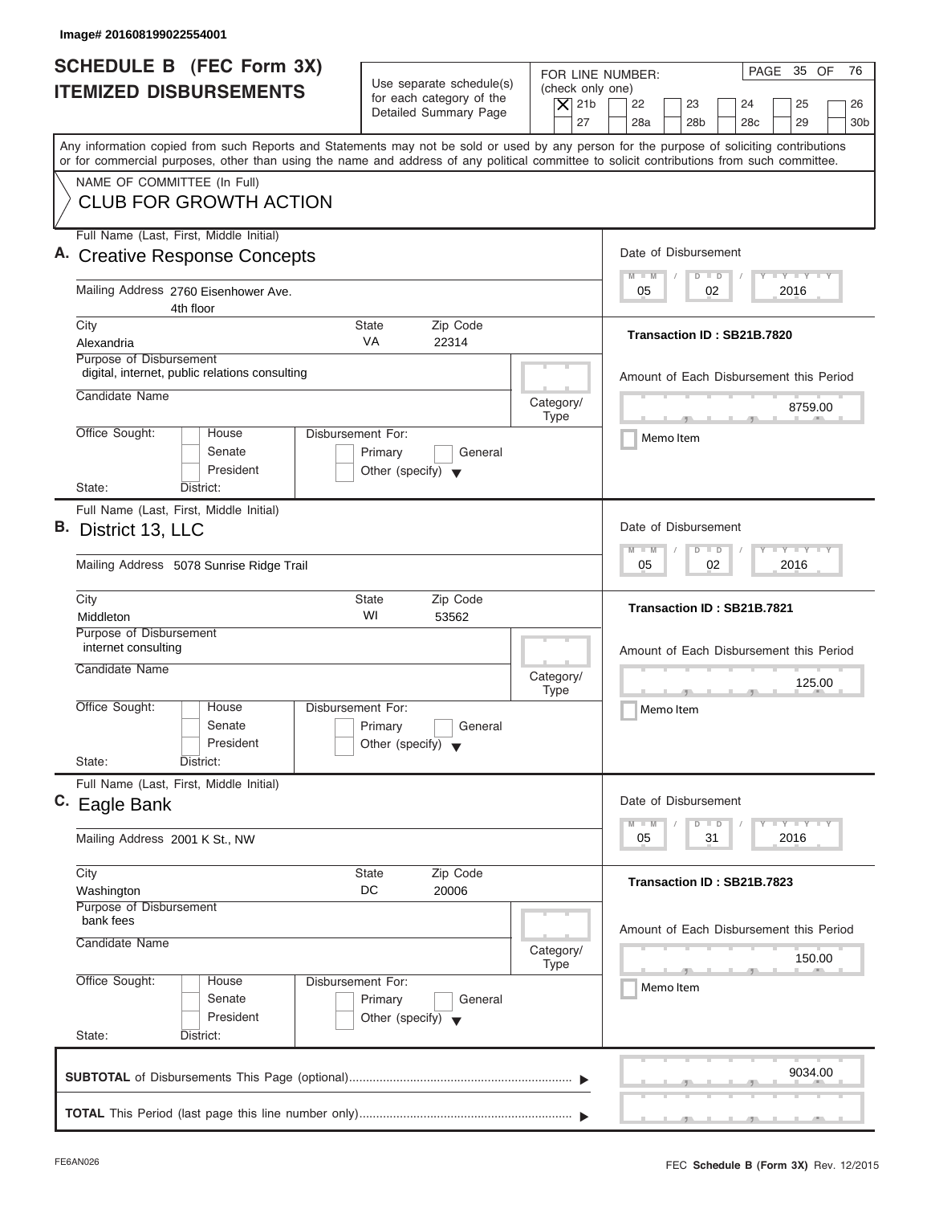Image# 201608199022554001

# SCHEDULE B (FEC Form 3X) ITEMIZED DISBURSEMENTS

Use separate schedule(s) for each category of the Detailed Summary Page

FOR LINE NUMBER: (check only one)
[X] 21b [ ] 22 [ ] 23 [ ] 24 [ ] 25 [ ] 26 [ ] 27 [ ] 28a [ ] 28b [ ] 28c [ ] 29 [ ] 30b

Any information copied from such Reports and Statements may not be sold or used by any person for the purpose of soliciting contributions or for commercial purposes, other than using the name and address of any political committee to solicit contributions from such committee.

NAME OF COMMITTEE (In Full)
CLUB FOR GROWTH ACTION

## A.

Full Name (Last, First, Middle Initial): Creative Response Concepts

Mailing Address: 2760 Eisenhower Ave. 4th floor

City: Alexandria | State: VA | Zip Code: 22314

Purpose of Disbursement: digital, internet, public relations consulting

Candidate Name:

Category/Type:

Office Sought: [ ] House [ ] Senate [ ] President

State: District:

Disbursement For: [ ] Primary [ ] General [ ] Other (specify)

Date of Disbursement: 05 / 02 / 2016

Transaction ID : SB21B.7820

Amount of Each Disbursement this Period: 8759.00

[ ] Memo Item

## B.

Full Name (Last, First, Middle Initial): District 13, LLC

Mailing Address: 5078 Sunrise Ridge Trail

City: Middleton | State: WI | Zip Code: 53562

Purpose of Disbursement: internet consulting

Candidate Name:

Category/Type:

Office Sought: [ ] House [ ] Senate [ ] President

State: District:

Disbursement For: [ ] Primary [ ] General [ ] Other (specify)

Date of Disbursement: 05 / 02 / 2016

Transaction ID : SB21B.7821

Amount of Each Disbursement this Period: 125.00

[ ] Memo Item

## C.

Full Name (Last, First, Middle Initial): Eagle Bank

Mailing Address: 2001 K St., NW

City: Washington | State: DC | Zip Code: 20006

Purpose of Disbursement: bank fees

Candidate Name:

Category/Type:

Office Sought: [ ] House [ ] Senate [ ] President

State: District:

Disbursement For: [ ] Primary [ ] General [ ] Other (specify)

Date of Disbursement: 05 / 31 / 2016

Transaction ID : SB21B.7823

Amount of Each Disbursement this Period: 150.00

[ ] Memo Item

**SUBTOTAL** of Disbursements This Page (optional): 9034.00

**TOTAL** This Period (last page this line number only):

FE6AN026 — FEC **Schedule B (Form 3X)** Rev. 12/2015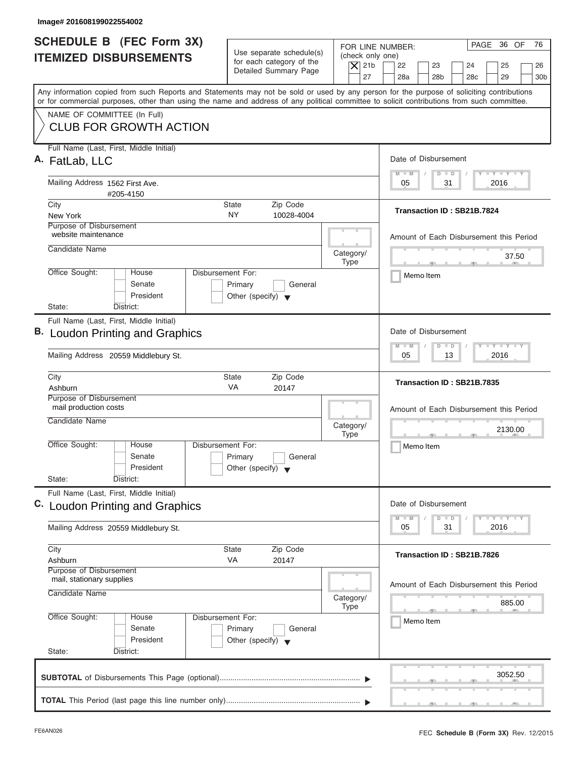Image# 201608199022554002

# SCHEDULE B (FEC Form 3X) ITEMIZED DISBURSEMENTS

Use separate schedule(s) for each category of the Detailed Summary Page

FOR LINE NUMBER: (check only one)

- [X] 21b
- [ ] 22
- [ ] 23
- [ ] 24
- [ ] 25
- [ ] 26
- [ ] 27
- [ ] 28a
- [ ] 28b
- [ ] 28c
- [ ] 29
- [ ] 30b

PAGE 36 OF 76

Any information copied from such Reports and Statements may not be sold or used by any person for the purpose of soliciting contributions or for commercial purposes, other than using the name and address of any political committee to solicit contributions from such committee.

NAME OF COMMITTEE (In Full)
CLUB FOR GROWTH ACTION

---

**A.** Full Name (Last, First, Middle Initial): FatLab, LLC

Mailing Address: 1562 First Ave. #205-4150

City: New York | State: NY | Zip Code: 10028-4004

Purpose of Disbursement: website maintenance

Candidate Name:

Category/Type:

Office Sought: House / Senate / President

Disbursement For: Primary / General / Other (specify)

State: District:

Date of Disbursement: 05 / 31 / 2016

Transaction ID : SB21B.7824

Amount of Each Disbursement this Period: 37.50

Memo Item

---

**B.** Full Name (Last, First, Middle Initial): Loudon Printing and Graphics

Mailing Address: 20559 Middlebury St.

City: Ashburn | State: VA | Zip Code: 20147

Purpose of Disbursement: mail production costs

Candidate Name:

Category/Type:

Office Sought: House / Senate / President

Disbursement For: Primary / General / Other (specify)

State: District:

Date of Disbursement: 05 / 13 / 2016

Transaction ID : SB21B.7835

Amount of Each Disbursement this Period: 2130.00

Memo Item

---

**C.** Full Name (Last, First, Middle Initial): Loudon Printing and Graphics

Mailing Address: 20559 Middlebury St.

City: Ashburn | State: VA | Zip Code: 20147

Purpose of Disbursement: mail, stationary supplies

Candidate Name:

Category/Type:

Office Sought: House / Senate / President

Disbursement For: Primary / General / Other (specify)

State: District:

Date of Disbursement: 05 / 31 / 2016

Transaction ID : SB21B.7826

Amount of Each Disbursement this Period: 885.00

Memo Item

---

**SUBTOTAL** of Disbursements This Page (optional): 3052.50

**TOTAL** This Period (last page this line number only):

FE6AN026

FEC **Schedule B (Form 3X)** Rev. 12/2015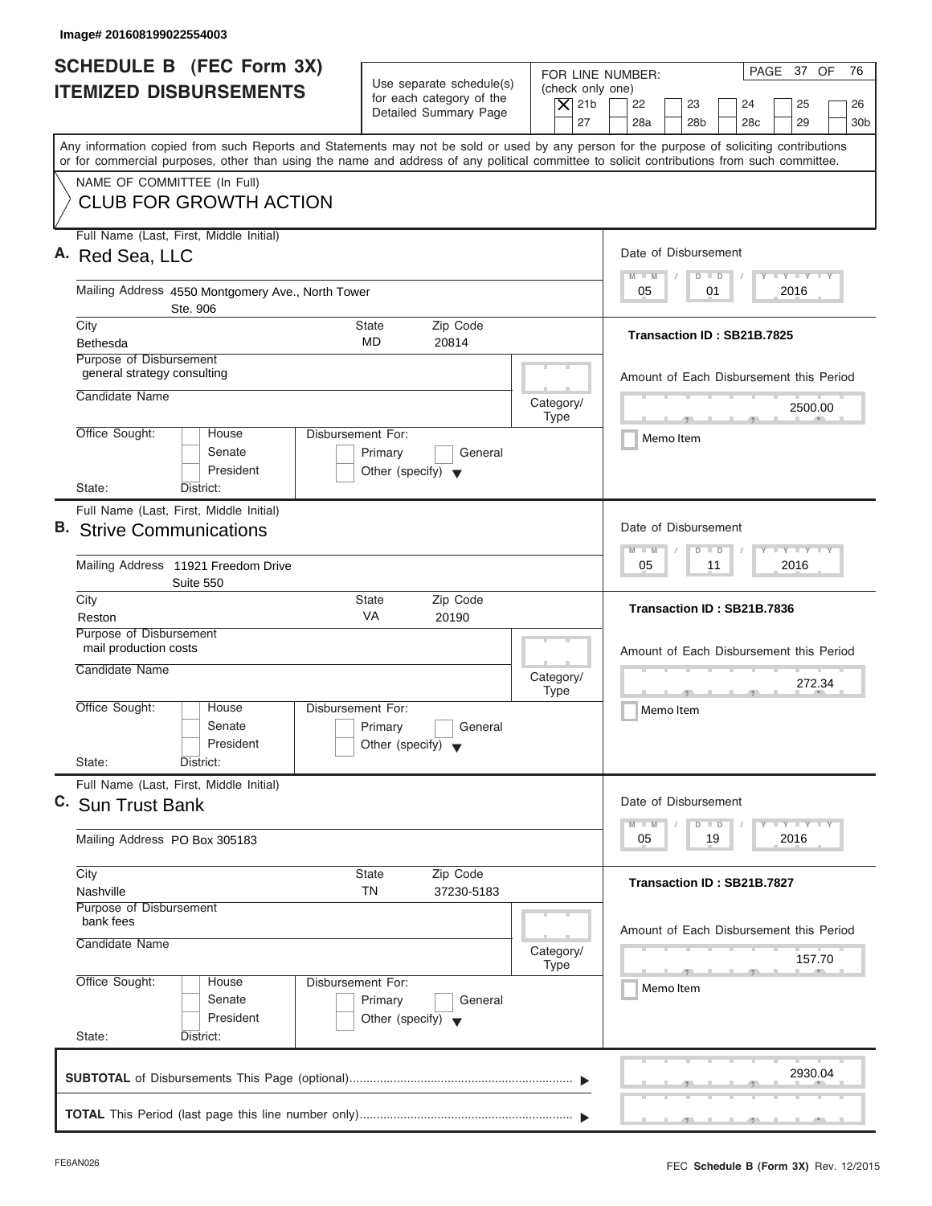Image# 201608199022554003

# SCHEDULE B (FEC Form 3X) ITEMIZED DISBURSEMENTS

Use separate schedule(s) for each category of the Detailed Summary Page

FOR LINE NUMBER: (check only one)

- [X] 21b
- [ ] 22
- [ ] 23
- [ ] 24
- [ ] 25
- [ ] 26
- [ ] 27
- [ ] 28a
- [ ] 28b
- [ ] 28c
- [ ] 29
- [ ] 30b

PAGE 37 OF 76

Any information copied from such Reports and Statements may not be sold or used by any person for the purpose of soliciting contributions or for commercial purposes, other than using the name and address of any political committee to solicit contributions from such committee.

NAME OF COMMITTEE (In Full)

CLUB FOR GROWTH ACTION

---

**A.** Full Name (Last, First, Middle Initial): Red Sea, LLC

Mailing Address: 4550 Montgomery Ave., North Tower Ste. 906

City: Bethesda | State: MD | Zip Code: 20814

Purpose of Disbursement: general strategy consulting

Candidate Name:

Category/Type:

Office Sought: [ ] House [ ] Senate [ ] President

State: District:

Disbursement For: [ ] Primary [ ] General [ ] Other (specify)

Date of Disbursement: 05/01/2016

Transaction ID : SB21B.7825

Amount of Each Disbursement this Period: 2500.00

[ ] Memo Item

---

**B.** Full Name (Last, First, Middle Initial): Strive Communications

Mailing Address: 11921 Freedom Drive Suite 550

City: Reston | State: VA | Zip Code: 20190

Purpose of Disbursement: mail production costs

Candidate Name:

Category/Type:

Office Sought: [ ] House [ ] Senate [ ] President

State: District:

Disbursement For: [ ] Primary [ ] General [ ] Other (specify)

Date of Disbursement: 05/11/2016

Transaction ID : SB21B.7836

Amount of Each Disbursement this Period: 272.34

[ ] Memo Item

---

**C.** Full Name (Last, First, Middle Initial): Sun Trust Bank

Mailing Address: PO Box 305183

City: Nashville | State: TN | Zip Code: 37230-5183

Purpose of Disbursement: bank fees

Candidate Name:

Category/Type:

Office Sought: [ ] House [ ] Senate [ ] President

State: District:

Disbursement For: [ ] Primary [ ] General [ ] Other (specify)

Date of Disbursement: 05/19/2016

Transaction ID : SB21B.7827

Amount of Each Disbursement this Period: 157.70

[ ] Memo Item

---

**SUBTOTAL** of Disbursements This Page (optional): 2930.04

**TOTAL** This Period (last page this line number only):

FE6AN026

FEC **Schedule B (Form 3X)** Rev. 12/2015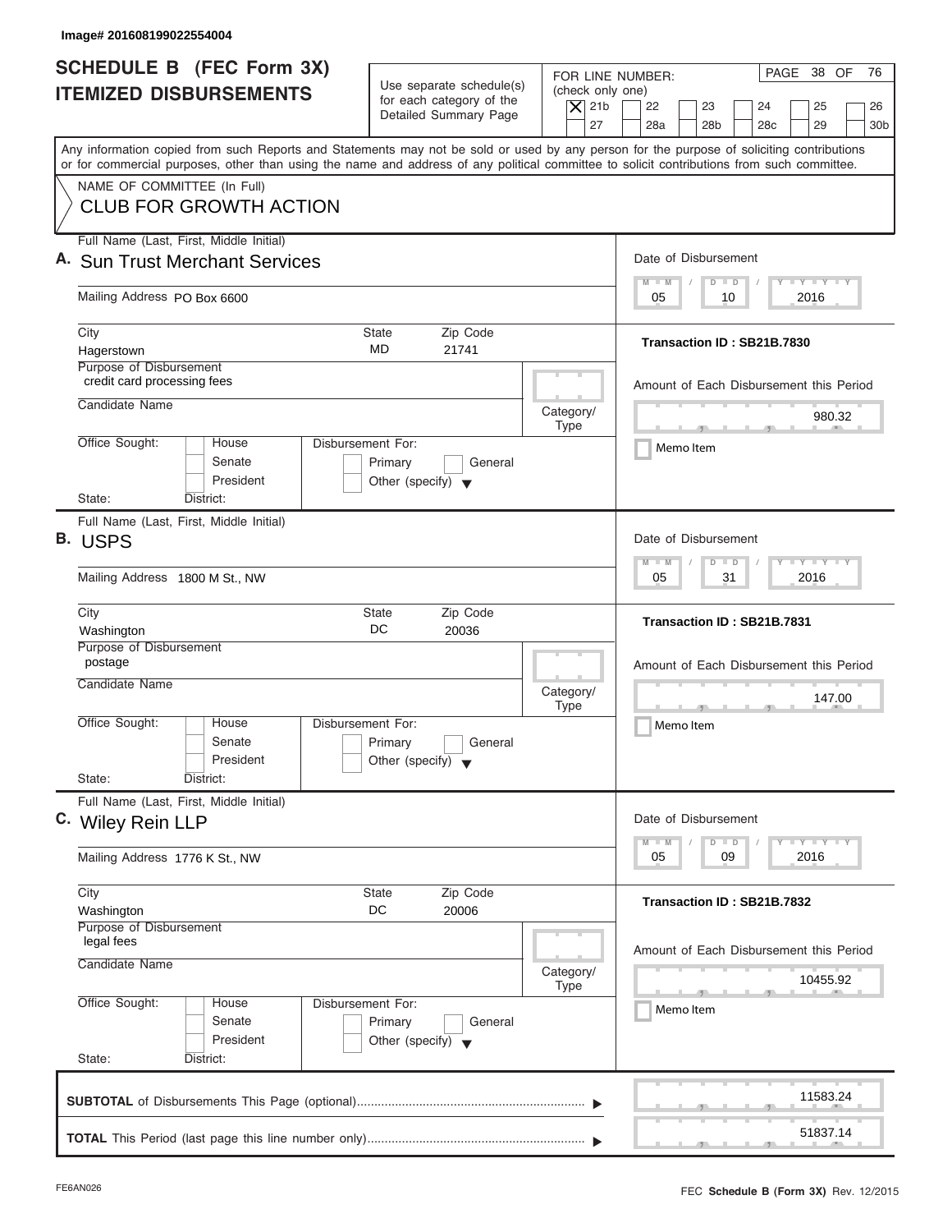Image# 201608199022554004

# SCHEDULE B (FEC Form 3X)
## ITEMIZED DISBURSEMENTS

Use separate schedule(s) for each category of the Detailed Summary Page

FOR LINE NUMBER: (check only one)
[X] 21b [ ] 22 [ ] 23 [ ] 24 [ ] 25 [ ] 26 [ ] 27 [ ] 28a [ ] 28b [ ] 28c [ ] 29 [ ] 30b

PAGE 38 OF 76

Any information copied from such Reports and Statements may not be sold or used by any person for the purpose of soliciting contributions or for commercial purposes, other than using the name and address of any political committee to solicit contributions from such committee.

NAME OF COMMITTEE (In Full)
CLUB FOR GROWTH ACTION

---

**A.** Full Name (Last, First, Middle Initial): **Sun Trust Merchant Services**

Mailing Address: PO Box 6600

City: Hagerstown | State: MD | Zip Code: 21741

Purpose of Disbursement: credit card processing fees

Candidate Name:

Category/Type:

Office Sought: [ ] House [ ] Senate [ ] President

State: District:

Disbursement For: [ ] Primary [ ] General [ ] Other (specify)

Date of Disbursement: 05 / 10 / 2016

Transaction ID : SB21B.7830

Amount of Each Disbursement this Period: 980.32

[ ] Memo Item

---

**B.** Full Name (Last, First, Middle Initial): **USPS**

Mailing Address: 1800 M St., NW

City: Washington | State: DC | Zip Code: 20036

Purpose of Disbursement: postage

Candidate Name:

Category/Type:

Office Sought: [ ] House [ ] Senate [ ] President

State: District:

Disbursement For: [ ] Primary [ ] General [ ] Other (specify)

Date of Disbursement: 05 / 31 / 2016

Transaction ID : SB21B.7831

Amount of Each Disbursement this Period: 147.00

[ ] Memo Item

---

**C.** Full Name (Last, First, Middle Initial): **Wiley Rein LLP**

Mailing Address: 1776 K St., NW

City: Washington | State: DC | Zip Code: 20006

Purpose of Disbursement: legal fees

Candidate Name:

Category/Type:

Office Sought: [ ] House [ ] Senate [ ] President

State: District:

Disbursement For: [ ] Primary [ ] General [ ] Other (specify)

Date of Disbursement: 05 / 09 / 2016

Transaction ID : SB21B.7832

Amount of Each Disbursement this Period: 10455.92

[ ] Memo Item

---

**SUBTOTAL** of Disbursements This Page (optional): 11583.24

**TOTAL** This Period (last page this line number only): 51837.14

FE6AN026 — FEC **Schedule B (Form 3X)** Rev. 12/2015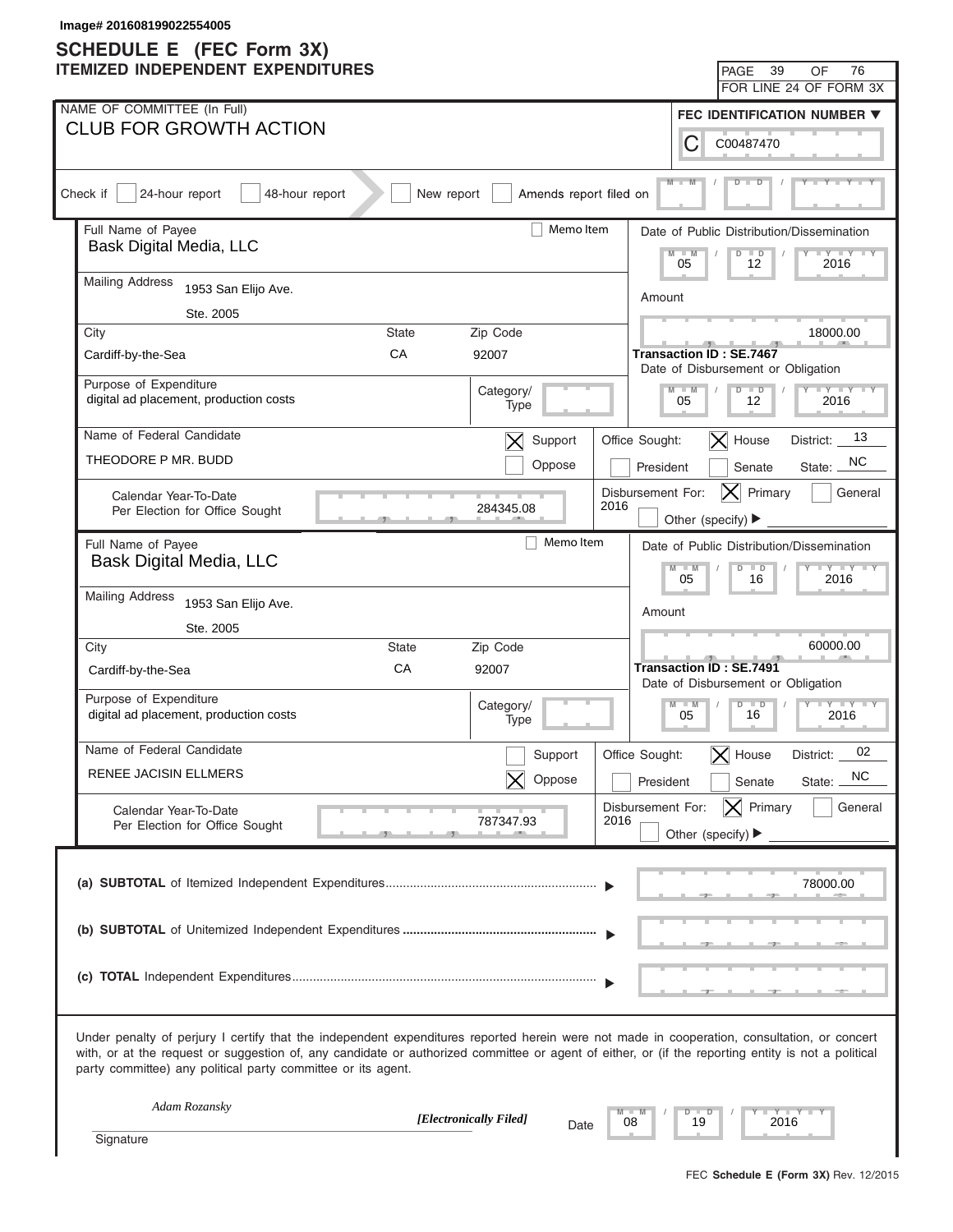Image# 201608199022554005

# SCHEDULE E (FEC Form 3X)
## ITEMIZED INDEPENDENT EXPENDITURES

PAGE 39 OF 76
FOR LINE 24 OF FORM 3X

NAME OF COMMITTEE (In Full)
**CLUB FOR GROWTH ACTION**

FEC IDENTIFICATION NUMBER
C00487470

Check if [ ] 24-hour report [ ] 48-hour report [ ] New report [ ] Amends report filed on

---

**Full Name of Payee:** Bask Digital Media, LLC [ ] Memo Item

**Mailing Address:** 1953 San Elijo Ave. Ste. 2005

| City | State | Zip Code |
|---|---|---|
| Cardiff-by-the-Sea | CA | 92007 |

**Purpose of Expenditure:** digital ad placement, production costs

Category/Type:

**Date of Public Distribution/Dissemination:** 05 / 12 / 2016

**Amount:** 18000.00

**Transaction ID : SE.7467**

**Date of Disbursement or Obligation:** 05 / 12 / 2016

**Name of Federal Candidate:** THEODORE P MR. BUDD

[X] Support [ ] Oppose

Office Sought: [X] House [ ] President [ ] Senate District: 13 State: NC

Disbursement For: 2016 [X] Primary [ ] General [ ] Other (specify)

Calendar Year-To-Date Per Election for Office Sought: 284345.08

---

**Full Name of Payee:** Bask Digital Media, LLC [ ] Memo Item

**Mailing Address:** 1953 San Elijo Ave. Ste. 2005

| City | State | Zip Code |
|---|---|---|
| Cardiff-by-the-Sea | CA | 92007 |

**Purpose of Expenditure:** digital ad placement, production costs

Category/Type:

**Date of Public Distribution/Dissemination:** 05 / 16 / 2016

**Amount:** 60000.00

**Transaction ID : SE.7491**

**Date of Disbursement or Obligation:** 05 / 16 / 2016

**Name of Federal Candidate:** RENEE JACISIN ELLMERS

[ ] Support [X] Oppose

Office Sought: [X] House [ ] President [ ] Senate District: 02 State: NC

Disbursement For: 2016 [X] Primary [ ] General [ ] Other (specify)

Calendar Year-To-Date Per Election for Office Sought: 787347.93

---

(a) **SUBTOTAL** of Itemized Independent Expenditures ▶ 78000.00

(b) **SUBTOTAL** of Unitemized Independent Expenditures ▶

(c) **TOTAL** Independent Expenditures ▶

Under penalty of perjury I certify that the independent expenditures reported herein were not made in cooperation, consultation, or concert with, or at the request or suggestion of, any candidate or authorized committee or agent of either, or (if the reporting entity is not a political party committee) any political party committee or its agent.

*Adam Rozansky*

*[Electronically Filed]*

Signature

Date 08 / 19 / 2016

FEC **Schedule E (Form 3X)** Rev. 12/2015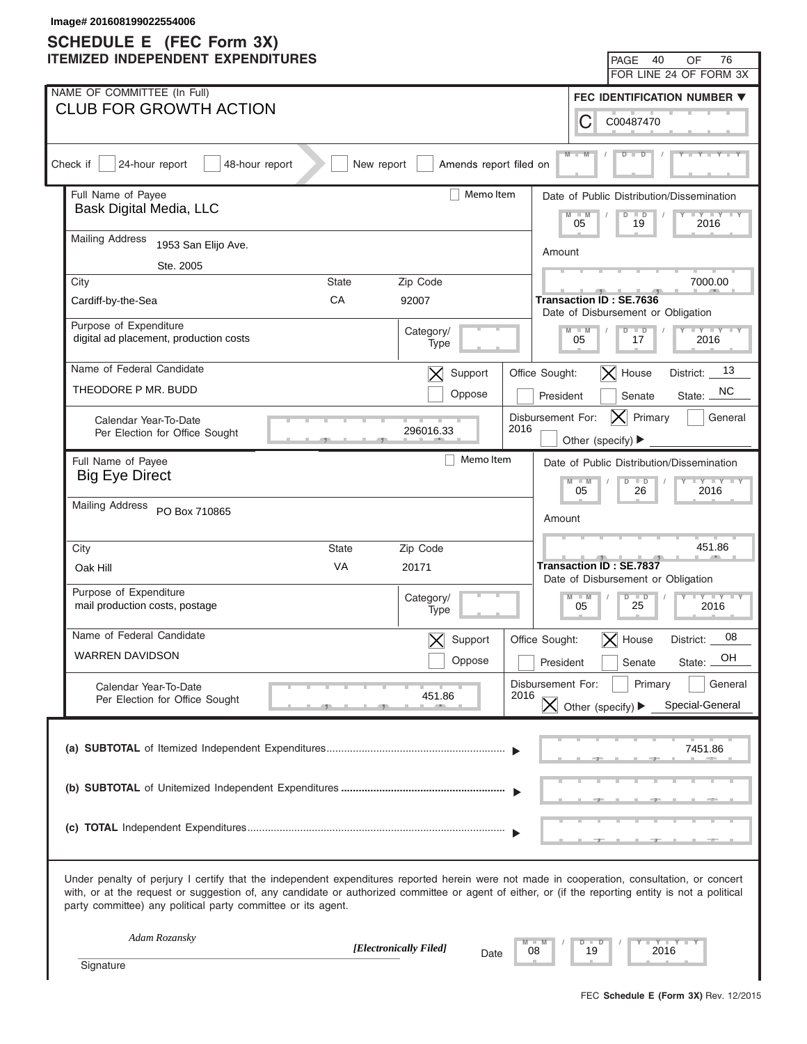Image# 201608199022554006

# SCHEDULE E (FEC Form 3X)
## ITEMIZED INDEPENDENT EXPENDITURES

PAGE 40 OF 76
FOR LINE 24 OF FORM 3X

**NAME OF COMMITTEE (In Full)**
CLUB FOR GROWTH ACTION

**FEC IDENTIFICATION NUMBER**
C00487470

Check if [ ] 24-hour report [ ] 48-hour report [ ] New report [ ] Amends report filed on MM / DD / YYYY

---

**Full Name of Payee**
Bask Digital Media, LLC
[ ] Memo Item

**Mailing Address**
1953 San Elijo Ave.
Ste. 2005

| City | State | Zip Code |
|---|---|---|
| Cardiff-by-the-Sea | CA | 92007 |

**Purpose of Expenditure**
digital ad placement, production costs

Category/Type:

**Date of Public Distribution/Dissemination:** 05 / 19 / 2016

**Amount:** 7000.00

**Transaction ID : SE.7636**

**Date of Disbursement or Obligation:** 05 / 17 / 2016

**Name of Federal Candidate**
THEODORE P MR. BUDD

[X] Support [ ] Oppose

Office Sought: [X] House [ ] President [ ] Senate
District: 13 State: NC

Calendar Year-To-Date Per Election for Office Sought: 296016.33

Disbursement For: 2016 [X] Primary [ ] General [ ] Other (specify)

---

**Full Name of Payee**
Big Eye Direct
[ ] Memo Item

**Mailing Address**
PO Box 710865

| City | State | Zip Code |
|---|---|---|
| Oak Hill | VA | 20171 |

**Purpose of Expenditure**
mail production costs, postage

Category/Type:

**Date of Public Distribution/Dissemination:** 05 / 26 / 2016

**Amount:** 451.86

**Transaction ID : SE.7837**

**Date of Disbursement or Obligation:** 05 / 25 / 2016

**Name of Federal Candidate**
WARREN DAVIDSON

[X] Support [ ] Oppose

Office Sought: [X] House [ ] President [ ] Senate
District: 08 State: OH

Calendar Year-To-Date Per Election for Office Sought: 451.86

Disbursement For: 2016 [ ] Primary [ ] General [X] Other (specify) Special-General

---

(a) **SUBTOTAL** of Itemized Independent Expenditures ▶ 7451.86

(b) **SUBTOTAL** of Unitemized Independent Expenditures ▶

(c) **TOTAL** Independent Expenditures ▶

Under penalty of perjury I certify that the independent expenditures reported herein were not made in cooperation, consultation, or concert with, or at the request or suggestion of, any candidate or authorized committee or agent of either, or (if the reporting entity is not a political party committee) any political party committee or its agent.

*Adam Rozansky*
*[Electronically Filed]*
Signature

Date 08 / 19 / 2016

FEC **Schedule E (Form 3X)** Rev. 12/2015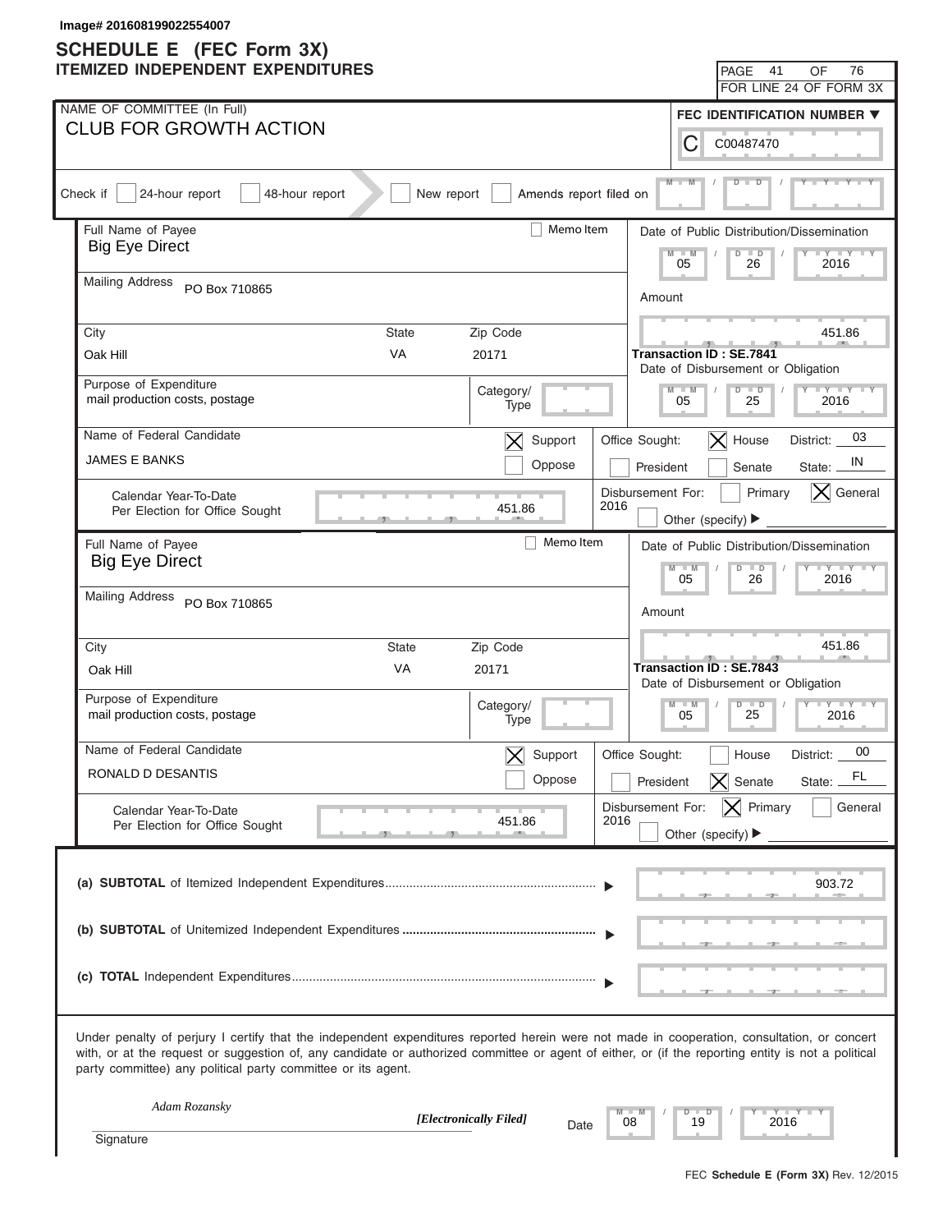Image# 201608199022554007

# SCHEDULE E (FEC Form 3X)
## ITEMIZED INDEPENDENT EXPENDITURES

PAGE 41 OF 76
FOR LINE 24 OF FORM 3X

**NAME OF COMMITTEE (In Full)**
CLUB FOR GROWTH ACTION

**FEC IDENTIFICATION NUMBER**
C00487470

Check if [ ] 24-hour report [ ] 48-hour report [ ] New report [ ] Amends report filed on

---

| Field | Value |
|---|---|
| Full Name of Payee | Big Eye Direct |
| Memo Item | [ ] |
| Mailing Address | PO Box 710865 |
| City | Oak Hill |
| State | VA |
| Zip Code | 20171 |
| Purpose of Expenditure | mail production costs, postage |
| Category/Type | |
| Name of Federal Candidate | JAMES E BANKS |
| Support/Oppose | [X] Support [ ] Oppose |
| Calendar Year-To-Date Per Election for Office Sought | 451.86 |
| Date of Public Distribution/Dissemination | 05/26/2016 |
| Amount | 451.86 |
| Transaction ID | SE.7841 |
| Date of Disbursement or Obligation | 05/25/2016 |
| Office Sought | [ ] President [X] House [ ] Senate |
| District | 03 |
| State | IN |
| Disbursement For: 2016 | [ ] Primary [X] General [ ] Other (specify) |

| Field | Value |
|---|---|
| Full Name of Payee | Big Eye Direct |
| Memo Item | [ ] |
| Mailing Address | PO Box 710865 |
| City | Oak Hill |
| State | VA |
| Zip Code | 20171 |
| Purpose of Expenditure | mail production costs, postage |
| Category/Type | |
| Name of Federal Candidate | RONALD D DESANTIS |
| Support/Oppose | [X] Support [ ] Oppose |
| Calendar Year-To-Date Per Election for Office Sought | 451.86 |
| Date of Public Distribution/Dissemination | 05/26/2016 |
| Amount | 451.86 |
| Transaction ID | SE.7843 |
| Date of Disbursement or Obligation | 05/25/2016 |
| Office Sought | [ ] President [ ] House [X] Senate |
| District | 00 |
| State | FL |
| Disbursement For: 2016 | [X] Primary [ ] General [ ] Other (specify) |

---

**(a) SUBTOTAL** of Itemized Independent Expenditures ▶ 903.72

**(b) SUBTOTAL** of Unitemized Independent Expenditures ▶

**(c) TOTAL** Independent Expenditures ▶

Under penalty of perjury I certify that the independent expenditures reported herein were not made in cooperation, consultation, or concert with, or at the request or suggestion of, any candidate or authorized committee or agent of either, or (if the reporting entity is not a political party committee) any political party committee or its agent.

*Adam Rozansky*
*[Electronically Filed]*
Signature

Date 08/19/2016

FEC **Schedule E (Form 3X)** Rev. 12/2015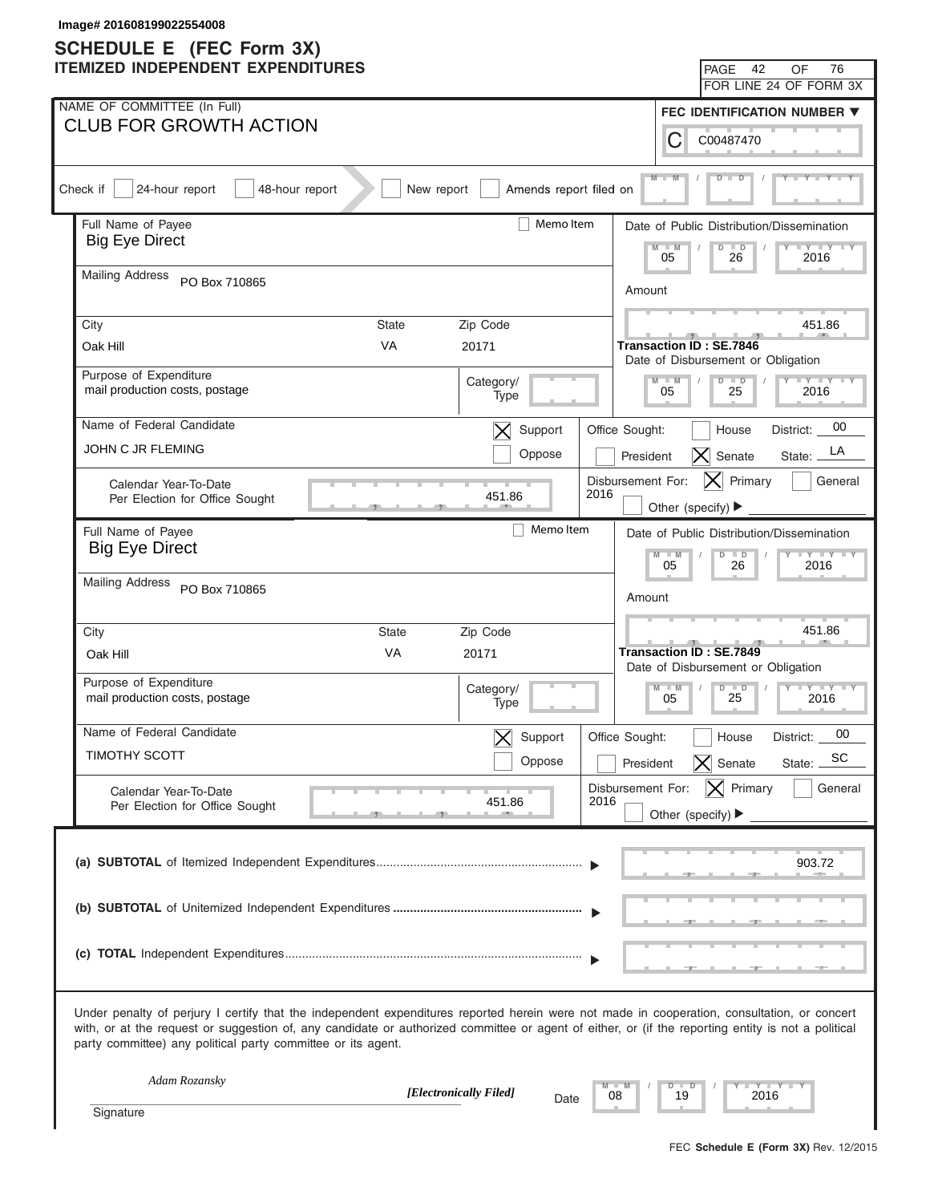Image# 201608199022554008

# SCHEDULE E (FEC Form 3X)
## ITEMIZED INDEPENDENT EXPENDITURES

FOR LINE 24 OF FORM 3X

NAME OF COMMITTEE (In Full): CLUB FOR GROWTH ACTION

FEC IDENTIFICATION NUMBER: C00487470

Check if: [ ] 24-hour report [ ] 48-hour report [ ] New report [ ] Amends report filed on

---

**Full Name of Payee:** Big Eye Direct [ ] Memo Item

**Mailing Address:** PO Box 710865

| City | State | Zip Code |
|---|---|---|
| Oak Hill | VA | 20171 |

**Purpose of Expenditure:** mail production costs, postage

Category/Type:

**Date of Public Distribution/Dissemination:** 05 / 26 / 2016

**Amount:** 451.86

**Transaction ID : SE.7846**

**Date of Disbursement or Obligation:** 05 / 25 / 2016

**Name of Federal Candidate:** JOHN C JR FLEMING [X] Support [ ] Oppose

**Office Sought:** [ ] House [ ] President [X] Senate District: 00 State: LA

**Calendar Year-To-Date Per Election for Office Sought:** 451.86

**Disbursement For:** 2016 [X] Primary [ ] General [ ] Other (specify)

---

**Full Name of Payee:** Big Eye Direct [ ] Memo Item

**Mailing Address:** PO Box 710865

| City | State | Zip Code |
|---|---|---|
| Oak Hill | VA | 20171 |

**Purpose of Expenditure:** mail production costs, postage

Category/Type:

**Date of Public Distribution/Dissemination:** 05 / 26 / 2016

**Amount:** 451.86

**Transaction ID : SE.7849**

**Date of Disbursement or Obligation:** 05 / 25 / 2016

**Name of Federal Candidate:** TIMOTHY SCOTT [X] Support [ ] Oppose

**Office Sought:** [ ] House [ ] President [X] Senate District: 00 State: SC

**Calendar Year-To-Date Per Election for Office Sought:** 451.86

**Disbursement For:** 2016 [X] Primary [ ] General [ ] Other (specify)

---

**(a) SUBTOTAL** of Itemized Independent Expenditures: 903.72

**(b) SUBTOTAL** of Unitemized Independent Expenditures:

**(c) TOTAL** Independent Expenditures:

Under penalty of perjury I certify that the independent expenditures reported herein were not made in cooperation, consultation, or concert with, or at the request or suggestion of, any candidate or authorized committee or agent of either, or (if the reporting entity is not a political party committee) any political party committee or its agent.

Signature: *Adam Rozansky* *[Electronically Filed]* Date: 08 / 19 / 2016

FEC **Schedule E (Form 3X)** Rev. 12/2015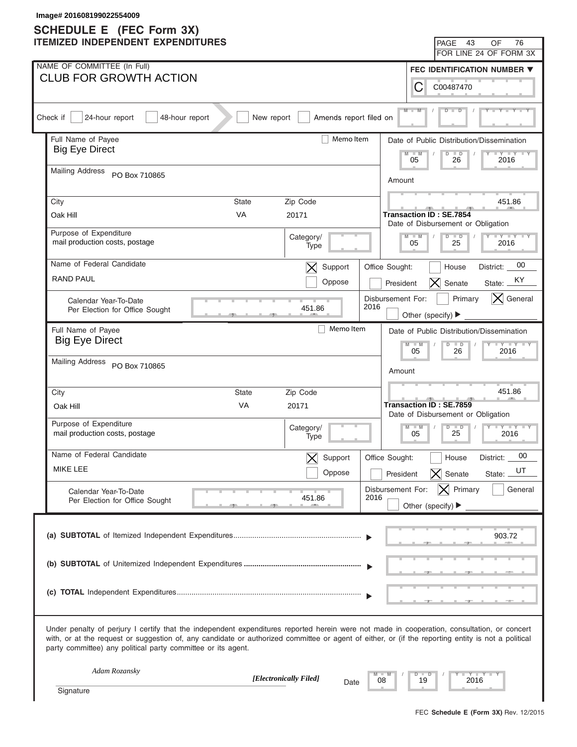Image# 201608199022554009

# SCHEDULE E (FEC Form 3X)
## ITEMIZED INDEPENDENT EXPENDITURES

PAGE 43 OF 76
FOR LINE 24 OF FORM 3X

NAME OF COMMITTEE (In Full)
**CLUB FOR GROWTH ACTION**

FEC IDENTIFICATION NUMBER
C00487470

Check if [ ] 24-hour report [ ] 48-hour report [ ] New report [ ] Amends report filed on

---

**Full Name of Payee:** Big Eye Direct
[ ] Memo Item

**Mailing Address:** PO Box 710865

**City:** Oak Hill **State:** VA **Zip Code:** 20171

**Purpose of Expenditure:** mail production costs, postage
**Category/Type:**

**Date of Public Distribution/Dissemination:** 05/26/2016

**Amount:** 451.86

**Transaction ID : SE.7854**

**Date of Disbursement or Obligation:** 05/25/2016

**Name of Federal Candidate:** RAND PAUL
[X] Support [ ] Oppose

**Office Sought:** [ ] House [ ] President [X] Senate District: 00 State: KY

**Disbursement For:** 2016 [ ] Primary [X] General [ ] Other (specify)

**Calendar Year-To-Date Per Election for Office Sought:** 451.86

---

**Full Name of Payee:** Big Eye Direct
[ ] Memo Item

**Mailing Address:** PO Box 710865

**City:** Oak Hill **State:** VA **Zip Code:** 20171

**Purpose of Expenditure:** mail production costs, postage
**Category/Type:**

**Date of Public Distribution/Dissemination:** 05/26/2016

**Amount:** 451.86

**Transaction ID : SE.7859**

**Date of Disbursement or Obligation:** 05/25/2016

**Name of Federal Candidate:** MIKE LEE
[X] Support [ ] Oppose

**Office Sought:** [ ] House [ ] President [X] Senate District: 00 State: UT

**Disbursement For:** 2016 [X] Primary [ ] General [ ] Other (specify)

**Calendar Year-To-Date Per Election for Office Sought:** 451.86

---

| | |
|---|---|
| (a) **SUBTOTAL** of Itemized Independent Expenditures | 903.72 |
| (b) **SUBTOTAL** of Unitemized Independent Expenditures | |
| (c) **TOTAL** Independent Expenditures | |

Under penalty of perjury I certify that the independent expenditures reported herein were not made in cooperation, consultation, or concert with, or at the request or suggestion of, any candidate or authorized committee or agent of either, or (if the reporting entity is not a political party committee) any political party committee or its agent.

*Adam Rozansky*
*[Electronically Filed]*
Signature

Date 08/19/2016

FEC **Schedule E (Form 3X)** Rev. 12/2015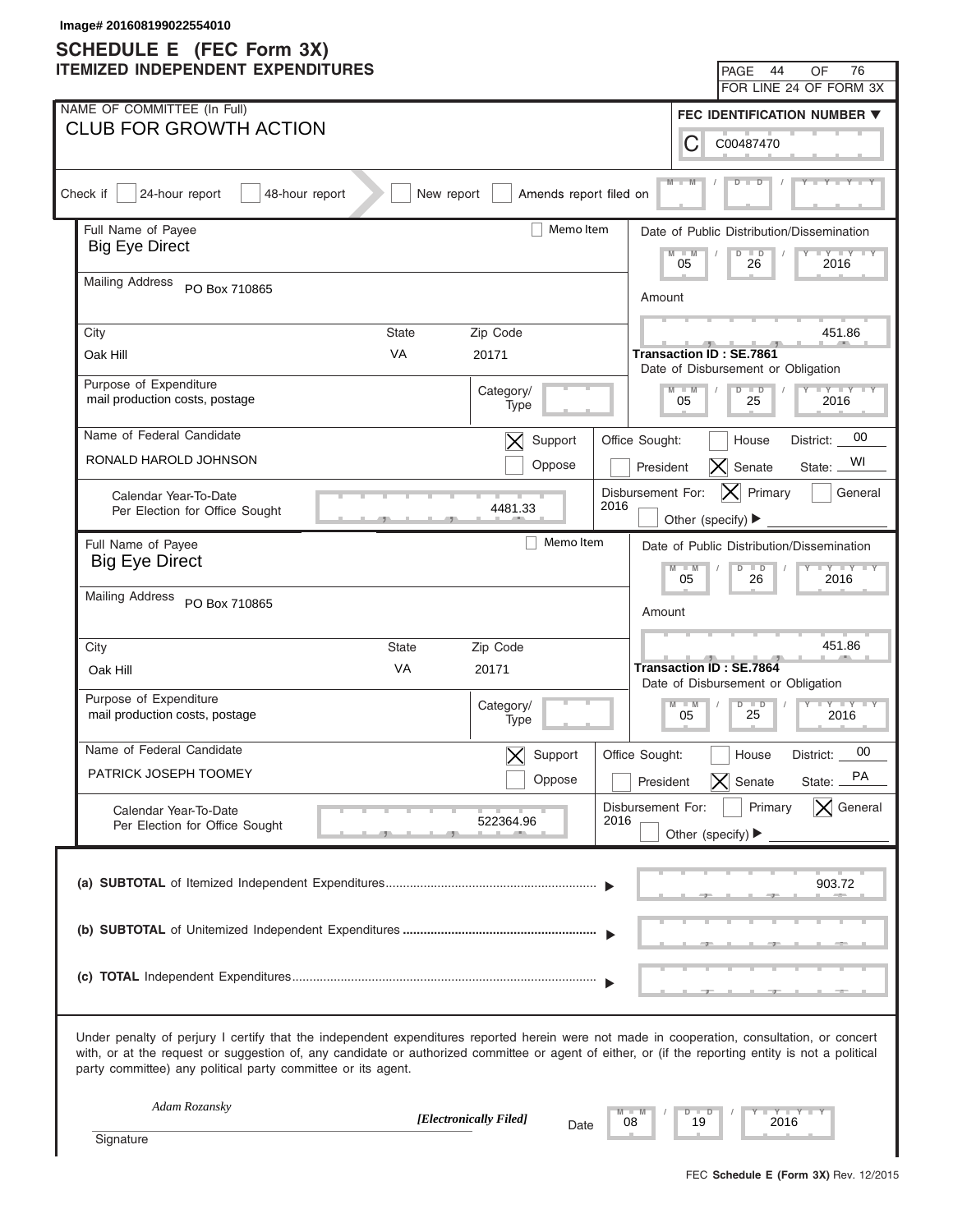Image# 201608199022554010

# SCHEDULE E (FEC Form 3X)
## ITEMIZED INDEPENDENT EXPENDITURES

PAGE 44 OF 76
FOR LINE 24 OF FORM 3X

**NAME OF COMMITTEE (In Full)**
CLUB FOR GROWTH ACTION

**FEC IDENTIFICATION NUMBER**
C00487470

Check if [ ] 24-hour report [ ] 48-hour report [ ] New report [ ] Amends report filed on M M / D D / Y Y Y Y

---

**Full Name of Payee:** Big Eye Direct [ ] Memo Item

**Mailing Address:** PO Box 710865

| City | State | Zip Code |
|---|---|---|
| Oak Hill | VA | 20171 |

**Purpose of Expenditure:** mail production costs, postage

Category/Type:

**Date of Public Distribution/Dissemination:** 05 / 26 / 2016

**Amount:** 451.86

**Transaction ID : SE.7861**

**Date of Disbursement or Obligation:** 05 / 25 / 2016

**Name of Federal Candidate:** RONALD HAROLD JOHNSON

[X] Support [ ] Oppose

Office Sought: [ ] House [ ] President [X] Senate District: 00 State: WI

Calendar Year-To-Date Per Election for Office Sought: 4481.33

Disbursement For: 2016 [X] Primary [ ] General [ ] Other (specify)

---

**Full Name of Payee:** Big Eye Direct [ ] Memo Item

**Mailing Address:** PO Box 710865

| City | State | Zip Code |
|---|---|---|
| Oak Hill | VA | 20171 |

**Purpose of Expenditure:** mail production costs, postage

Category/Type:

**Date of Public Distribution/Dissemination:** 05 / 26 / 2016

**Amount:** 451.86

**Transaction ID : SE.7864**

**Date of Disbursement or Obligation:** 05 / 25 / 2016

**Name of Federal Candidate:** PATRICK JOSEPH TOOMEY

[X] Support [ ] Oppose

Office Sought: [ ] House [ ] President [X] Senate District: 00 State: PA

Calendar Year-To-Date Per Election for Office Sought: 522364.96

Disbursement For: 2016 [ ] Primary [X] General [ ] Other (specify)

---

(a) **SUBTOTAL** of Itemized Independent Expenditures ▶ 903.72

(b) **SUBTOTAL** of Unitemized Independent Expenditures ▶

(c) **TOTAL** Independent Expenditures ▶

Under penalty of perjury I certify that the independent expenditures reported herein were not made in cooperation, consultation, or concert with, or at the request or suggestion of, any candidate or authorized committee or agent of either, or (if the reporting entity is not a political party committee) any political party committee or its agent.

*Adam Rozansky*

*[Electronically Filed]*

Signature

Date 08 / 19 / 2016

FEC **Schedule E (Form 3X)** Rev. 12/2015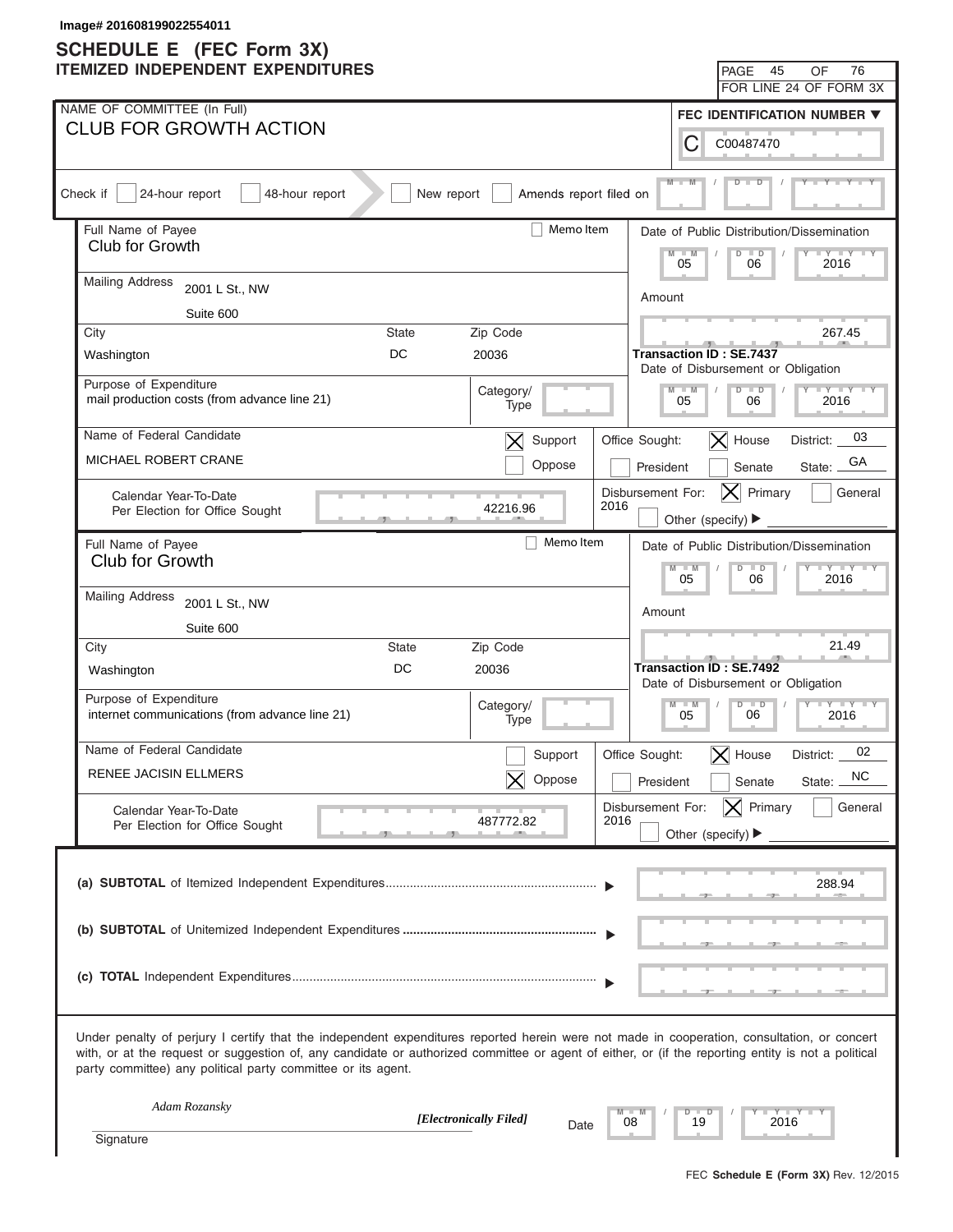Image# 201608199022554011

# SCHEDULE E (FEC Form 3X)
## ITEMIZED INDEPENDENT EXPENDITURES

PAGE 45 OF 76
FOR LINE 24 OF FORM 3X

NAME OF COMMITTEE (In Full)
**CLUB FOR GROWTH ACTION**

FEC IDENTIFICATION NUMBER
C00487470

Check if [ ] 24-hour report [ ] 48-hour report [ ] New report [ ] Amends report filed on

---

Full Name of Payee: Club for Growth
[ ] Memo Item

Mailing Address: 2001 L St., NW
Suite 600

| City | State | Zip Code |
|---|---|---|
| Washington | DC | 20036 |

Date of Public Distribution/Dissemination: 05 / 06 / 2016

Amount: 267.45

Transaction ID : SE.7437

Date of Disbursement or Obligation: 05 / 06 / 2016

Purpose of Expenditure: mail production costs (from advance line 21)

Category/Type:

Name of Federal Candidate: MICHAEL ROBERT CRANE

[X] Support [ ] Oppose

Office Sought: [X] House [ ] President [ ] Senate — District: 03 State: GA

Calendar Year-To-Date Per Election for Office Sought: 42216.96

Disbursement For: 2016 [X] Primary [ ] General [ ] Other (specify)

---

Full Name of Payee: Club for Growth
[ ] Memo Item

Mailing Address: 2001 L St., NW
Suite 600

| City | State | Zip Code |
|---|---|---|
| Washington | DC | 20036 |

Date of Public Distribution/Dissemination: 05 / 06 / 2016

Amount: 21.49

Transaction ID : SE.7492

Date of Disbursement or Obligation: 05 / 06 / 2016

Purpose of Expenditure: internet communications (from advance line 21)

Category/Type:

Name of Federal Candidate: RENEE JACISIN ELLMERS

[ ] Support [X] Oppose

Office Sought: [X] House [ ] President [ ] Senate — District: 02 State: NC

Calendar Year-To-Date Per Election for Office Sought: 487772.82

Disbursement For: 2016 [X] Primary [ ] General [ ] Other (specify)

---

(a) **SUBTOTAL** of Itemized Independent Expenditures ▶ 288.94

(b) **SUBTOTAL** of Unitemized Independent Expenditures ▶

(c) **TOTAL** Independent Expenditures ▶

Under penalty of perjury I certify that the independent expenditures reported herein were not made in cooperation, consultation, or concert with, or at the request or suggestion of, any candidate or authorized committee or agent of either, or (if the reporting entity is not a political party committee) any political party committee or its agent.

*Adam Rozansky*
Signature

*[Electronically Filed]*

Date 08 / 19 / 2016

FEC **Schedule E (Form 3X)** Rev. 12/2015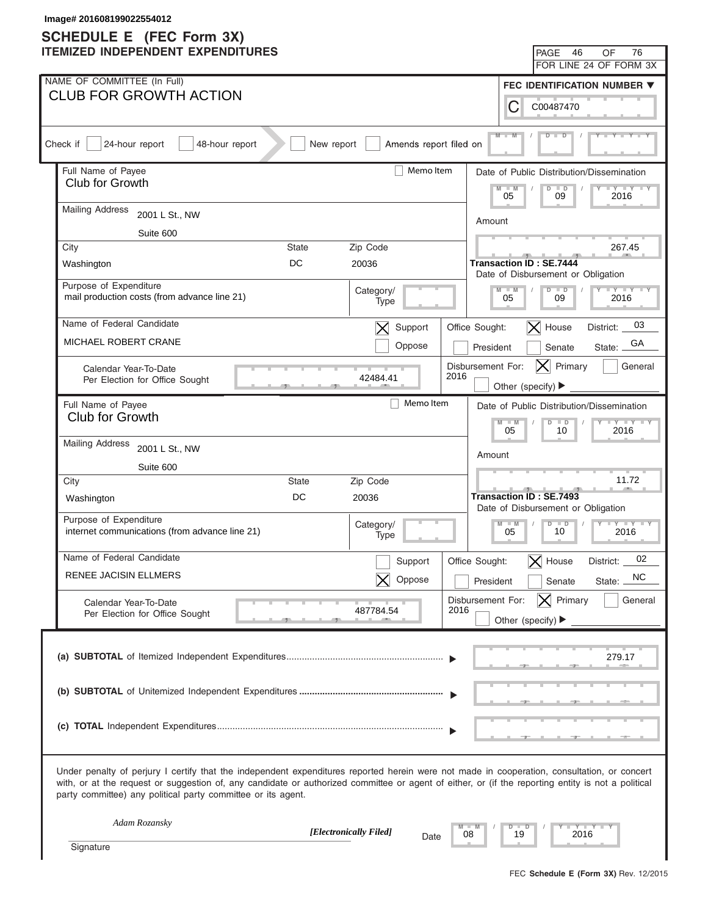Image# 201608199022554012

# SCHEDULE E (FEC Form 3X)
## ITEMIZED INDEPENDENT EXPENDITURES

PAGE 46 OF 76
FOR LINE 24 OF FORM 3X

**NAME OF COMMITTEE (In Full)**
CLUB FOR GROWTH ACTION

**FEC IDENTIFICATION NUMBER**
C00487470

Check if [ ] 24-hour report [ ] 48-hour report [ ] New report [ ] Amends report filed on __/__/____

---

| Field | Value |
|---|---|
| Full Name of Payee | Club for Growth |
| Memo Item | [ ] |
| Mailing Address | 2001 L St., NW, Suite 600 |
| City | Washington |
| State | DC |
| Zip Code | 20036 |
| Purpose of Expenditure | mail production costs (from advance line 21) |
| Category/Type | |
| Date of Public Distribution/Dissemination | 05/09/2016 |
| Amount | 267.45 |
| Transaction ID | SE.7444 |
| Date of Disbursement or Obligation | 05/09/2016 |
| Name of Federal Candidate | MICHAEL ROBERT CRANE |
| Support/Oppose | [X] Support [ ] Oppose |
| Office Sought | [X] House [ ] President [ ] Senate |
| District | 03 |
| State | GA |
| Calendar Year-To-Date Per Election for Office Sought | 42484.41 |
| Disbursement For: 2016 | [X] Primary [ ] General [ ] Other (specify) |

---

| Field | Value |
|---|---|
| Full Name of Payee | Club for Growth |
| Memo Item | [ ] |
| Mailing Address | 2001 L St., NW, Suite 600 |
| City | Washington |
| State | DC |
| Zip Code | 20036 |
| Purpose of Expenditure | internet communications (from advance line 21) |
| Category/Type | |
| Date of Public Distribution/Dissemination | 05/10/2016 |
| Amount | 11.72 |
| Transaction ID | SE.7493 |
| Date of Disbursement or Obligation | 05/10/2016 |
| Name of Federal Candidate | RENEE JACISIN ELLMERS |
| Support/Oppose | [ ] Support [X] Oppose |
| Office Sought | [X] House [ ] President [ ] Senate |
| District | 02 |
| State | NC |
| Calendar Year-To-Date Per Election for Office Sought | 487784.54 |
| Disbursement For: 2016 | [X] Primary [ ] General [ ] Other (specify) |

---

| | |
|---|---|
| **(a) SUBTOTAL** of Itemized Independent Expenditures | 279.17 |
| **(b) SUBTOTAL** of Unitemized Independent Expenditures | |
| **(c) TOTAL** Independent Expenditures | |

Under penalty of perjury I certify that the independent expenditures reported herein were not made in cooperation, consultation, or concert with, or at the request or suggestion of, any candidate or authorized committee or agent of either, or (if the reporting entity is not a political party committee) any political party committee or its agent.

*Adam Rozansky* *[Electronically Filed]*
Signature

Date 08/19/2016

FEC **Schedule E (Form 3X)** Rev. 12/2015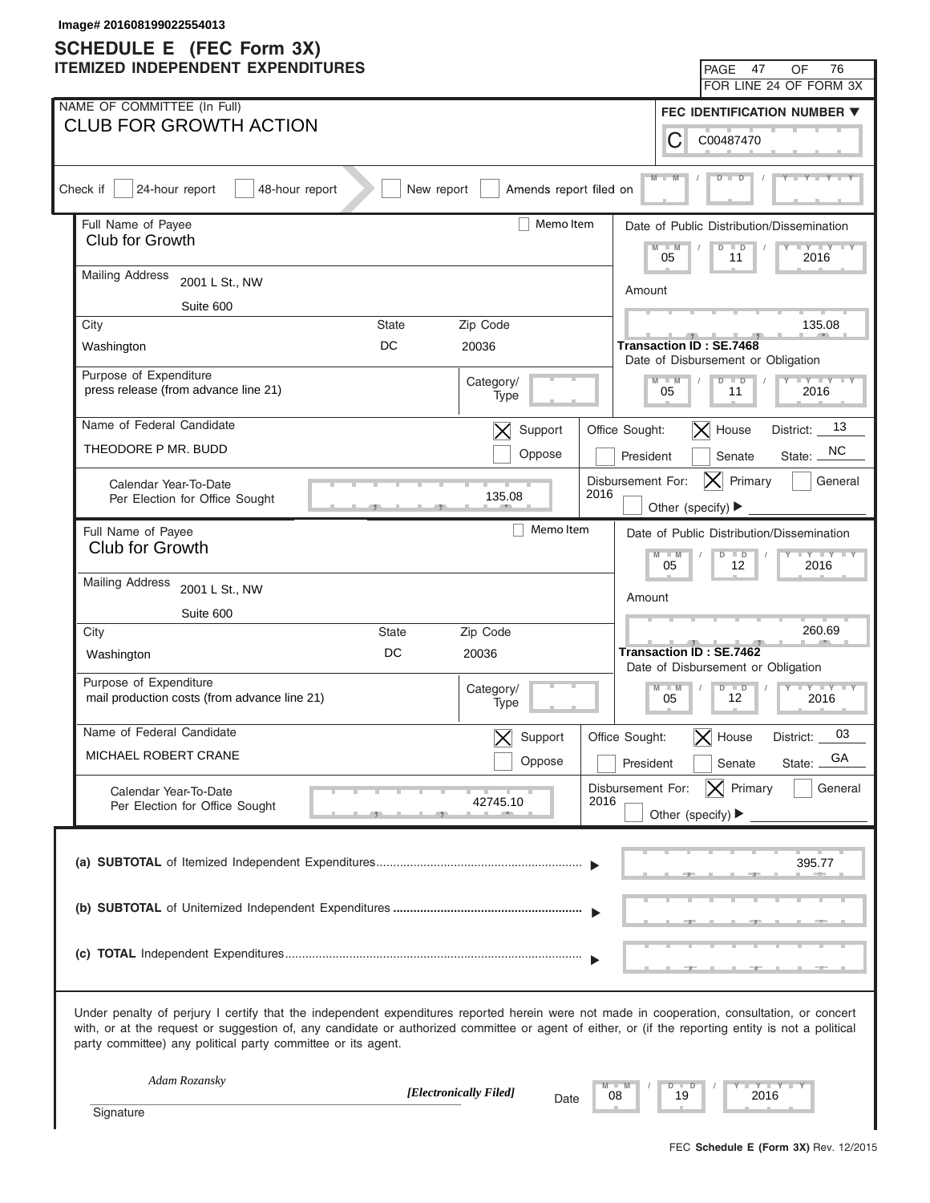Image# 201608199022554013

# SCHEDULE E (FEC Form 3X)
## ITEMIZED INDEPENDENT EXPENDITURES

PAGE 47 OF 76
FOR LINE 24 OF FORM 3X

NAME OF COMMITTEE (In Full)
CLUB FOR GROWTH ACTION

FEC IDENTIFICATION NUMBER
C00487470

Check if [ ] 24-hour report [ ] 48-hour report [ ] New report [ ] Amends report filed on MM / DD / YYYY

---

Full Name of Payee: Club for Growth
[ ] Memo Item

Mailing Address: 2001 L St., NW
Suite 600

| City | State | Zip Code |
|---|---|---|
| Washington | DC | 20036 |

Date of Public Distribution/Dissemination: 05 / 11 / 2016

Amount: 135.08

Transaction ID : SE.7468

Date of Disbursement or Obligation: 05 / 11 / 2016

Purpose of Expenditure: press release (from advance line 21)

Category/Type:

Name of Federal Candidate: THEODORE P MR. BUDD

[X] Support [ ] Oppose

Office Sought: [X] House [ ] President [ ] Senate
District: 13
State: NC

Calendar Year-To-Date Per Election for Office Sought: 135.08

Disbursement For: 2016 [X] Primary [ ] General [ ] Other (specify)

---

Full Name of Payee: Club for Growth
[ ] Memo Item

Mailing Address: 2001 L St., NW
Suite 600

| City | State | Zip Code |
|---|---|---|
| Washington | DC | 20036 |

Date of Public Distribution/Dissemination: 05 / 12 / 2016

Amount: 260.69

Transaction ID : SE.7462

Date of Disbursement or Obligation: 05 / 12 / 2016

Purpose of Expenditure: mail production costs (from advance line 21)

Category/Type:

Name of Federal Candidate: MICHAEL ROBERT CRANE

[X] Support [ ] Oppose

Office Sought: [X] House [ ] President [ ] Senate
District: 03
State: GA

Calendar Year-To-Date Per Election for Office Sought: 42745.10

Disbursement For: 2016 [X] Primary [ ] General [ ] Other (specify)

---

**(a) SUBTOTAL** of Itemized Independent Expenditures ▶ 395.77

**(b) SUBTOTAL** of Unitemized Independent Expenditures ▶

**(c) TOTAL** Independent Expenditures ▶

Under penalty of perjury I certify that the independent expenditures reported herein were not made in cooperation, consultation, or concert with, or at the request or suggestion of, any candidate or authorized committee or agent of either, or (if the reporting entity is not a political party committee) any political party committee or its agent.

*Adam Rozansky*
*[Electronically Filed]*
Signature

Date: 08 / 19 / 2016

FEC **Schedule E (Form 3X)** Rev. 12/2015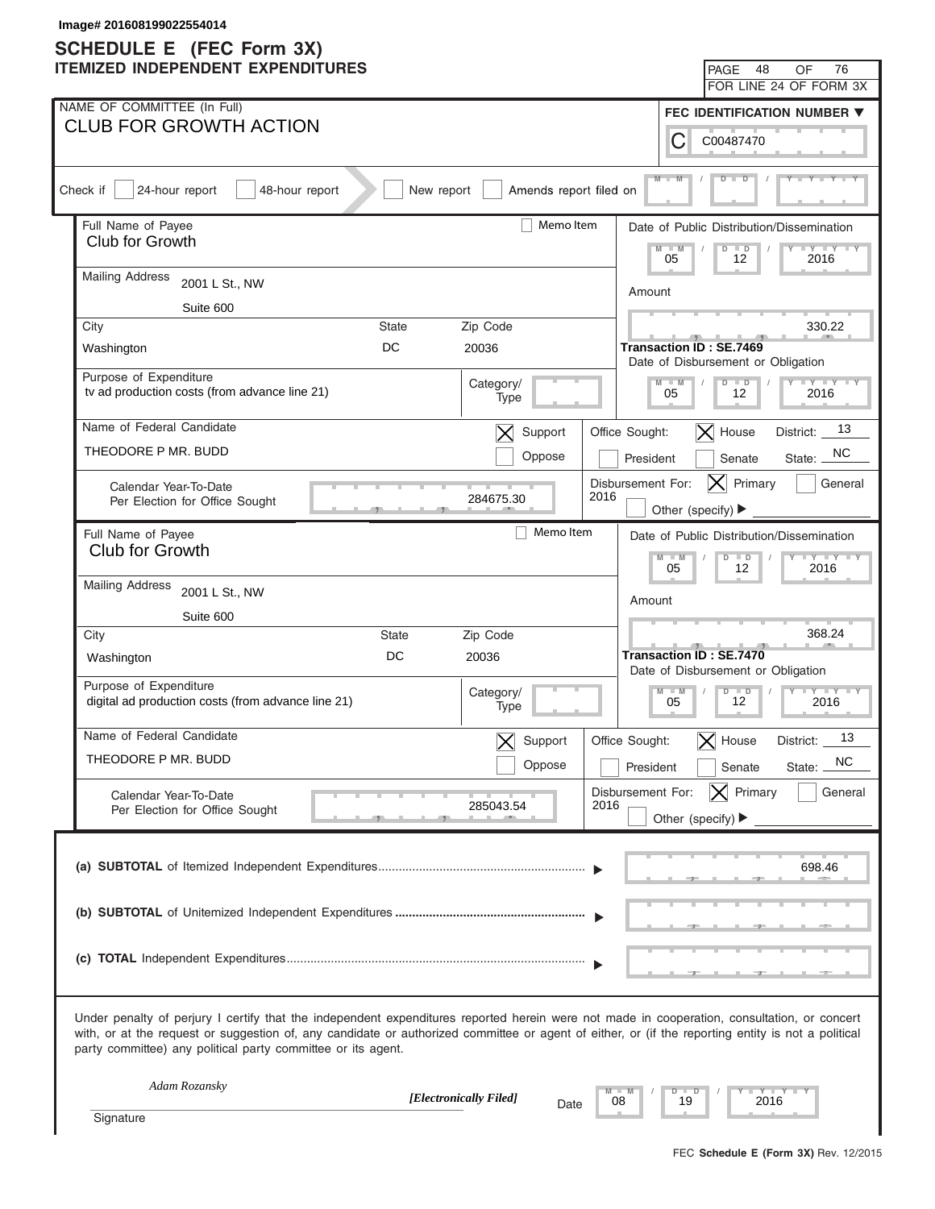Image# 201608199022554014

# SCHEDULE E (FEC Form 3X)
## ITEMIZED INDEPENDENT EXPENDITURES

PAGE 48 OF 76
FOR LINE 24 OF FORM 3X

**NAME OF COMMITTEE (In Full)**
CLUB FOR GROWTH ACTION

**FEC IDENTIFICATION NUMBER**
C00487470

Check if: [ ] 24-hour report [ ] 48-hour report [ ] New report [ ] Amends report filed on

---

**Full Name of Payee:** Club for Growth
[ ] Memo Item

**Mailing Address:** 2001 L St., NW
Suite 600

| City | State | Zip Code |
|---|---|---|
| Washington | DC | 20036 |

**Date of Public Distribution/Dissemination:** 05 / 12 / 2016

**Amount:** 330.22

**Transaction ID : SE.7469**

**Date of Disbursement or Obligation:** 05 / 12 / 2016

**Purpose of Expenditure:** tv ad production costs (from advance line 21)

**Category/Type:**

**Name of Federal Candidate:** THEODORE P MR. BUDD

[X] Support [ ] Oppose

**Office Sought:** [X] House [ ] President [ ] Senate — District: 13, State: NC

**Calendar Year-To-Date Per Election for Office Sought:** 284675.30

**Disbursement For:** 2016 [X] Primary [ ] General [ ] Other (specify)

---

**Full Name of Payee:** Club for Growth
[ ] Memo Item

**Mailing Address:** 2001 L St., NW
Suite 600

| City | State | Zip Code |
|---|---|---|
| Washington | DC | 20036 |

**Date of Public Distribution/Dissemination:** 05 / 12 / 2016

**Amount:** 368.24

**Transaction ID : SE.7470**

**Date of Disbursement or Obligation:** 05 / 12 / 2016

**Purpose of Expenditure:** digital ad production costs (from advance line 21)

**Category/Type:**

**Name of Federal Candidate:** THEODORE P MR. BUDD

[X] Support [ ] Oppose

**Office Sought:** [X] House [ ] President [ ] Senate — District: 13, State: NC

**Calendar Year-To-Date Per Election for Office Sought:** 285043.54

**Disbursement For:** 2016 [X] Primary [ ] General [ ] Other (specify)

---

**(a) SUBTOTAL** of Itemized Independent Expenditures: 698.46

**(b) SUBTOTAL** of Unitemized Independent Expenditures:

**(c) TOTAL** Independent Expenditures:

Under penalty of perjury I certify that the independent expenditures reported herein were not made in cooperation, consultation, or concert with, or at the request or suggestion of, any candidate or authorized committee or agent of either, or (if the reporting entity is not a political party committee) any political party committee or its agent.

*Adam Rozansky*
*[Electronically Filed]*
Signature

Date: 08 / 19 / 2016

FEC **Schedule E (Form 3X)** Rev. 12/2015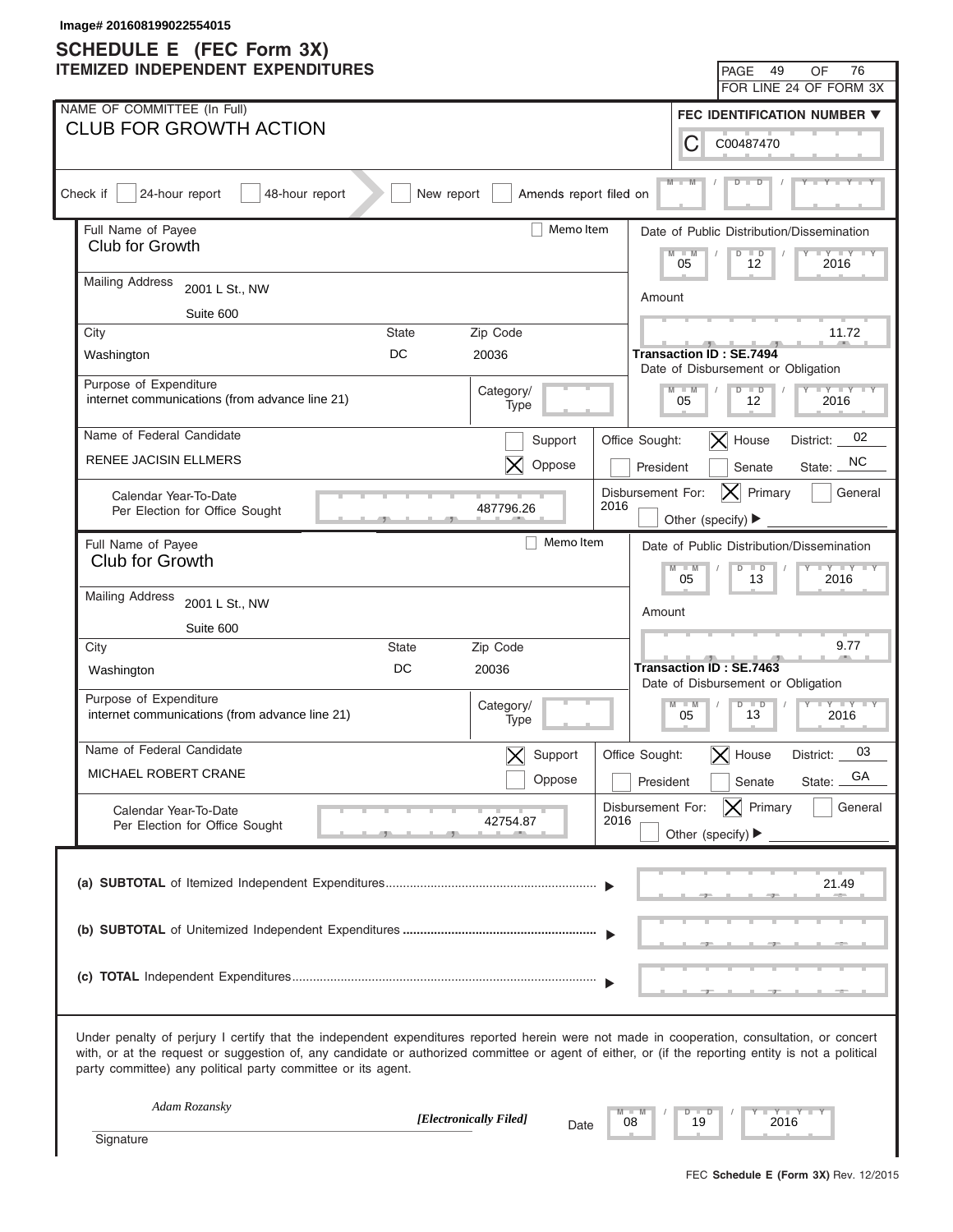Image# 201608199022554015

# SCHEDULE E (FEC Form 3X)
## ITEMIZED INDEPENDENT EXPENDITURES

PAGE 49 OF 76
FOR LINE 24 OF FORM 3X

NAME OF COMMITTEE (In Full)
**CLUB FOR GROWTH ACTION**

FEC IDENTIFICATION NUMBER
C00487470

Check if [ ] 24-hour report [ ] 48-hour report [ ] New report [ ] Amends report filed on

---

Full Name of Payee: **Club for Growth** [ ] Memo Item
Mailing Address: 2001 L St., NW, Suite 600
City: Washington State: DC Zip Code: 20036

Date of Public Distribution/Dissemination: 05 / 12 / 2016
Amount: 11.72
Transaction ID : SE.7494
Date of Disbursement or Obligation: 05 / 12 / 2016

Purpose of Expenditure: internet communications (from advance line 21)
Category/Type:

Name of Federal Candidate: RENEE JACISIN ELLMERS
[ ] Support [X] Oppose
Office Sought: [X] House [ ] President [ ] Senate District: 02 State: NC

Calendar Year-To-Date Per Election for Office Sought: 487796.26
Disbursement For: [X] Primary [ ] General 2016 [ ] Other (specify)

---

Full Name of Payee: **Club for Growth** [ ] Memo Item
Mailing Address: 2001 L St., NW, Suite 600
City: Washington State: DC Zip Code: 20036

Date of Public Distribution/Dissemination: 05 / 13 / 2016
Amount: 9.77
Transaction ID : SE.7463
Date of Disbursement or Obligation: 05 / 13 / 2016

Purpose of Expenditure: internet communications (from advance line 21)
Category/Type:

Name of Federal Candidate: MICHAEL ROBERT CRANE
[X] Support [ ] Oppose
Office Sought: [X] House [ ] President [ ] Senate District: 03 State: GA

Calendar Year-To-Date Per Election for Office Sought: 42754.87
Disbursement For: [X] Primary [ ] General 2016 [ ] Other (specify)

---

**(a) SUBTOTAL** of Itemized Independent Expenditures ........ 21.49

**(b) SUBTOTAL** of Unitemized Independent Expenditures ........

**(c) TOTAL** Independent Expenditures ........

Under penalty of perjury I certify that the independent expenditures reported herein were not made in cooperation, consultation, or concert with, or at the request or suggestion of, any candidate or authorized committee or agent of either, or (if the reporting entity is not a political party committee) any political party committee or its agent.

*Adam Rozansky* *[Electronically Filed]*
Signature Date: 08 / 19 / 2016

FEC **Schedule E (Form 3X)** Rev. 12/2015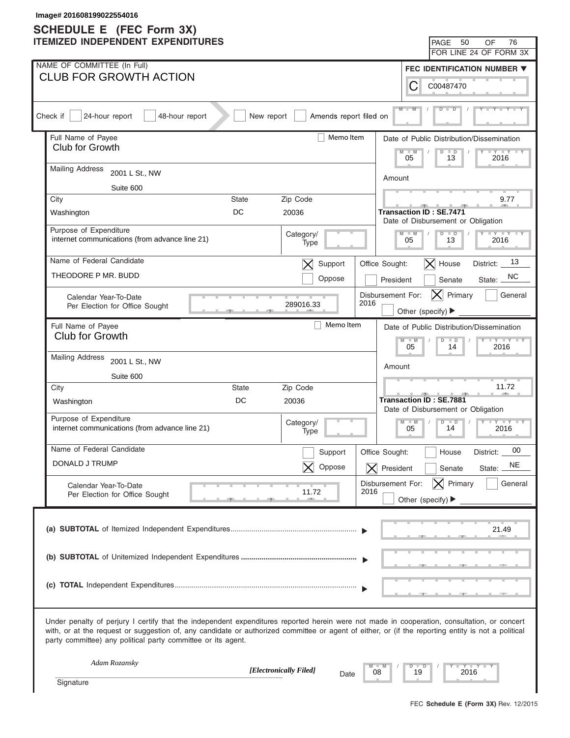Image# 201608199022554016

# SCHEDULE E (FEC Form 3X)
## ITEMIZED INDEPENDENT EXPENDITURES

PAGE 50 OF 76
FOR LINE 24 OF FORM 3X

NAME OF COMMITTEE (In Full)
**CLUB FOR GROWTH ACTION**

FEC IDENTIFICATION NUMBER
C00487470

Check if [ ] 24-hour report [ ] 48-hour report [ ] New report [ ] Amends report filed on

---

Full Name of Payee: Club for Growth
[ ] Memo Item
Mailing Address: 2001 L St., NW, Suite 600
City: Washington | State: DC | Zip Code: 20036
Purpose of Expenditure: internet communications (from advance line 21)
Category/Type:
Name of Federal Candidate: THEODORE P MR. BUDD
[X] Support [ ] Oppose
Calendar Year-To-Date Per Election for Office Sought: 289016.33

Date of Public Distribution/Dissemination: 05/13/2016
Amount: 9.77
Transaction ID : SE.7471
Date of Disbursement or Obligation: 05/13/2016
Office Sought: [X] House [ ] President [ ] Senate — District: 13 State: NC
Disbursement For: 2016 [X] Primary [ ] General [ ] Other (specify)

---

Full Name of Payee: Club for Growth
[ ] Memo Item
Mailing Address: 2001 L St., NW, Suite 600
City: Washington | State: DC | Zip Code: 20036
Purpose of Expenditure: internet communications (from advance line 21)
Category/Type:
Name of Federal Candidate: DONALD J TRUMP
[ ] Support [X] Oppose
Calendar Year-To-Date Per Election for Office Sought: 11.72

Date of Public Distribution/Dissemination: 05/14/2016
Amount: 11.72
Transaction ID : SE.7881
Date of Disbursement or Obligation: 05/14/2016
Office Sought: [ ] House [X] President [ ] Senate — District: 00 State: NE
Disbursement For: 2016 [X] Primary [ ] General [ ] Other (specify)

---

**(a) SUBTOTAL** of Itemized Independent Expenditures: 21.49

**(b) SUBTOTAL** of Unitemized Independent Expenditures:

**(c) TOTAL** Independent Expenditures:

Under penalty of perjury I certify that the independent expenditures reported herein were not made in cooperation, consultation, or concert with, or at the request or suggestion of, any candidate or authorized committee or agent of either, or (if the reporting entity is not a political party committee) any political party committee or its agent.

*Adam Rozansky* *[Electronically Filed]*
Signature

Date: 08/19/2016

FEC **Schedule E (Form 3X)** Rev. 12/2015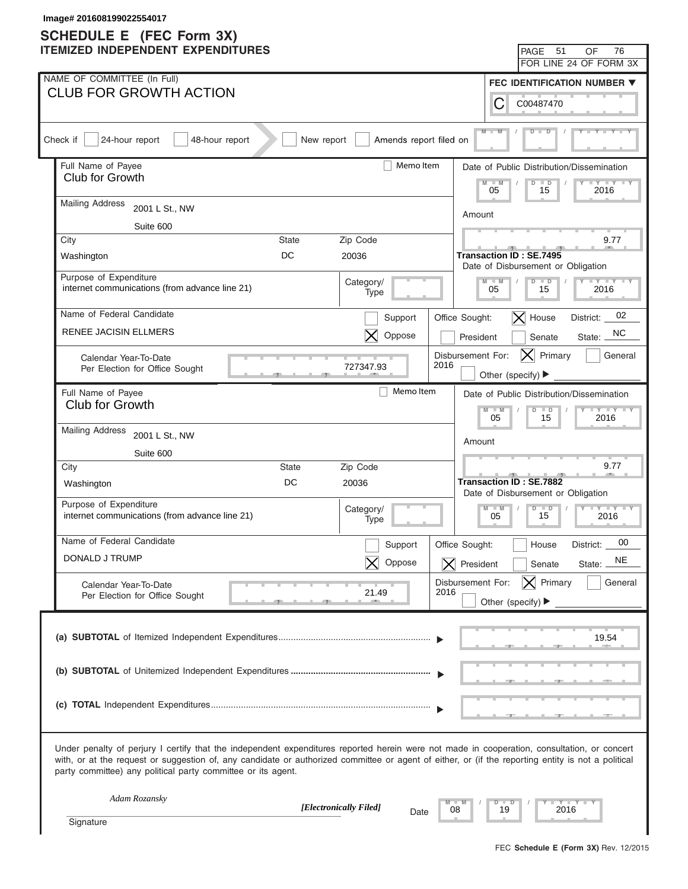Image# 201608199022554017

# SCHEDULE E (FEC Form 3X)
## ITEMIZED INDEPENDENT EXPENDITURES

PAGE 51 OF 76
FOR LINE 24 OF FORM 3X

**NAME OF COMMITTEE (In Full)**
CLUB FOR GROWTH ACTION

**FEC IDENTIFICATION NUMBER**
C00487470

Check if: [ ] 24-hour report [ ] 48-hour report [ ] New report [ ] Amends report filed on __/__/____

---

**Full Name of Payee:** Club for Growth [ ] Memo Item
**Mailing Address:** 2001 L St., NW, Suite 600
**City:** Washington **State:** DC **Zip Code:** 20036
**Purpose of Expenditure:** internet communications (from advance line 21)
**Category/Type:**
**Date of Public Distribution/Dissemination:** 05/15/2016
**Amount:** 9.77
**Transaction ID:** SE.7495
**Date of Disbursement or Obligation:** 05/15/2016
**Name of Federal Candidate:** RENEE JACISIN ELLMERS
[ ] Support [X] Oppose
**Office Sought:** [X] House [ ] President [ ] Senate — District: 02 State: NC
**Calendar Year-To-Date Per Election for Office Sought:** 727347.93
**Disbursement For:** 2016 [X] Primary [ ] General [ ] Other (specify)

---

**Full Name of Payee:** Club for Growth [ ] Memo Item
**Mailing Address:** 2001 L St., NW, Suite 600
**City:** Washington **State:** DC **Zip Code:** 20036
**Purpose of Expenditure:** internet communications (from advance line 21)
**Category/Type:**
**Date of Public Distribution/Dissemination:** 05/15/2016
**Amount:** 9.77
**Transaction ID:** SE.7882
**Date of Disbursement or Obligation:** 05/15/2016
**Name of Federal Candidate:** DONALD J TRUMP
[ ] Support [X] Oppose
**Office Sought:** [ ] House [X] President [ ] Senate — District: 00 State: NE
**Calendar Year-To-Date Per Election for Office Sought:** 21.49
**Disbursement For:** 2016 [X] Primary [ ] General [ ] Other (specify)

---

| | |
|---|---|
| **(a) SUBTOTAL** of Itemized Independent Expenditures | 19.54 |
| **(b) SUBTOTAL** of Unitemized Independent Expenditures | |
| **(c) TOTAL** Independent Expenditures | |

Under penalty of perjury I certify that the independent expenditures reported herein were not made in cooperation, consultation, or concert with, or at the request or suggestion of, any candidate or authorized committee or agent of either, or (if the reporting entity is not a political party committee) any political party committee or its agent.

*Adam Rozansky* *[Electronically Filed]*
Signature Date 08/19/2016

FEC **Schedule E (Form 3X)** Rev. 12/2015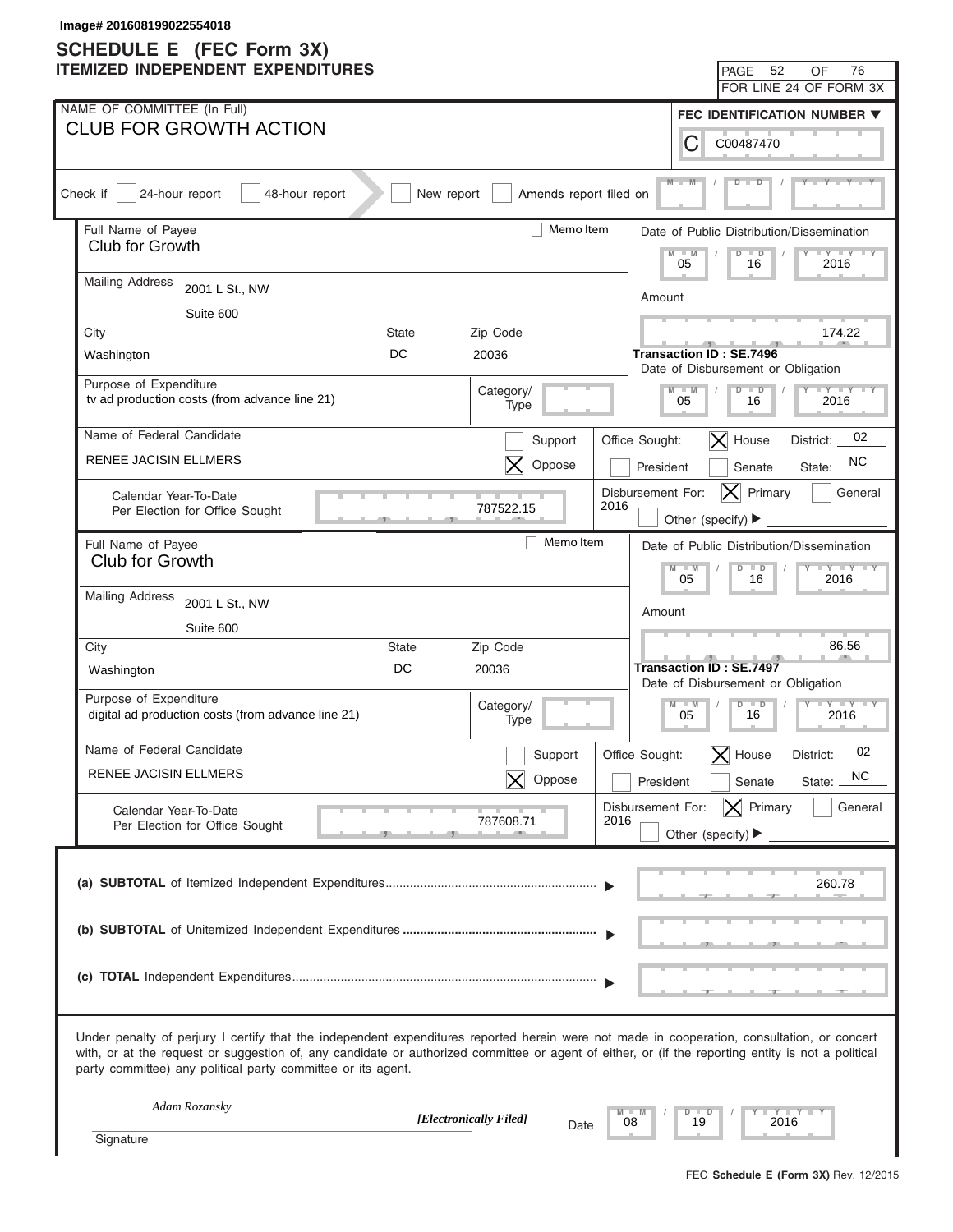Image# 201608199022554018

# SCHEDULE E (FEC Form 3X)
## ITEMIZED INDEPENDENT EXPENDITURES

PAGE 52 OF 76
FOR LINE 24 OF FORM 3X

NAME OF COMMITTEE (In Full)
**CLUB FOR GROWTH ACTION**

FEC IDENTIFICATION NUMBER
C00487470

Check if [ ] 24-hour report [ ] 48-hour report [ ] New report [ ] Amends report filed on

---

Full Name of Payee: Club for Growth
[ ] Memo Item

Mailing Address: 2001 L St., NW
Suite 600

City: Washington | State: DC | Zip Code: 20036

Date of Public Distribution/Dissemination: 05 / 16 / 2016

Amount: 174.22

Transaction ID : SE.7496

Date of Disbursement or Obligation: 05 / 16 / 2016

Purpose of Expenditure: tv ad production costs (from advance line 21)

Category/Type:

Name of Federal Candidate: RENEE JACISIN ELLMERS

[ ] Support [X] Oppose

Office Sought: [X] House [ ] President [ ] Senate — District: 02 — State: NC

Calendar Year-To-Date Per Election for Office Sought: 787522.15

Disbursement For: 2016 [X] Primary [ ] General [ ] Other (specify)

---

Full Name of Payee: Club for Growth
[ ] Memo Item

Mailing Address: 2001 L St., NW
Suite 600

City: Washington | State: DC | Zip Code: 20036

Date of Public Distribution/Dissemination: 05 / 16 / 2016

Amount: 86.56

Transaction ID : SE.7497

Date of Disbursement or Obligation: 05 / 16 / 2016

Purpose of Expenditure: digital ad production costs (from advance line 21)

Category/Type:

Name of Federal Candidate: RENEE JACISIN ELLMERS

[ ] Support [X] Oppose

Office Sought: [X] House [ ] President [ ] Senate — District: 02 — State: NC

Calendar Year-To-Date Per Election for Office Sought: 787608.71

Disbursement For: 2016 [X] Primary [ ] General [ ] Other (specify)

---

**(a) SUBTOTAL** of Itemized Independent Expenditures: 260.78

**(b) SUBTOTAL** of Unitemized Independent Expenditures:

**(c) TOTAL** Independent Expenditures:

Under penalty of perjury I certify that the independent expenditures reported herein were not made in cooperation, consultation, or concert with, or at the request or suggestion of, any candidate or authorized committee or agent of either, or (if the reporting entity is not a political party committee) any political party committee or its agent.

*Adam Rozansky* *[Electronically Filed]*

Signature

Date: 08 / 19 / 2016

FEC **Schedule E (Form 3X)** Rev. 12/2015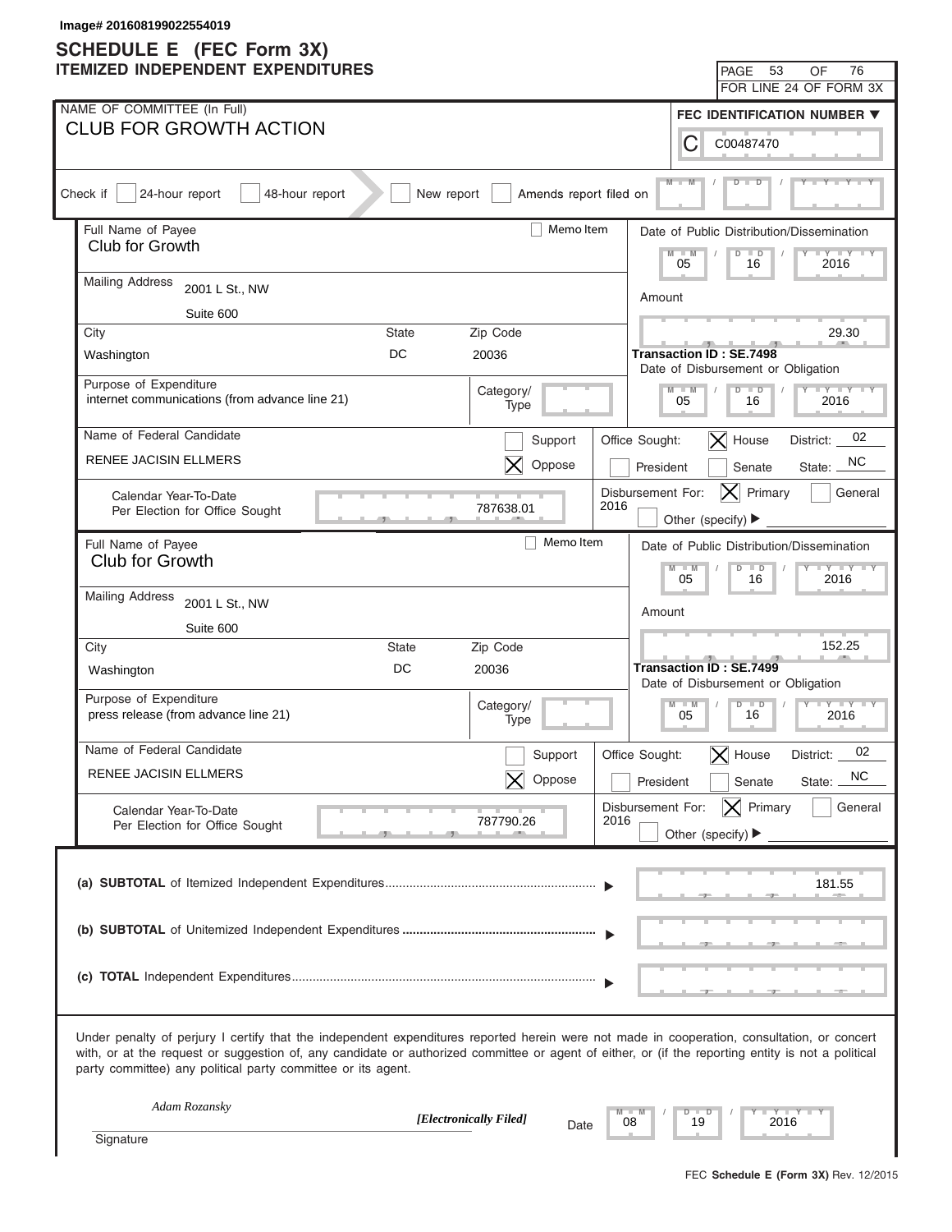Image# 201608199022554019

# SCHEDULE E (FEC Form 3X)
## ITEMIZED INDEPENDENT EXPENDITURES

PAGE 53 OF 76
FOR LINE 24 OF FORM 3X

**NAME OF COMMITTEE (In Full)**
CLUB FOR GROWTH ACTION

**FEC IDENTIFICATION NUMBER**
C00487470

Check if: [ ] 24-hour report [ ] 48-hour report [ ] New report [ ] Amends report filed on

---

**Full Name of Payee:** Club for Growth
[ ] Memo Item

**Mailing Address:** 2001 L St., NW, Suite 600

| City | State | Zip Code |
|---|---|---|
| Washington | DC | 20036 |

**Purpose of Expenditure:** internet communications (from advance line 21)

**Category/Type:**

**Name of Federal Candidate:** RENEE JACISIN ELLMERS
[ ] Support [X] Oppose

**Calendar Year-To-Date Per Election for Office Sought:** 787638.01

**Date of Public Distribution/Dissemination:** 05/16/2016

**Amount:** 29.30

**Transaction ID : SE.7498**

**Date of Disbursement or Obligation:** 05/16/2016

**Office Sought:** [X] House [ ] President [ ] Senate — District: 02, State: NC

**Disbursement For:** 2016 [X] Primary [ ] General [ ] Other (specify)

---

**Full Name of Payee:** Club for Growth
[ ] Memo Item

**Mailing Address:** 2001 L St., NW, Suite 600

| City | State | Zip Code |
|---|---|---|
| Washington | DC | 20036 |

**Purpose of Expenditure:** press release (from advance line 21)

**Category/Type:**

**Name of Federal Candidate:** RENEE JACISIN ELLMERS
[ ] Support [X] Oppose

**Calendar Year-To-Date Per Election for Office Sought:** 787790.26

**Date of Public Distribution/Dissemination:** 05/16/2016

**Amount:** 152.25

**Transaction ID : SE.7499**

**Date of Disbursement or Obligation:** 05/16/2016

**Office Sought:** [X] House [ ] President [ ] Senate — District: 02, State: NC

**Disbursement For:** 2016 [X] Primary [ ] General [ ] Other (specify)

---

**(a) SUBTOTAL** of Itemized Independent Expenditures ▶ 181.55

**(b) SUBTOTAL** of Unitemized Independent Expenditures ▶

**(c) TOTAL** Independent Expenditures ▶

Under penalty of perjury I certify that the independent expenditures reported herein were not made in cooperation, consultation, or concert with, or at the request or suggestion of, any candidate or authorized committee or agent of either, or (if the reporting entity is not a political party committee) any political party committee or its agent.

*Adam Rozansky* *[Electronically Filed]*

Signature

Date: 08/19/2016

FEC **Schedule E (Form 3X)** Rev. 12/2015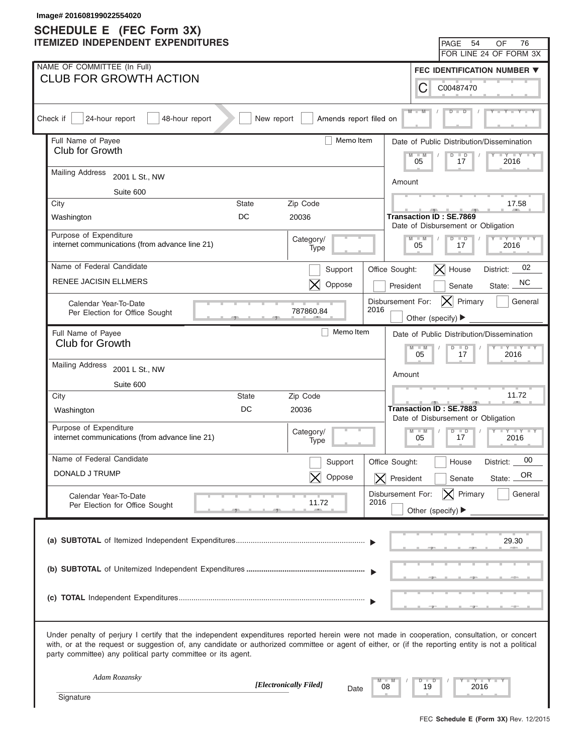Image# 201608199022554020

# SCHEDULE E (FEC Form 3X)
## ITEMIZED INDEPENDENT EXPENDITURES

PAGE 54 OF 76
FOR LINE 24 OF FORM 3X

**NAME OF COMMITTEE (In Full)**
CLUB FOR GROWTH ACTION

**FEC IDENTIFICATION NUMBER**
C00487470

Check if: [ ] 24-hour report [ ] 48-hour report [ ] New report [ ] Amends report filed on

---

**Full Name of Payee:** Club for Growth [ ] Memo Item

**Mailing Address:** 2001 L St., NW, Suite 600

**City:** Washington **State:** DC **Zip Code:** 20036

**Purpose of Expenditure:** internet communications (from advance line 21)

**Category/Type:**

**Date of Public Distribution/Dissemination:** 05/17/2016

**Amount:** 17.58

**Transaction ID : SE.7869**

**Date of Disbursement or Obligation:** 05/17/2016

**Name of Federal Candidate:** RENEE JACISIN ELLMERS

[ ] Support [X] Oppose

**Office Sought:** [X] House [ ] President [ ] Senate — District: 02 State: NC

**Calendar Year-To-Date Per Election for Office Sought:** 787860.84

**Disbursement For:** 2016 [X] Primary [ ] General [ ] Other (specify)

---

**Full Name of Payee:** Club for Growth [ ] Memo Item

**Mailing Address:** 2001 L St., NW, Suite 600

**City:** Washington **State:** DC **Zip Code:** 20036

**Purpose of Expenditure:** internet communications (from advance line 21)

**Category/Type:**

**Date of Public Distribution/Dissemination:** 05/17/2016

**Amount:** 11.72

**Transaction ID : SE.7883**

**Date of Disbursement or Obligation:** 05/17/2016

**Name of Federal Candidate:** DONALD J TRUMP

[ ] Support [X] Oppose

**Office Sought:** [ ] House [X] President [ ] Senate — District: 00 State: OR

**Calendar Year-To-Date Per Election for Office Sought:** 11.72

**Disbursement For:** 2016 [X] Primary [ ] General [ ] Other (specify)

---

**(a) SUBTOTAL** of Itemized Independent Expenditures ........ 29.30

**(b) SUBTOTAL** of Unitemized Independent Expenditures ........

**(c) TOTAL** Independent Expenditures ........

Under penalty of perjury I certify that the independent expenditures reported herein were not made in cooperation, consultation, or concert with, or at the request or suggestion of, any candidate or authorized committee or agent of either, or (if the reporting entity is not a political party committee) any political party committee or its agent.

*Adam Rozansky* *[Electronically Filed]* Date 08/19/2016

Signature

FEC **Schedule E (Form 3X)** Rev. 12/2015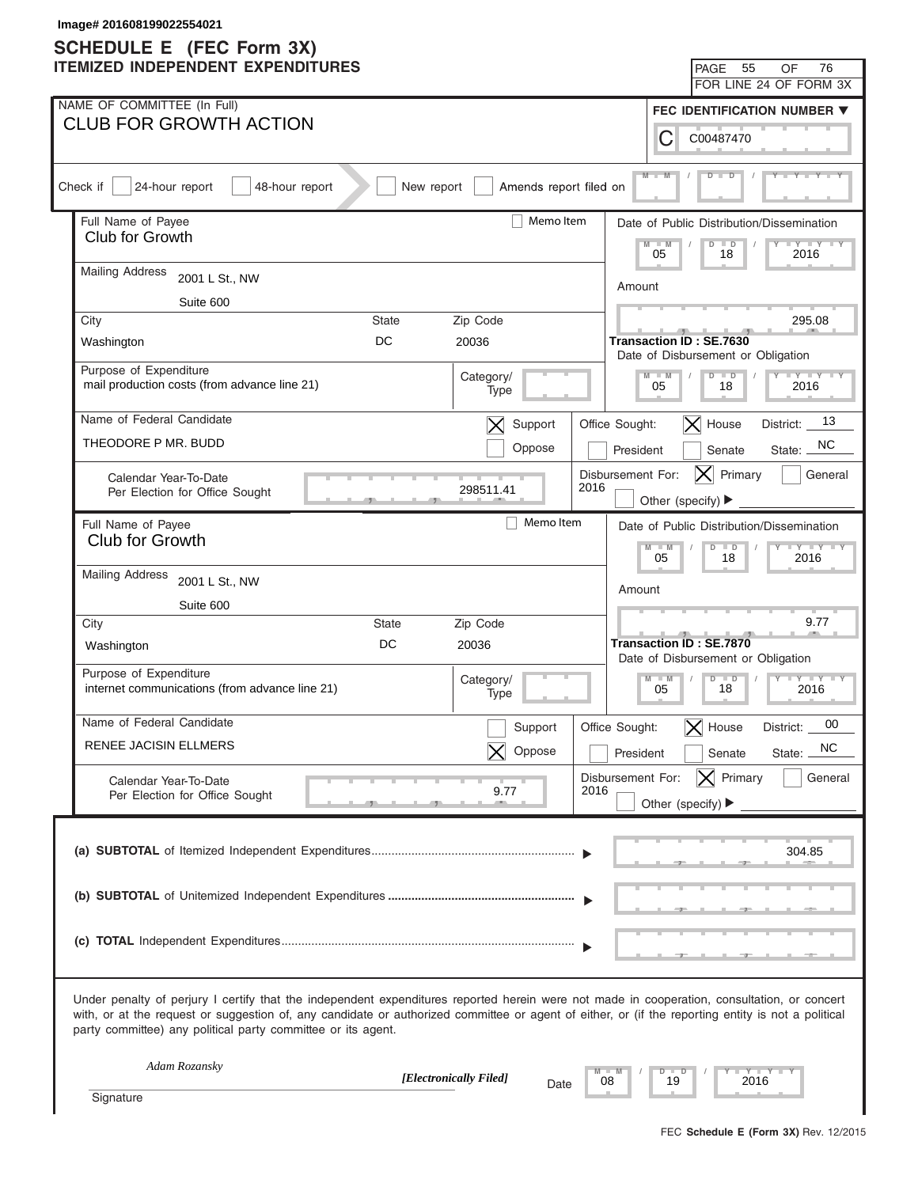Image# 201608199022554021

# SCHEDULE E (FEC Form 3X)
## ITEMIZED INDEPENDENT EXPENDITURES

PAGE 55 OF 76
FOR LINE 24 OF FORM 3X

NAME OF COMMITTEE (In Full)
**CLUB FOR GROWTH ACTION**

FEC IDENTIFICATION NUMBER
C00487470

Check if [ ] 24-hour report [ ] 48-hour report [ ] New report [ ] Amends report filed on

---

Full Name of Payee: Club for Growth
[ ] Memo Item

Mailing Address: 2001 L St., NW, Suite 600

City: Washington | State: DC | Zip Code: 20036

Date of Public Distribution/Dissemination: 05 / 18 / 2016

Amount: 295.08

Transaction ID : SE.7630

Purpose of Expenditure: mail production costs (from advance line 21)

Category/Type:

Date of Disbursement or Obligation: 05 / 18 / 2016

Name of Federal Candidate: THEODORE P MR. BUDD

[X] Support [ ] Oppose

Office Sought: [ ] President [X] House [ ] Senate | District: 13 | State: NC

Calendar Year-To-Date Per Election for Office Sought: 298511.41

Disbursement For: 2016 [X] Primary [ ] General [ ] Other (specify)

---

Full Name of Payee: Club for Growth
[ ] Memo Item

Mailing Address: 2001 L St., NW, Suite 600

City: Washington | State: DC | Zip Code: 20036

Date of Public Distribution/Dissemination: 05 / 18 / 2016

Amount: 9.77

Transaction ID : SE.7870

Purpose of Expenditure: internet communications (from advance line 21)

Category/Type:

Date of Disbursement or Obligation: 05 / 18 / 2016

Name of Federal Candidate: RENEE JACISIN ELLMERS

[ ] Support [X] Oppose

Office Sought: [ ] President [X] House [ ] Senate | District: 00 | State: NC

Calendar Year-To-Date Per Election for Office Sought: 9.77

Disbursement For: 2016 [X] Primary [ ] General [ ] Other (specify)

---

**(a) SUBTOTAL** of Itemized Independent Expenditures: 304.85

**(b) SUBTOTAL** of Unitemized Independent Expenditures:

**(c) TOTAL** Independent Expenditures:

Under penalty of perjury I certify that the independent expenditures reported herein were not made in cooperation, consultation, or concert with, or at the request or suggestion of, any candidate or authorized committee or agent of either, or (if the reporting entity is not a political party committee) any political party committee or its agent.

*Adam Rozansky*
*[Electronically Filed]*
Signature

Date: 08 / 19 / 2016

FEC **Schedule E (Form 3X)** Rev. 12/2015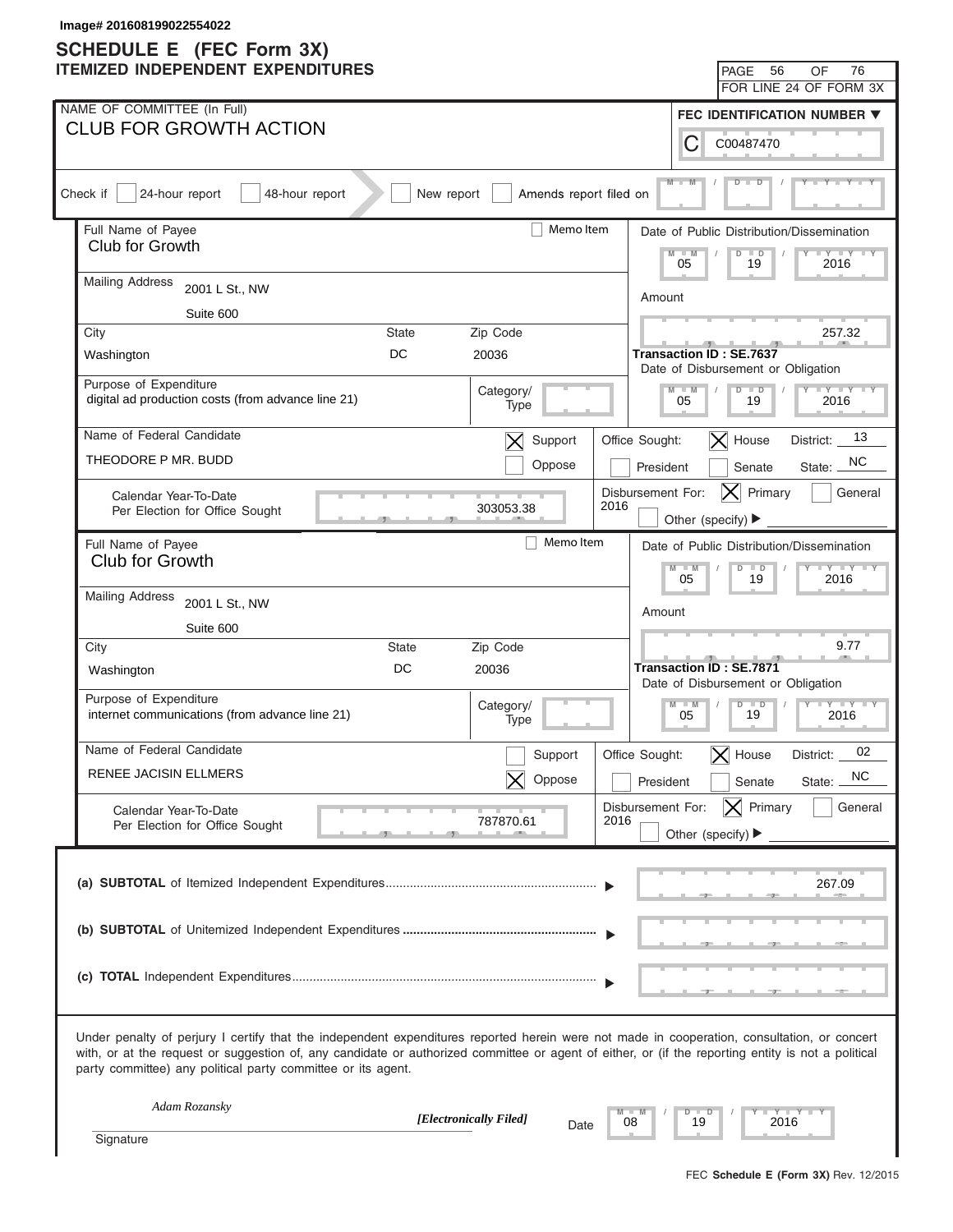Image# 201608199022554022

# SCHEDULE E (FEC Form 3X)
## ITEMIZED INDEPENDENT EXPENDITURES

PAGE 56 OF 76
FOR LINE 24 OF FORM 3X

**NAME OF COMMITTEE (In Full)**
CLUB FOR GROWTH ACTION

**FEC IDENTIFICATION NUMBER**
C00487470

Check if [ ] 24-hour report [ ] 48-hour report [ ] New report [ ] Amends report filed on MM / DD / YYYY

---

**Full Name of Payee:** Club for Growth
[ ] Memo Item

**Mailing Address:** 2001 L St., NW, Suite 600
**City:** Washington **State:** DC **Zip Code:** 20036

**Date of Public Distribution/Dissemination:** 05 / 19 / 2016

**Amount:** 257.32

**Transaction ID :** SE.7637

**Date of Disbursement or Obligation:** 05 / 19 / 2016

**Purpose of Expenditure:** digital ad production costs (from advance line 21)

**Category/Type:**

**Name of Federal Candidate:** THEODORE P MR. BUDD

[X] Support [ ] Oppose

**Office Sought:** [X] House [ ] President [ ] Senate — District: 13, State: NC

**Calendar Year-To-Date Per Election for Office Sought:** 303053.38

**Disbursement For:** 2016 [X] Primary [ ] General [ ] Other (specify)

---

**Full Name of Payee:** Club for Growth
[ ] Memo Item

**Mailing Address:** 2001 L St., NW, Suite 600
**City:** Washington **State:** DC **Zip Code:** 20036

**Date of Public Distribution/Dissemination:** 05 / 19 / 2016

**Amount:** 9.77

**Transaction ID :** SE.7871

**Date of Disbursement or Obligation:** 05 / 19 / 2016

**Purpose of Expenditure:** internet communications (from advance line 21)

**Category/Type:**

**Name of Federal Candidate:** RENEE JACISIN ELLMERS

[ ] Support [X] Oppose

**Office Sought:** [X] House [ ] President [ ] Senate — District: 02, State: NC

**Calendar Year-To-Date Per Election for Office Sought:** 787870.61

**Disbursement For:** 2016 [X] Primary [ ] General [ ] Other (specify)

---

**(a) SUBTOTAL** of Itemized Independent Expenditures ▶ 267.09

**(b) SUBTOTAL** of Unitemized Independent Expenditures ▶

**(c) TOTAL** Independent Expenditures ▶

Under penalty of perjury I certify that the independent expenditures reported herein were not made in cooperation, consultation, or concert with, or at the request or suggestion of, any candidate or authorized committee or agent of either, or (if the reporting entity is not a political party committee) any political party committee or its agent.

*Adam Rozansky* *[Electronically Filed]*
Signature

Date: 08 / 19 / 2016

FEC **Schedule E (Form 3X)** Rev. 12/2015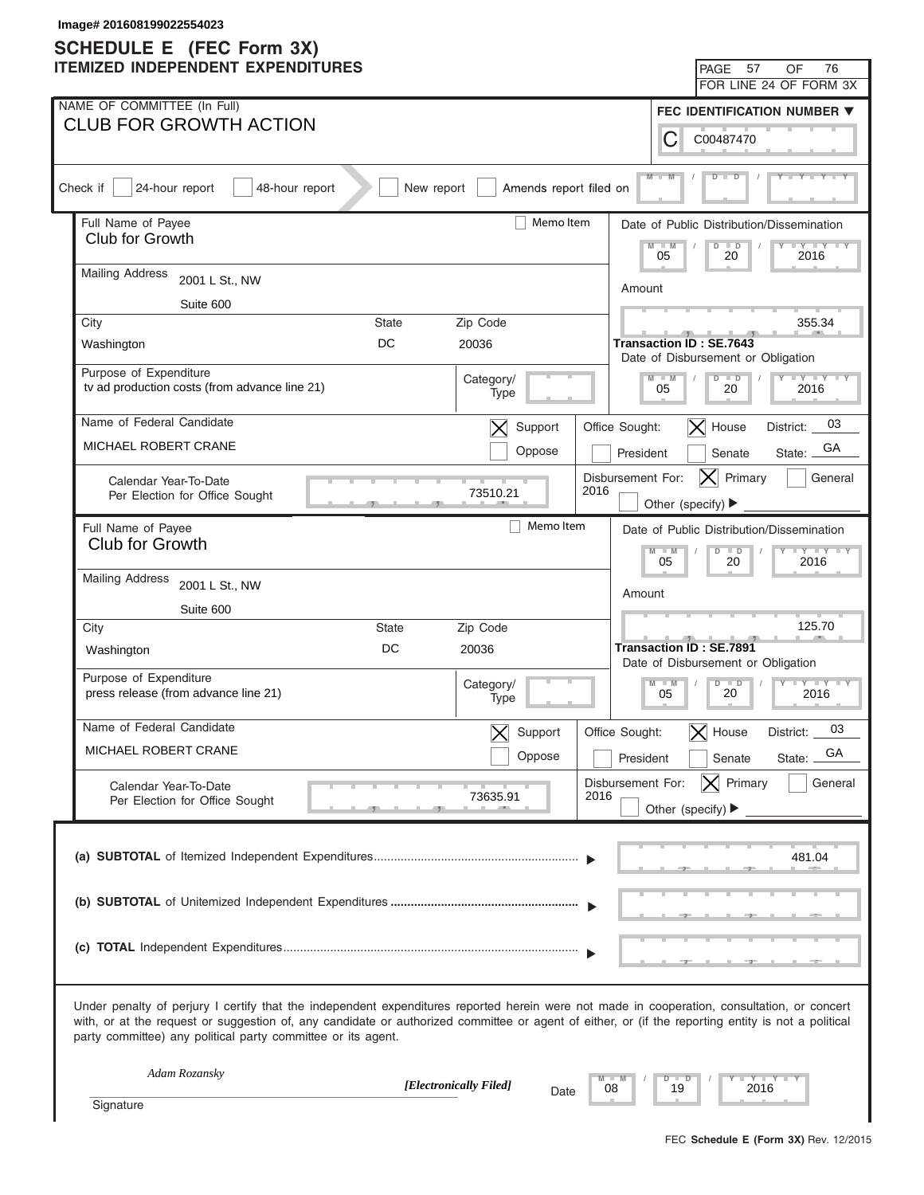Image# 201608199022554023

# SCHEDULE E (FEC Form 3X)
## ITEMIZED INDEPENDENT EXPENDITURES

PAGE 57 OF 76
FOR LINE 24 OF FORM 3X

NAME OF COMMITTEE (In Full): CLUB FOR GROWTH ACTION

FEC IDENTIFICATION NUMBER: C00487470

Check if: [ ] 24-hour report [ ] 48-hour report [ ] New report [ ] Amends report filed on

---

Full Name of Payee: Club for Growth
[ ] Memo Item

Mailing Address: 2001 L St., NW
Suite 600

City: Washington | State: DC | Zip Code: 20036

Date of Public Distribution/Dissemination: 05 / 20 / 2016

Amount: 355.34

Transaction ID : SE.7643

Date of Disbursement or Obligation: 05 / 20 / 2016

Purpose of Expenditure: tv ad production costs (from advance line 21)

Category/Type:

Name of Federal Candidate: MICHAEL ROBERT CRANE

[X] Support [ ] Oppose

Office Sought: [X] House [ ] President [ ] Senate — District: 03 State: GA

Calendar Year-To-Date Per Election for Office Sought: 73510.21

Disbursement For: 2016 [X] Primary [ ] General [ ] Other (specify)

---

Full Name of Payee: Club for Growth
[ ] Memo Item

Mailing Address: 2001 L St., NW
Suite 600

City: Washington | State: DC | Zip Code: 20036

Date of Public Distribution/Dissemination: 05 / 20 / 2016

Amount: 125.70

Transaction ID : SE.7891

Date of Disbursement or Obligation: 05 / 20 / 2016

Purpose of Expenditure: press release (from advance line 21)

Category/Type:

Name of Federal Candidate: MICHAEL ROBERT CRANE

[X] Support [ ] Oppose

Office Sought: [X] House [ ] President [ ] Senate — District: 03 State: GA

Calendar Year-To-Date Per Election for Office Sought: 73635.91

Disbursement For: 2016 [X] Primary [ ] General [ ] Other (specify)

---

(a) **SUBTOTAL** of Itemized Independent Expenditures ▶ 481.04

(b) **SUBTOTAL** of Unitemized Independent Expenditures ▶

(c) **TOTAL** Independent Expenditures ▶

Under penalty of perjury I certify that the independent expenditures reported herein were not made in cooperation, consultation, or concert with, or at the request or suggestion of, any candidate or authorized committee or agent of either, or (if the reporting entity is not a political party committee) any political party committee or its agent.

*Adam Rozansky* *[Electronically Filed]*

Signature

Date: 08 / 19 / 2016

FEC **Schedule E (Form 3X)** Rev. 12/2015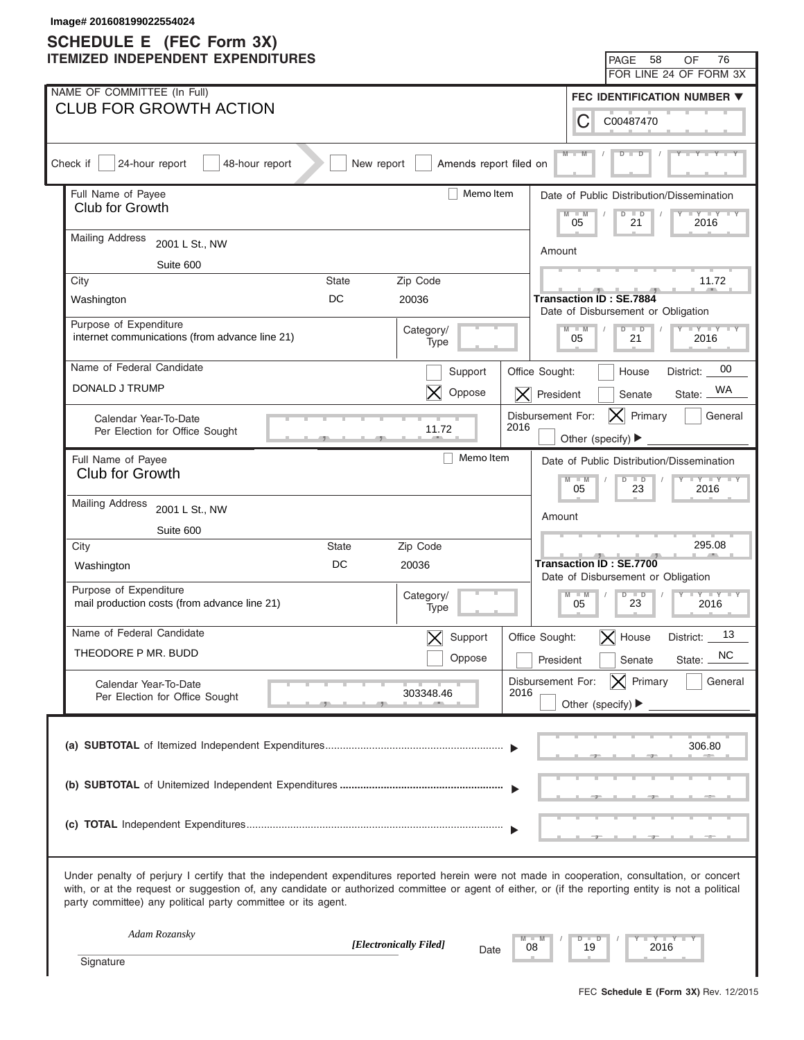Image# 201608199022554024

# SCHEDULE E (FEC Form 3X)
## ITEMIZED INDEPENDENT EXPENDITURES

PAGE 58 OF 76
FOR LINE 24 OF FORM 3X

**NAME OF COMMITTEE (In Full)**
CLUB FOR GROWTH ACTION

**FEC IDENTIFICATION NUMBER**
C00487470

Check if [ ] 24-hour report [ ] 48-hour report [ ] New report [ ] Amends report filed on

---

**Full Name of Payee:** Club for Growth
[ ] Memo Item

**Mailing Address:** 2001 L St., NW, Suite 600

| City | State | Zip Code |
|---|---|---|
| Washington | DC | 20036 |

**Date of Public Distribution/Dissemination:** 05 / 21 / 2016

**Amount:** 11.72

**Transaction ID : SE.7884**

**Date of Disbursement or Obligation:** 05 / 21 / 2016

**Purpose of Expenditure:** internet communications (from advance line 21)

**Category/Type:**

**Name of Federal Candidate:** DONALD J TRUMP

[ ] Support [X] Oppose

**Office Sought:** [ ] House [X] President [ ] Senate — District: 00 State: WA

**Calendar Year-To-Date Per Election for Office Sought:** 11.72

**Disbursement For:** 2016 [X] Primary [ ] General [ ] Other (specify)

---

**Full Name of Payee:** Club for Growth
[ ] Memo Item

**Mailing Address:** 2001 L St., NW, Suite 600

| City | State | Zip Code |
|---|---|---|
| Washington | DC | 20036 |

**Date of Public Distribution/Dissemination:** 05 / 23 / 2016

**Amount:** 295.08

**Transaction ID : SE.7700**

**Date of Disbursement or Obligation:** 05 / 23 / 2016

**Purpose of Expenditure:** mail production costs (from advance line 21)

**Category/Type:**

**Name of Federal Candidate:** THEODORE P MR. BUDD

[X] Support [ ] Oppose

**Office Sought:** [X] House [ ] President [ ] Senate — District: 13 State: NC

**Calendar Year-To-Date Per Election for Office Sought:** 303348.46

**Disbursement For:** 2016 [X] Primary [ ] General [ ] Other (specify)

---

**(a) SUBTOTAL** of Itemized Independent Expenditures ........ 306.80

**(b) SUBTOTAL** of Unitemized Independent Expenditures ........

**(c) TOTAL** Independent Expenditures ........

Under penalty of perjury I certify that the independent expenditures reported herein were not made in cooperation, consultation, or concert with, or at the request or suggestion of, any candidate or authorized committee or agent of either, or (if the reporting entity is not a political party committee) any political party committee or its agent.

*Adam Rozansky* *[Electronically Filed]*
Signature

Date: 08 / 19 / 2016

FEC **Schedule E (Form 3X)** Rev. 12/2015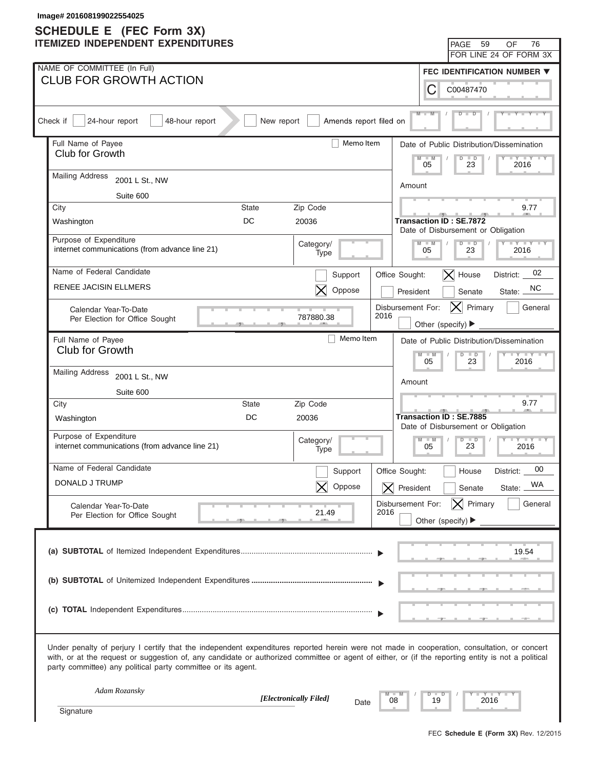Image# 201608199022554025

# SCHEDULE E (FEC Form 3X)
## ITEMIZED INDEPENDENT EXPENDITURES

PAGE 59 OF 76
FOR LINE 24 OF FORM 3X

**NAME OF COMMITTEE (In Full)**
CLUB FOR GROWTH ACTION

**FEC IDENTIFICATION NUMBER**
C00487470

Check if [ ] 24-hour report [ ] 48-hour report [ ] New report [ ] Amends report filed on

---

**Full Name of Payee:** Club for Growth
[ ] Memo Item

**Mailing Address:** 2001 L St., NW, Suite 600
**City:** Washington **State:** DC **Zip Code:** 20036

**Date of Public Distribution/Dissemination:** 05/23/2016
**Amount:** 9.77
**Transaction ID : SE.7872**
**Date of Disbursement or Obligation:** 05/23/2016

**Purpose of Expenditure:** internet communications (from advance line 21)
**Category/Type:**

**Name of Federal Candidate:** RENEE JACISIN ELLMERS
[ ] Support [X] Oppose

**Office Sought:** [X] House [ ] President [ ] Senate
**District:** 02 **State:** NC

**Calendar Year-To-Date Per Election for Office Sought:** 787880.38

**Disbursement For:** 2016 [X] Primary [ ] General [ ] Other (specify)

---

**Full Name of Payee:** Club for Growth
[ ] Memo Item

**Mailing Address:** 2001 L St., NW, Suite 600
**City:** Washington **State:** DC **Zip Code:** 20036

**Date of Public Distribution/Dissemination:** 05/23/2016
**Amount:** 9.77
**Transaction ID : SE.7885**
**Date of Disbursement or Obligation:** 05/23/2016

**Purpose of Expenditure:** internet communications (from advance line 21)
**Category/Type:**

**Name of Federal Candidate:** DONALD J TRUMP
[ ] Support [X] Oppose

**Office Sought:** [ ] House [X] President [ ] Senate
**District:** 00 **State:** WA

**Calendar Year-To-Date Per Election for Office Sought:** 21.49

**Disbursement For:** 2016 [X] Primary [ ] General [ ] Other (specify)

---

**(a) SUBTOTAL** of Itemized Independent Expenditures ▶ 19.54

**(b) SUBTOTAL** of Unitemized Independent Expenditures ▶

**(c) TOTAL** Independent Expenditures ▶

Under penalty of perjury I certify that the independent expenditures reported herein were not made in cooperation, consultation, or concert with, or at the request or suggestion of, any candidate or authorized committee or agent of either, or (if the reporting entity is not a political party committee) any political party committee or its agent.

*Adam Rozansky* *[Electronically Filed]*
Signature Date 08/19/2016

FEC **Schedule E (Form 3X)** Rev. 12/2015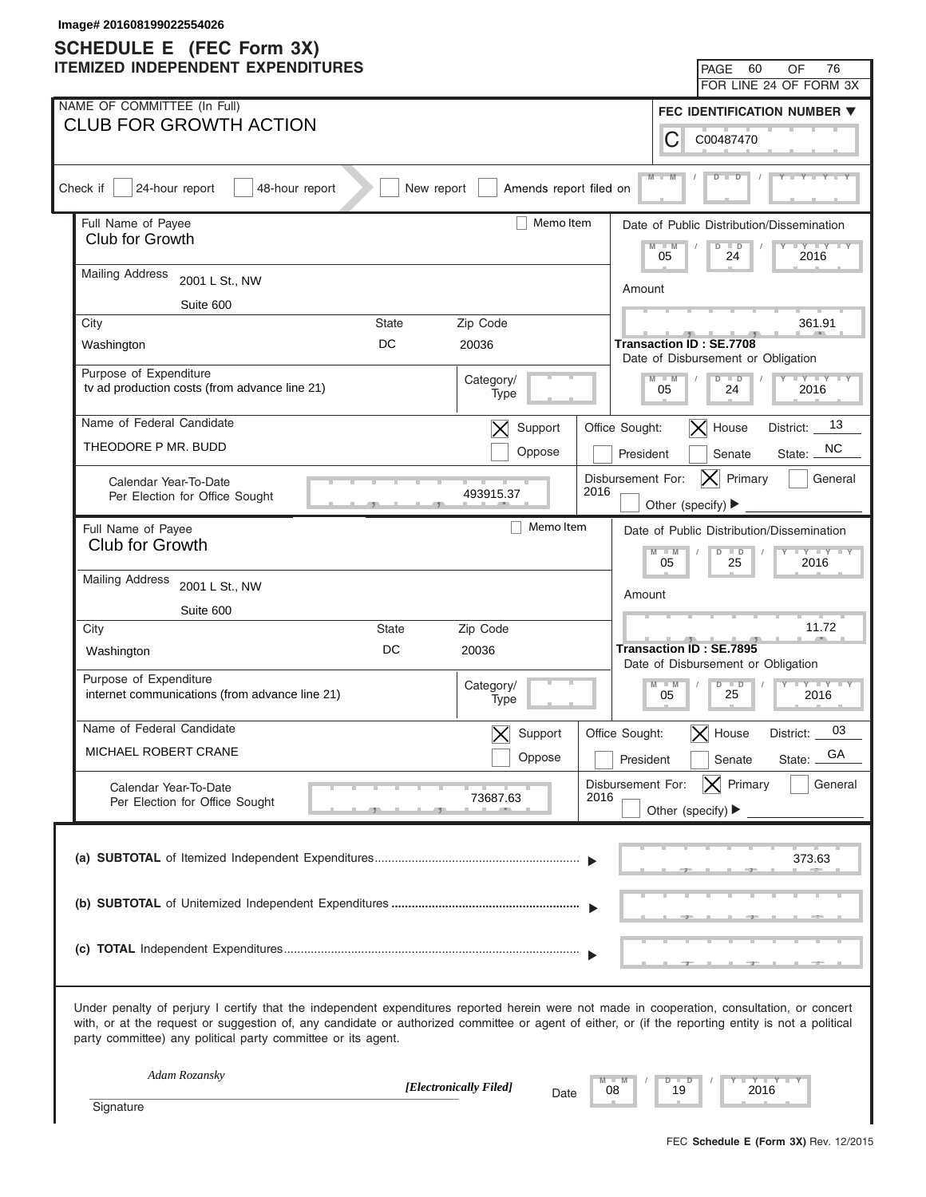Image# 201608199022554026

# SCHEDULE E (FEC Form 3X)
## ITEMIZED INDEPENDENT EXPENDITURES

PAGE 60 OF 76
FOR LINE 24 OF FORM 3X

NAME OF COMMITTEE (In Full)
**CLUB FOR GROWTH ACTION**

FEC IDENTIFICATION NUMBER
C00487470

Check if [ ] 24-hour report [ ] 48-hour report [ ] New report [ ] Amends report filed on

---

Full Name of Payee: Club for Growth
[ ] Memo Item

Mailing Address: 2001 L St., NW, Suite 600

City: Washington | State: DC | Zip Code: 20036

Date of Public Distribution/Dissemination: 05/24/2016

Amount: 361.91

Transaction ID : SE.7708

Date of Disbursement or Obligation: 05/24/2016

Purpose of Expenditure: tv ad production costs (from advance line 21)

Category/Type:

Name of Federal Candidate: THEODORE P MR. BUDD

[X] Support [ ] Oppose

Office Sought: [X] House [ ] President [ ] Senate | District: 13 | State: NC

Calendar Year-To-Date Per Election for Office Sought: 493915.37

Disbursement For: 2016 [X] Primary [ ] General [ ] Other (specify)

---

Full Name of Payee: Club for Growth
[ ] Memo Item

Mailing Address: 2001 L St., NW, Suite 600

City: Washington | State: DC | Zip Code: 20036

Date of Public Distribution/Dissemination: 05/25/2016

Amount: 11.72

Transaction ID : SE.7895

Date of Disbursement or Obligation: 05/25/2016

Purpose of Expenditure: internet communications (from advance line 21)

Category/Type:

Name of Federal Candidate: MICHAEL ROBERT CRANE

[X] Support [ ] Oppose

Office Sought: [X] House [ ] President [ ] Senate | District: 03 | State: GA

Calendar Year-To-Date Per Election for Office Sought: 73687.63

Disbursement For: 2016 [X] Primary [ ] General [ ] Other (specify)

---

**(a) SUBTOTAL** of Itemized Independent Expenditures: 373.63

**(b) SUBTOTAL** of Unitemized Independent Expenditures:

**(c) TOTAL** Independent Expenditures:

Under penalty of perjury I certify that the independent expenditures reported herein were not made in cooperation, consultation, or concert with, or at the request or suggestion of, any candidate or authorized committee or agent of either, or (if the reporting entity is not a political party committee) any political party committee or its agent.

*Adam Rozansky* *[Electronically Filed]*
Signature

Date: 08/19/2016

FEC **Schedule E (Form 3X)** Rev. 12/2015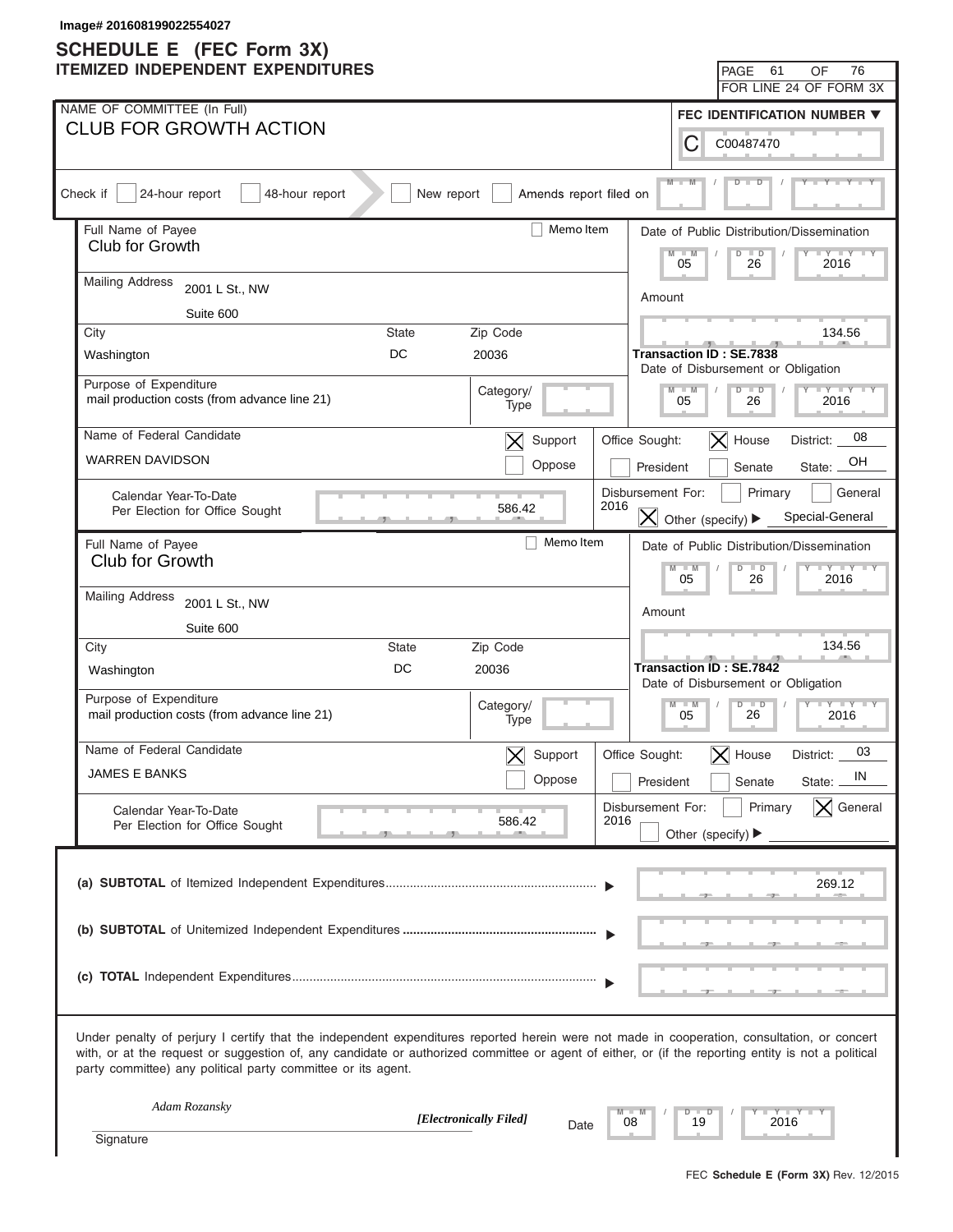Image# 201608199022554027

# SCHEDULE E (FEC Form 3X)
## ITEMIZED INDEPENDENT EXPENDITURES

PAGE 61 OF 76
FOR LINE 24 OF FORM 3X

NAME OF COMMITTEE (In Full)
**CLUB FOR GROWTH ACTION**

FEC IDENTIFICATION NUMBER
C00487470

Check if [ ] 24-hour report [ ] 48-hour report [ ] New report [ ] Amends report filed on

---

Full Name of Payee: Club for Growth
[ ] Memo Item

Mailing Address: 2001 L St., NW, Suite 600
City: Washington State: DC Zip Code: 20036

Date of Public Distribution/Dissemination: 05 / 26 / 2016
Amount: 134.56
Transaction ID : SE.7838
Date of Disbursement or Obligation: 05 / 26 / 2016

Purpose of Expenditure: mail production costs (from advance line 21)
Category/Type:

Name of Federal Candidate: WARREN DAVIDSON
[X] Support [ ] Oppose

Office Sought: [ ] President [X] House [ ] Senate District: 08 State: OH

Calendar Year-To-Date Per Election for Office Sought: 586.42

Disbursement For: 2016 [ ] Primary [ ] General [X] Other (specify) Special-General

---

Full Name of Payee: Club for Growth
[ ] Memo Item

Mailing Address: 2001 L St., NW, Suite 600
City: Washington State: DC Zip Code: 20036

Date of Public Distribution/Dissemination: 05 / 26 / 2016
Amount: 134.56
Transaction ID : SE.7842
Date of Disbursement or Obligation: 05 / 26 / 2016

Purpose of Expenditure: mail production costs (from advance line 21)
Category/Type:

Name of Federal Candidate: JAMES E BANKS
[X] Support [ ] Oppose

Office Sought: [ ] President [X] House [ ] Senate District: 03 State: IN

Calendar Year-To-Date Per Election for Office Sought: 586.42

Disbursement For: 2016 [ ] Primary [X] General [ ] Other (specify)

---

(a) **SUBTOTAL** of Itemized Independent Expenditures ▶ 269.12

(b) **SUBTOTAL** of Unitemized Independent Expenditures ▶

(c) **TOTAL** Independent Expenditures ▶

Under penalty of perjury I certify that the independent expenditures reported herein were not made in cooperation, consultation, or concert with, or at the request or suggestion of, any candidate or authorized committee or agent of either, or (if the reporting entity is not a political party committee) any political party committee or its agent.

*Adam Rozansky* *[Electronically Filed]*
Signature

Date 08 / 19 / 2016

FEC **Schedule E (Form 3X)** Rev. 12/2015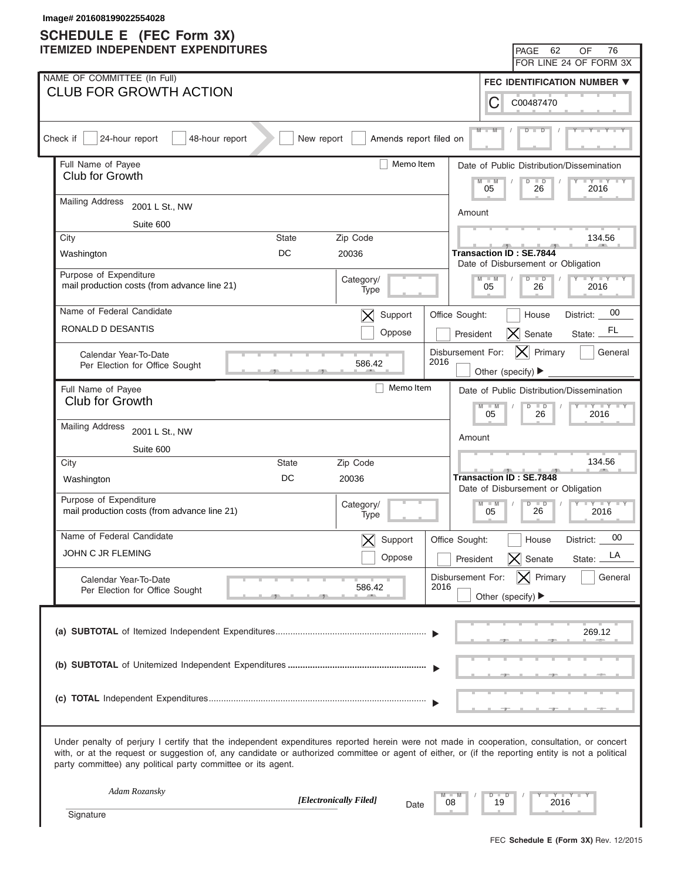Image# 201608199022554028

# SCHEDULE E (FEC Form 3X)
## ITEMIZED INDEPENDENT EXPENDITURES

PAGE 62 OF 76
FOR LINE 24 OF FORM 3X

NAME OF COMMITTEE (In Full)
CLUB FOR GROWTH ACTION

FEC IDENTIFICATION NUMBER
C00487470

Check if [ ] 24-hour report [ ] 48-hour report [ ] New report [ ] Amends report filed on

---

Full Name of Payee: Club for Growth
[ ] Memo Item

Mailing Address: 2001 L St., NW
Suite 600

City: Washington | State: DC | Zip Code: 20036

Purpose of Expenditure: mail production costs (from advance line 21)
Category/Type:

Date of Public Distribution/Dissemination: 05 / 26 / 2016

Amount: 134.56

Transaction ID : SE.7844

Date of Disbursement or Obligation: 05 / 26 / 2016

Name of Federal Candidate: RONALD D DESANTIS
[X] Support [ ] Oppose

Office Sought: [ ] House [ ] President [X] Senate
District: 00 State: FL

Calendar Year-To-Date Per Election for Office Sought: 586.42

Disbursement For: 2016 [X] Primary [ ] General [ ] Other (specify)

---

Full Name of Payee: Club for Growth
[ ] Memo Item

Mailing Address: 2001 L St., NW
Suite 600

City: Washington | State: DC | Zip Code: 20036

Purpose of Expenditure: mail production costs (from advance line 21)
Category/Type:

Date of Public Distribution/Dissemination: 05 / 26 / 2016

Amount: 134.56

Transaction ID : SE.7848

Date of Disbursement or Obligation: 05 / 26 / 2016

Name of Federal Candidate: JOHN C JR FLEMING
[X] Support [ ] Oppose

Office Sought: [ ] House [ ] President [X] Senate
District: 00 State: LA

Calendar Year-To-Date Per Election for Office Sought: 586.42

Disbursement For: 2016 [X] Primary [ ] General [ ] Other (specify)

---

**(a) SUBTOTAL** of Itemized Independent Expenditures: 269.12

**(b) SUBTOTAL** of Unitemized Independent Expenditures:

**(c) TOTAL** Independent Expenditures:

Under penalty of perjury I certify that the independent expenditures reported herein were not made in cooperation, consultation, or concert with, or at the request or suggestion of, any candidate or authorized committee or agent of either, or (if the reporting entity is not a political party committee) any political party committee or its agent.

*Adam Rozansky*
*[Electronically Filed]*
Signature

Date: 08 / 19 / 2016

FEC **Schedule E (Form 3X)** Rev. 12/2015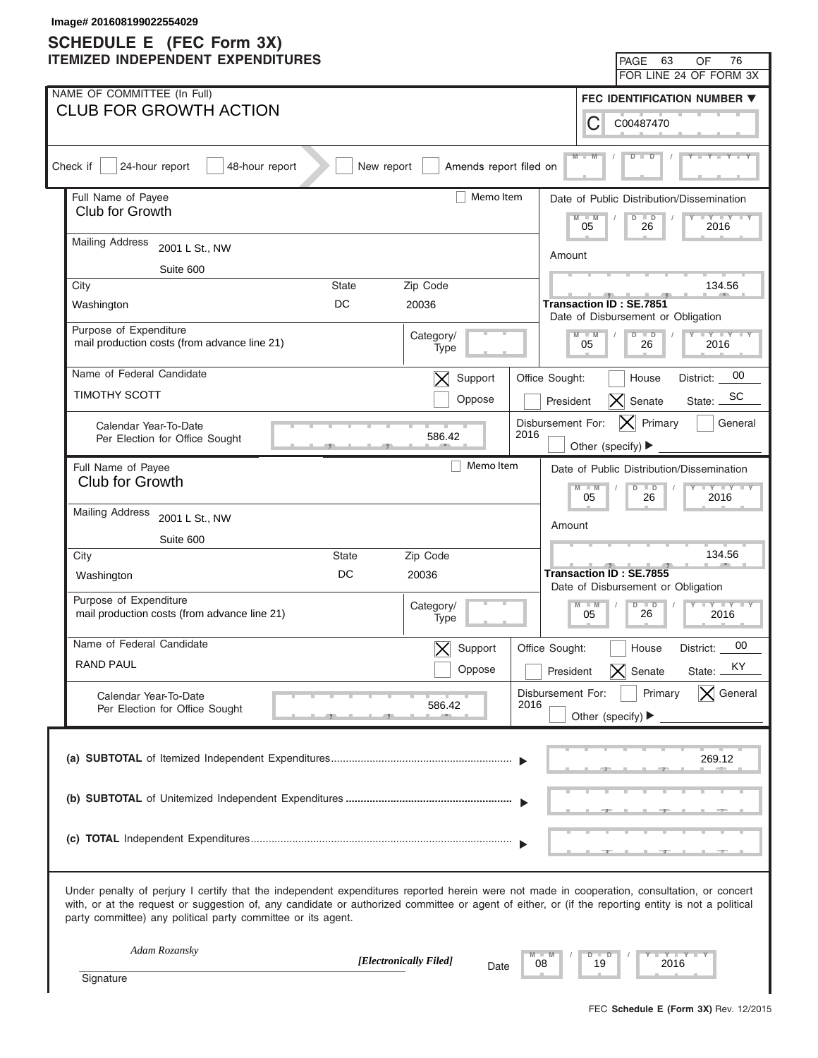Image# 201608199022554029

# SCHEDULE E (FEC Form 3X)
## ITEMIZED INDEPENDENT EXPENDITURES

PAGE 63 OF 76
FOR LINE 24 OF FORM 3X

NAME OF COMMITTEE (In Full)
CLUB FOR GROWTH ACTION

FEC IDENTIFICATION NUMBER
C00487470

Check if: [ ] 24-hour report [ ] 48-hour report [ ] New report [ ] Amends report filed on

---

Full Name of Payee: Club for Growth
[ ] Memo Item

Mailing Address: 2001 L St., NW
Suite 600

City: Washington | State: DC | Zip Code: 20036

Purpose of Expenditure: mail production costs (from advance line 21)
Category/Type:

Date of Public Distribution/Dissemination: 05/26/2016

Amount: 134.56

Transaction ID : SE.7851

Date of Disbursement or Obligation: 05/26/2016

Name of Federal Candidate: TIMOTHY SCOTT
[X] Support [ ] Oppose

Office Sought: [ ] House [ ] President [X] Senate
District: 00 State: SC

Calendar Year-To-Date Per Election for Office Sought: 586.42

Disbursement For: 2016 [X] Primary [ ] General [ ] Other (specify)

---

Full Name of Payee: Club for Growth
[ ] Memo Item

Mailing Address: 2001 L St., NW
Suite 600

City: Washington | State: DC | Zip Code: 20036

Purpose of Expenditure: mail production costs (from advance line 21)
Category/Type:

Date of Public Distribution/Dissemination: 05/26/2016

Amount: 134.56

Transaction ID : SE.7855

Date of Disbursement or Obligation: 05/26/2016

Name of Federal Candidate: RAND PAUL
[X] Support [ ] Oppose

Office Sought: [ ] House [ ] President [X] Senate
District: 00 State: KY

Calendar Year-To-Date Per Election for Office Sought: 586.42

Disbursement For: 2016 [ ] Primary [X] General [ ] Other (specify)

---

(a) **SUBTOTAL** of Itemized Independent Expenditures: 269.12

(b) **SUBTOTAL** of Unitemized Independent Expenditures:

(c) **TOTAL** Independent Expenditures:

Under penalty of perjury I certify that the independent expenditures reported herein were not made in cooperation, consultation, or concert with, or at the request or suggestion of, any candidate or authorized committee or agent of either, or (if the reporting entity is not a political party committee) any political party committee or its agent.

*Adam Rozansky*
*[Electronically Filed]*
Signature

Date: 08/19/2016

FEC **Schedule E (Form 3X)** Rev. 12/2015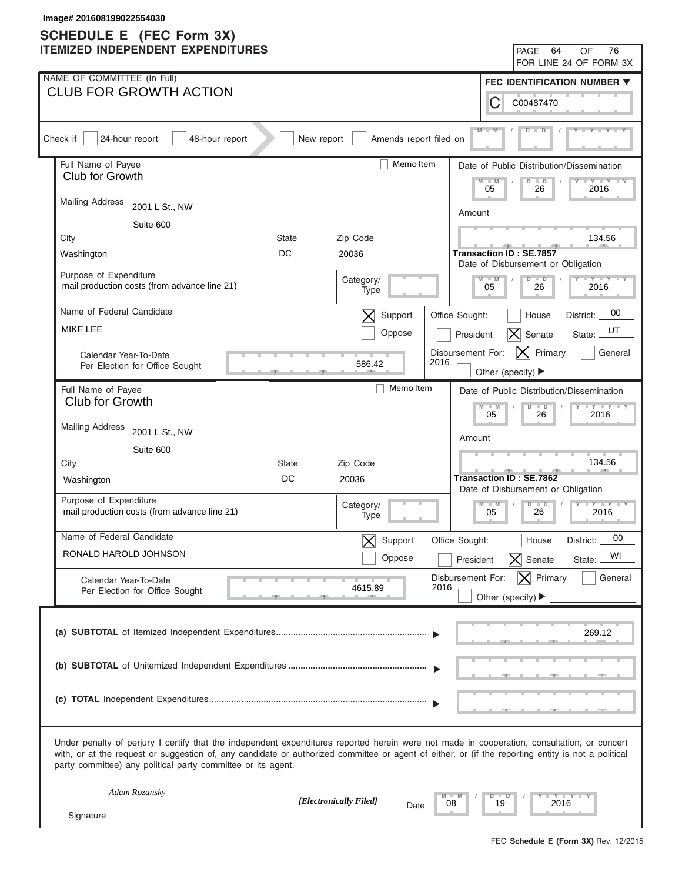Image# 201608199022554030

# SCHEDULE E (FEC Form 3X)
## ITEMIZED INDEPENDENT EXPENDITURES

PAGE 64 OF 76
FOR LINE 24 OF FORM 3X

NAME OF COMMITTEE (In Full)
**CLUB FOR GROWTH ACTION**

FEC IDENTIFICATION NUMBER
C00487470

Check if [ ] 24-hour report [ ] 48-hour report [ ] New report [ ] Amends report filed on

---

Full Name of Payee: Club for Growth
[ ] Memo Item

Mailing Address: 2001 L St., NW
Suite 600

City: Washington | State: DC | Zip Code: 20036

Purpose of Expenditure: mail production costs (from advance line 21)
Category/Type:

Date of Public Distribution/Dissemination: 05 / 26 / 2016

Amount: 134.56

Transaction ID : SE.7857

Date of Disbursement or Obligation: 05 / 26 / 2016

Name of Federal Candidate: MIKE LEE
[X] Support [ ] Oppose

Office Sought: [ ] House [ ] President [X] Senate District: 00 State: UT

Calendar Year-To-Date Per Election for Office Sought: 586.42

Disbursement For: 2016 [X] Primary [ ] General [ ] Other (specify)

---

Full Name of Payee: Club for Growth
[ ] Memo Item

Mailing Address: 2001 L St., NW
Suite 600

City: Washington | State: DC | Zip Code: 20036

Purpose of Expenditure: mail production costs (from advance line 21)
Category/Type:

Date of Public Distribution/Dissemination: 05 / 26 / 2016

Amount: 134.56

Transaction ID : SE.7862

Date of Disbursement or Obligation: 05 / 26 / 2016

Name of Federal Candidate: RONALD HAROLD JOHNSON
[X] Support [ ] Oppose

Office Sought: [ ] House [ ] President [X] Senate District: 00 State: WI

Calendar Year-To-Date Per Election for Office Sought: 4615.89

Disbursement For: 2016 [X] Primary [ ] General [ ] Other (specify)

---

(a) **SUBTOTAL** of Itemized Independent Expenditures ........ 269.12

(b) **SUBTOTAL** of Unitemized Independent Expenditures ........

(c) **TOTAL** Independent Expenditures ........

Under penalty of perjury I certify that the independent expenditures reported herein were not made in cooperation, consultation, or concert with, or at the request or suggestion of, any candidate or authorized committee or agent of either, or (if the reporting entity is not a political party committee) any political party committee or its agent.

*Adam Rozansky*
*[Electronically Filed]*
Signature

Date: 08 / 19 / 2016

FEC **Schedule E (Form 3X)** Rev. 12/2015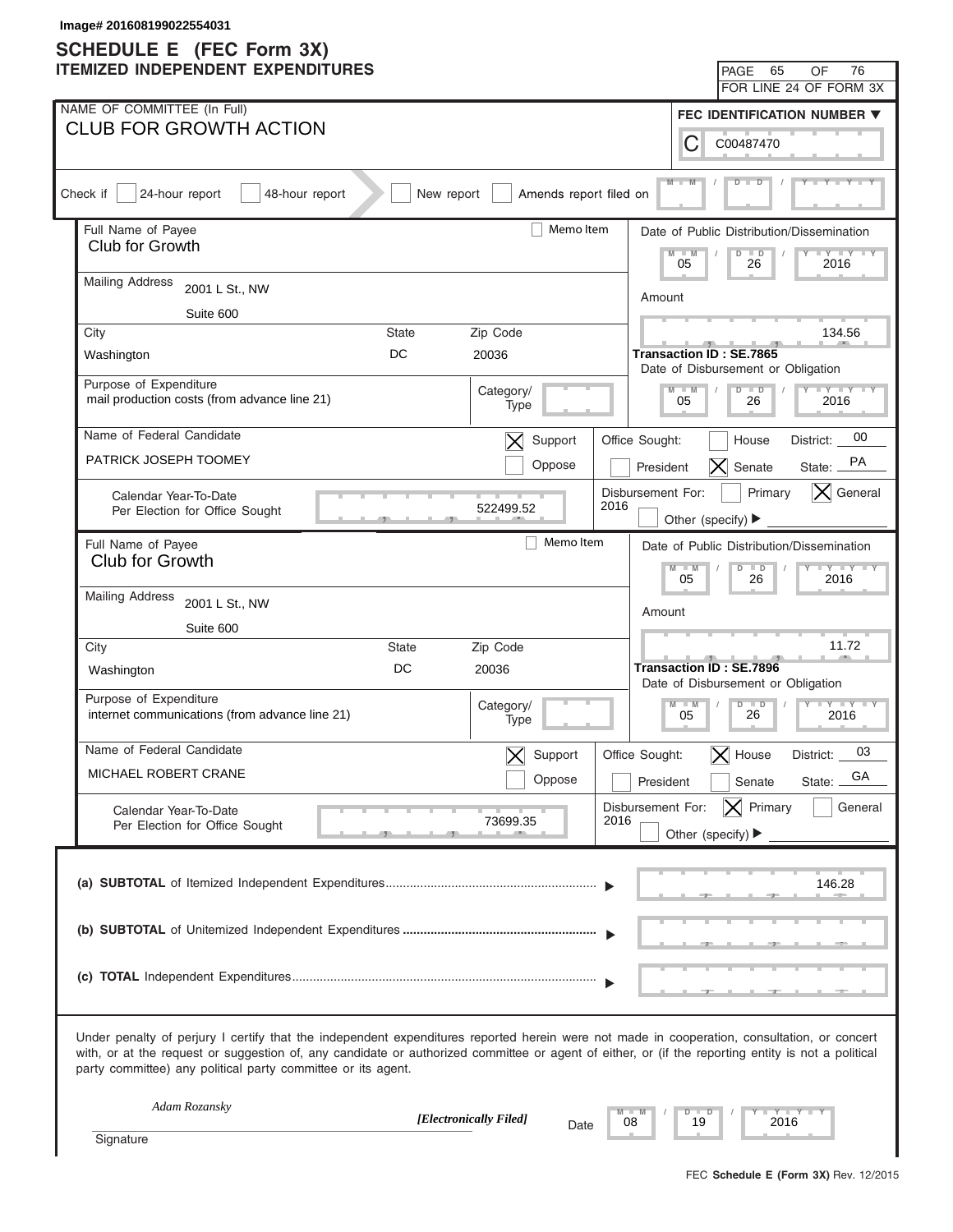Image# 201608199022554031

# SCHEDULE E (FEC Form 3X)
## ITEMIZED INDEPENDENT EXPENDITURES

PAGE 65 OF 76
FOR LINE 24 OF FORM 3X

NAME OF COMMITTEE (In Full)
**CLUB FOR GROWTH ACTION**

FEC IDENTIFICATION NUMBER
C00487470

Check if [ ] 24-hour report [ ] 48-hour report [ ] New report [ ] Amends report filed on

---

Full Name of Payee: Club for Growth
[ ] Memo Item

Mailing Address: 2001 L St., NW, Suite 600

City: Washington | State: DC | Zip Code: 20036

Date of Public Distribution/Dissemination: 05 / 26 / 2016

Amount: 134.56

Transaction ID : SE.7865

Date of Disbursement or Obligation: 05 / 26 / 2016

Purpose of Expenditure: mail production costs (from advance line 21)

Category/Type:

Name of Federal Candidate: PATRICK JOSEPH TOOMEY

[X] Support [ ] Oppose

Office Sought: [ ] House [ ] President [X] Senate — District: 00 — State: PA

Calendar Year-To-Date Per Election for Office Sought: 522499.52

Disbursement For: 2016 [ ] Primary [X] General [ ] Other (specify)

---

Full Name of Payee: Club for Growth
[ ] Memo Item

Mailing Address: 2001 L St., NW, Suite 600

City: Washington | State: DC | Zip Code: 20036

Date of Public Distribution/Dissemination: 05 / 26 / 2016

Amount: 11.72

Transaction ID : SE.7896

Date of Disbursement or Obligation: 05 / 26 / 2016

Purpose of Expenditure: internet communications (from advance line 21)

Category/Type:

Name of Federal Candidate: MICHAEL ROBERT CRANE

[X] Support [ ] Oppose

Office Sought: [X] House [ ] President [ ] Senate — District: 03 — State: GA

Calendar Year-To-Date Per Election for Office Sought: 73699.35

Disbursement For: 2016 [X] Primary [ ] General [ ] Other (specify)

---

(a) **SUBTOTAL** of Itemized Independent Expenditures: 146.28

(b) **SUBTOTAL** of Unitemized Independent Expenditures:

(c) **TOTAL** Independent Expenditures:

Under penalty of perjury I certify that the independent expenditures reported herein were not made in cooperation, consultation, or concert with, or at the request or suggestion of, any candidate or authorized committee or agent of either, or (if the reporting entity is not a political party committee) any political party committee or its agent.

*Adam Rozansky* — *[Electronically Filed]*

Signature

Date: 08 / 19 / 2016

FEC **Schedule E (Form 3X)** Rev. 12/2015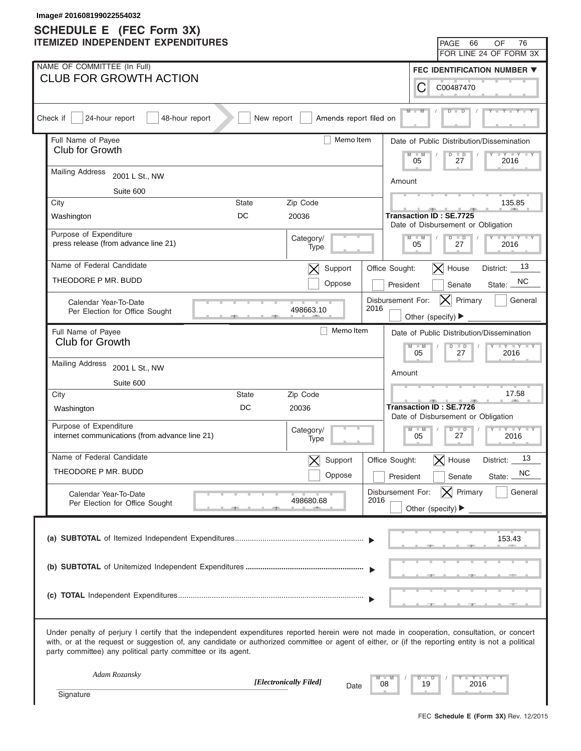Image# 201608199022554032

# SCHEDULE E (FEC Form 3X)
## ITEMIZED INDEPENDENT EXPENDITURES

PAGE 66 OF 76
FOR LINE 24 OF FORM 3X

NAME OF COMMITTEE (In Full)
**CLUB FOR GROWTH ACTION**

FEC IDENTIFICATION NUMBER
C00487470

Check if [ ] 24-hour report [ ] 48-hour report [ ] New report [ ] Amends report filed on

---

Full Name of Payee: Club for Growth [ ] Memo Item
Mailing Address: 2001 L St., NW, Suite 600
City: Washington State: DC Zip Code: 20036

Date of Public Distribution/Dissemination: 05/27/2016
Amount: 135.85
Transaction ID : SE.7725
Date of Disbursement or Obligation: 05/27/2016

Purpose of Expenditure: press release (from advance line 21)
Category/Type:

Name of Federal Candidate: THEODORE P MR. BUDD
[X] Support [ ] Oppose
Office Sought: [X] House [ ] President [ ] Senate District: 13 State: NC

Calendar Year-To-Date Per Election for Office Sought: 498663.10
Disbursement For: 2016 [X] Primary [ ] General [ ] Other (specify)

---

Full Name of Payee: Club for Growth [ ] Memo Item
Mailing Address: 2001 L St., NW, Suite 600
City: Washington State: DC Zip Code: 20036

Date of Public Distribution/Dissemination: 05/27/2016
Amount: 17.58
Transaction ID : SE.7726
Date of Disbursement or Obligation: 05/27/2016

Purpose of Expenditure: internet communications (from advance line 21)
Category/Type:

Name of Federal Candidate: THEODORE P MR. BUDD
[X] Support [ ] Oppose
Office Sought: [X] House [ ] President [ ] Senate District: 13 State: NC

Calendar Year-To-Date Per Election for Office Sought: 498680.68
Disbursement For: 2016 [X] Primary [ ] General [ ] Other (specify)

---

(a) **SUBTOTAL** of Itemized Independent Expenditures: 153.43

(b) **SUBTOTAL** of Unitemized Independent Expenditures:

(c) **TOTAL** Independent Expenditures:

Under penalty of perjury I certify that the independent expenditures reported herein were not made in cooperation, consultation, or concert with, or at the request or suggestion of, any candidate or authorized committee or agent of either, or (if the reporting entity is not a political party committee) any political party committee or its agent.

*Adam Rozansky* *[Electronically Filed]*
Signature Date 08/19/2016

FEC **Schedule E (Form 3X)** Rev. 12/2015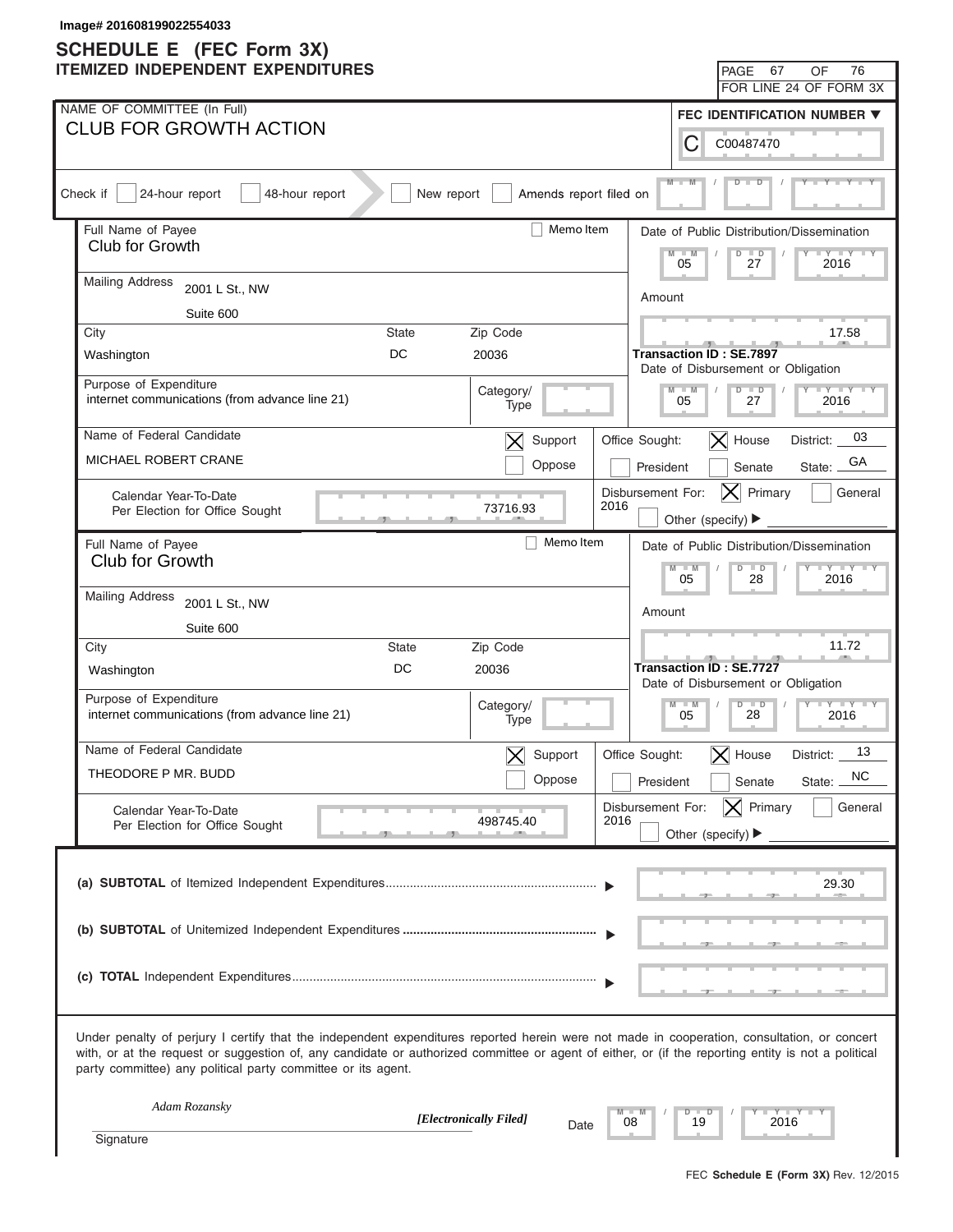Image# 201608199022554033

# SCHEDULE E (FEC Form 3X)
## ITEMIZED INDEPENDENT EXPENDITURES

PAGE 67 OF 76
FOR LINE 24 OF FORM 3X

NAME OF COMMITTEE (In Full)
**CLUB FOR GROWTH ACTION**

FEC IDENTIFICATION NUMBER: C00487470

Check if: [ ] 24-hour report [ ] 48-hour report [ ] New report [ ] Amends report filed on

---

Full Name of Payee: Club for Growth
[ ] Memo Item

Mailing Address: 2001 L St., NW
Suite 600

City: Washington | State: DC | Zip Code: 20036

Purpose of Expenditure: internet communications (from advance line 21)
Category/Type:

Date of Public Distribution/Dissemination: 05/27/2016
Amount: 17.58
Transaction ID : SE.7897
Date of Disbursement or Obligation: 05/27/2016

Name of Federal Candidate: MICHAEL ROBERT CRANE
[X] Support [ ] Oppose

Office Sought: [ ] President [X] House [ ] Senate
District: 03 State: GA

Calendar Year-To-Date Per Election for Office Sought: 73716.93

Disbursement For: 2016 [X] Primary [ ] General [ ] Other (specify)

---

Full Name of Payee: Club for Growth
[ ] Memo Item

Mailing Address: 2001 L St., NW
Suite 600

City: Washington | State: DC | Zip Code: 20036

Purpose of Expenditure: internet communications (from advance line 21)
Category/Type:

Date of Public Distribution/Dissemination: 05/28/2016
Amount: 11.72
Transaction ID : SE.7727
Date of Disbursement or Obligation: 05/28/2016

Name of Federal Candidate: THEODORE P MR. BUDD
[X] Support [ ] Oppose

Office Sought: [ ] President [X] House [ ] Senate
District: 13 State: NC

Calendar Year-To-Date Per Election for Office Sought: 498745.40

Disbursement For: 2016 [X] Primary [ ] General [ ] Other (specify)

---

(a) **SUBTOTAL** of Itemized Independent Expenditures ▶ 29.30

(b) **SUBTOTAL** of Unitemized Independent Expenditures ▶

(c) **TOTAL** Independent Expenditures ▶

Under penalty of perjury I certify that the independent expenditures reported herein were not made in cooperation, consultation, or concert with, or at the request or suggestion of, any candidate or authorized committee or agent of either, or (if the reporting entity is not a political party committee) any political party committee or its agent.

*Adam Rozansky* *[Electronically Filed]*
Signature

Date: 08/19/2016

FEC **Schedule E (Form 3X)** Rev. 12/2015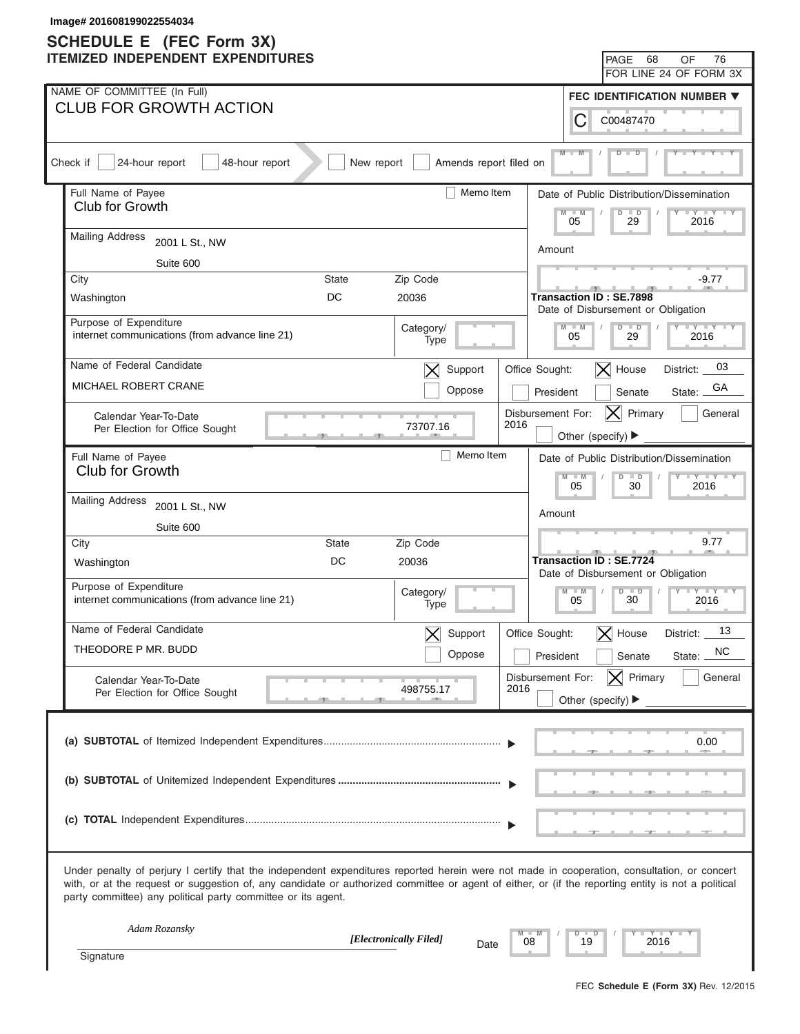Image# 201608199022554034

# SCHEDULE E (FEC Form 3X)
## ITEMIZED INDEPENDENT EXPENDITURES

PAGE 68 OF 76
FOR LINE 24 OF FORM 3X

NAME OF COMMITTEE (In Full)
**CLUB FOR GROWTH ACTION**

FEC IDENTIFICATION NUMBER
C00487470

Check if [ ] 24-hour report [ ] 48-hour report [ ] New report [ ] Amends report filed on

---

Full Name of Payee: **Club for Growth** [ ] Memo Item

Mailing Address: 2001 L St., NW
Suite 600

City: Washington State: DC Zip Code: 20036

Purpose of Expenditure: internet communications (from advance line 21)

Category/Type:

Date of Public Distribution/Dissemination: 05 / 29 / 2016

Amount: -9.77

Transaction ID : SE.7898

Date of Disbursement or Obligation: 05 / 29 / 2016

Name of Federal Candidate: MICHAEL ROBERT CRANE

[X] Support [ ] Oppose

Office Sought: [X] House [ ] President [ ] Senate District: 03 State: GA

Calendar Year-To-Date Per Election for Office Sought: 73707.16

Disbursement For: 2016 [X] Primary [ ] General [ ] Other (specify)

---

Full Name of Payee: **Club for Growth** [ ] Memo Item

Mailing Address: 2001 L St., NW
Suite 600

City: Washington State: DC Zip Code: 20036

Purpose of Expenditure: internet communications (from advance line 21)

Category/Type:

Date of Public Distribution/Dissemination: 05 / 30 / 2016

Amount: 9.77

Transaction ID : SE.7724

Date of Disbursement or Obligation: 05 / 30 / 2016

Name of Federal Candidate: THEODORE P MR. BUDD

[X] Support [ ] Oppose

Office Sought: [X] House [ ] President [ ] Senate District: 13 State: NC

Calendar Year-To-Date Per Election for Office Sought: 498755.17

Disbursement For: 2016 [X] Primary [ ] General [ ] Other (specify)

---

(a) **SUBTOTAL** of Itemized Independent Expenditures ▶ 0.00

(b) **SUBTOTAL** of Unitemized Independent Expenditures ▶

(c) **TOTAL** Independent Expenditures ▶

Under penalty of perjury I certify that the independent expenditures reported herein were not made in cooperation, consultation, or concert with, or at the request or suggestion of, any candidate or authorized committee or agent of either, or (if the reporting entity is not a political party committee) any political party committee or its agent.

*Adam Rozansky* *[Electronically Filed]*

Signature Date 08 / 19 / 2016

FEC **Schedule E (Form 3X)** Rev. 12/2015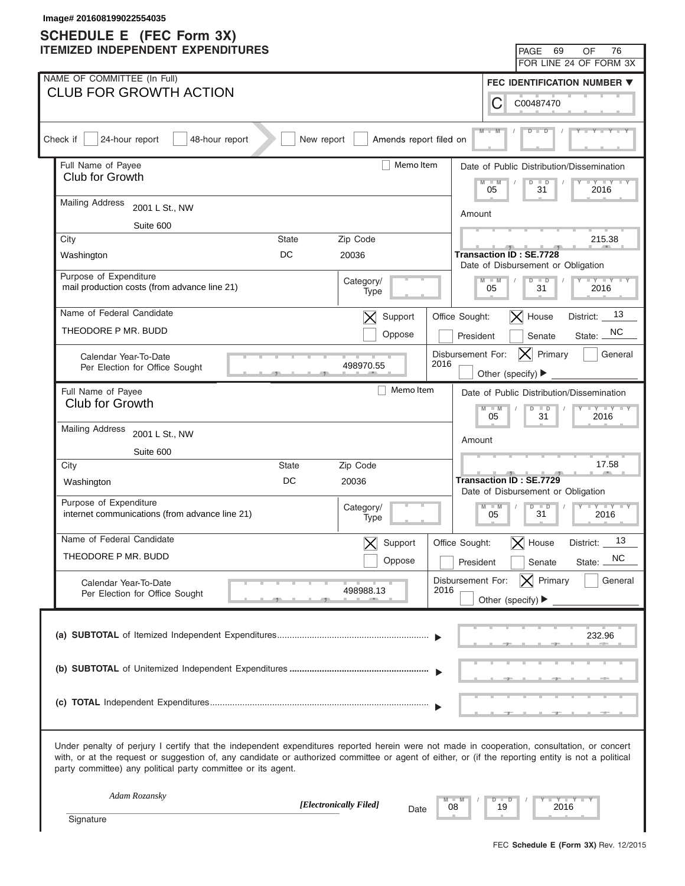Image# 201608199022554035

# SCHEDULE E (FEC Form 3X)
## ITEMIZED INDEPENDENT EXPENDITURES

PAGE 69 OF 76
FOR LINE 24 OF FORM 3X

NAME OF COMMITTEE (In Full)
**CLUB FOR GROWTH ACTION**

FEC IDENTIFICATION NUMBER
C00487470

Check if [ ] 24-hour report [ ] 48-hour report [ ] New report [ ] Amends report filed on

---

Full Name of Payee: Club for Growth
[ ] Memo Item

Mailing Address: 2001 L St., NW, Suite 600

City: Washington | State: DC | Zip Code: 20036

Purpose of Expenditure: mail production costs (from advance line 21)
Category/Type:

Name of Federal Candidate: THEODORE P MR. BUDD
[X] Support [ ] Oppose

Calendar Year-To-Date Per Election for Office Sought: 498970.55

Date of Public Distribution/Dissemination: 05/31/2016

Amount: 215.38

Transaction ID : SE.7728

Date of Disbursement or Obligation: 05/31/2016

Office Sought: [X] House [ ] President [ ] Senate — District: 13, State: NC

Disbursement For: 2016 [X] Primary [ ] General [ ] Other (specify)

---

Full Name of Payee: Club for Growth
[ ] Memo Item

Mailing Address: 2001 L St., NW, Suite 600

City: Washington | State: DC | Zip Code: 20036

Purpose of Expenditure: internet communications (from advance line 21)
Category/Type:

Name of Federal Candidate: THEODORE P MR. BUDD
[X] Support [ ] Oppose

Calendar Year-To-Date Per Election for Office Sought: 498988.13

Date of Public Distribution/Dissemination: 05/31/2016

Amount: 17.58

Transaction ID : SE.7729

Date of Disbursement or Obligation: 05/31/2016

Office Sought: [X] House [ ] President [ ] Senate — District: 13, State: NC

Disbursement For: 2016 [X] Primary [ ] General [ ] Other (specify)

---

(a) **SUBTOTAL** of Itemized Independent Expenditures ▶ 232.96

(b) **SUBTOTAL** of Unitemized Independent Expenditures ▶

(c) **TOTAL** Independent Expenditures ▶

Under penalty of perjury I certify that the independent expenditures reported herein were not made in cooperation, consultation, or concert with, or at the request or suggestion of, any candidate or authorized committee or agent of either, or (if the reporting entity is not a political party committee) any political party committee or its agent.

*Adam Rozansky* *[Electronically Filed]*
Signature

Date: 08/19/2016

FEC **Schedule E (Form 3X)** Rev. 12/2015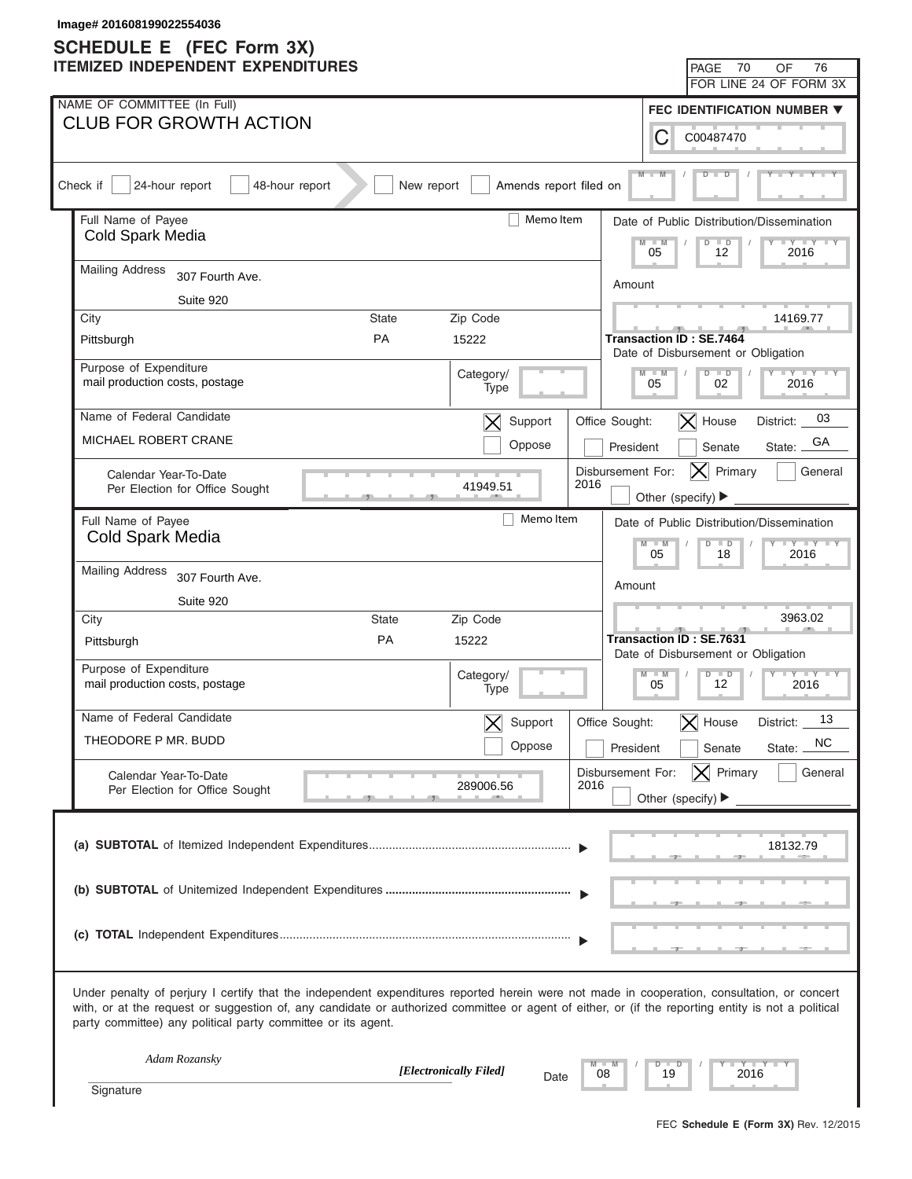Image# 201608199022554036

# SCHEDULE E (FEC Form 3X)
## ITEMIZED INDEPENDENT EXPENDITURES

PAGE 70 OF 76
FOR LINE 24 OF FORM 3X

**NAME OF COMMITTEE (In Full)**
CLUB FOR GROWTH ACTION

**FEC IDENTIFICATION NUMBER**
C00487470

Check if [ ] 24-hour report [ ] 48-hour report [ ] New report [ ] Amends report filed on

---

**Full Name of Payee:** Cold Spark Media [ ] Memo Item

**Mailing Address:** 307 Fourth Ave.
Suite 920

| City | State | Zip Code |
|---|---|---|
| Pittsburgh | PA | 15222 |

**Date of Public Distribution/Dissemination:** 05 / 12 / 2016

**Amount:** 14169.77

**Transaction ID :** SE.7464

**Date of Disbursement or Obligation:** 05 / 02 / 2016

**Purpose of Expenditure:** mail production costs, postage

**Category/Type:**

**Name of Federal Candidate:** MICHAEL ROBERT CRANE

[X] Support [ ] Oppose

**Office Sought:** [X] House [ ] Senate [ ] President — District: 03 State: GA

**Calendar Year-To-Date Per Election for Office Sought:** 41949.51

**Disbursement For:** 2016 [X] Primary [ ] General [ ] Other (specify)

---

**Full Name of Payee:** Cold Spark Media [ ] Memo Item

**Mailing Address:** 307 Fourth Ave.
Suite 920

| City | State | Zip Code |
|---|---|---|
| Pittsburgh | PA | 15222 |

**Date of Public Distribution/Dissemination:** 05 / 18 / 2016

**Amount:** 3963.02

**Transaction ID :** SE.7631

**Date of Disbursement or Obligation:** 05 / 12 / 2016

**Purpose of Expenditure:** mail production costs, postage

**Category/Type:**

**Name of Federal Candidate:** THEODORE P MR. BUDD

[X] Support [ ] Oppose

**Office Sought:** [X] House [ ] Senate [ ] President — District: 13 State: NC

**Calendar Year-To-Date Per Election for Office Sought:** 289006.56

**Disbursement For:** 2016 [X] Primary [ ] General [ ] Other (specify)

---

**(a) SUBTOTAL** of Itemized Independent Expenditures: 18132.79

**(b) SUBTOTAL** of Unitemized Independent Expenditures:

**(c) TOTAL** Independent Expenditures:

Under penalty of perjury I certify that the independent expenditures reported herein were not made in cooperation, consultation, or concert with, or at the request or suggestion of, any candidate or authorized committee or agent of either, or (if the reporting entity is not a political party committee) any political party committee or its agent.

*Adam Rozansky* *[Electronically Filed]*
Signature

Date 08 / 19 / 2016

FEC Schedule E (Form 3X) Rev. 12/2015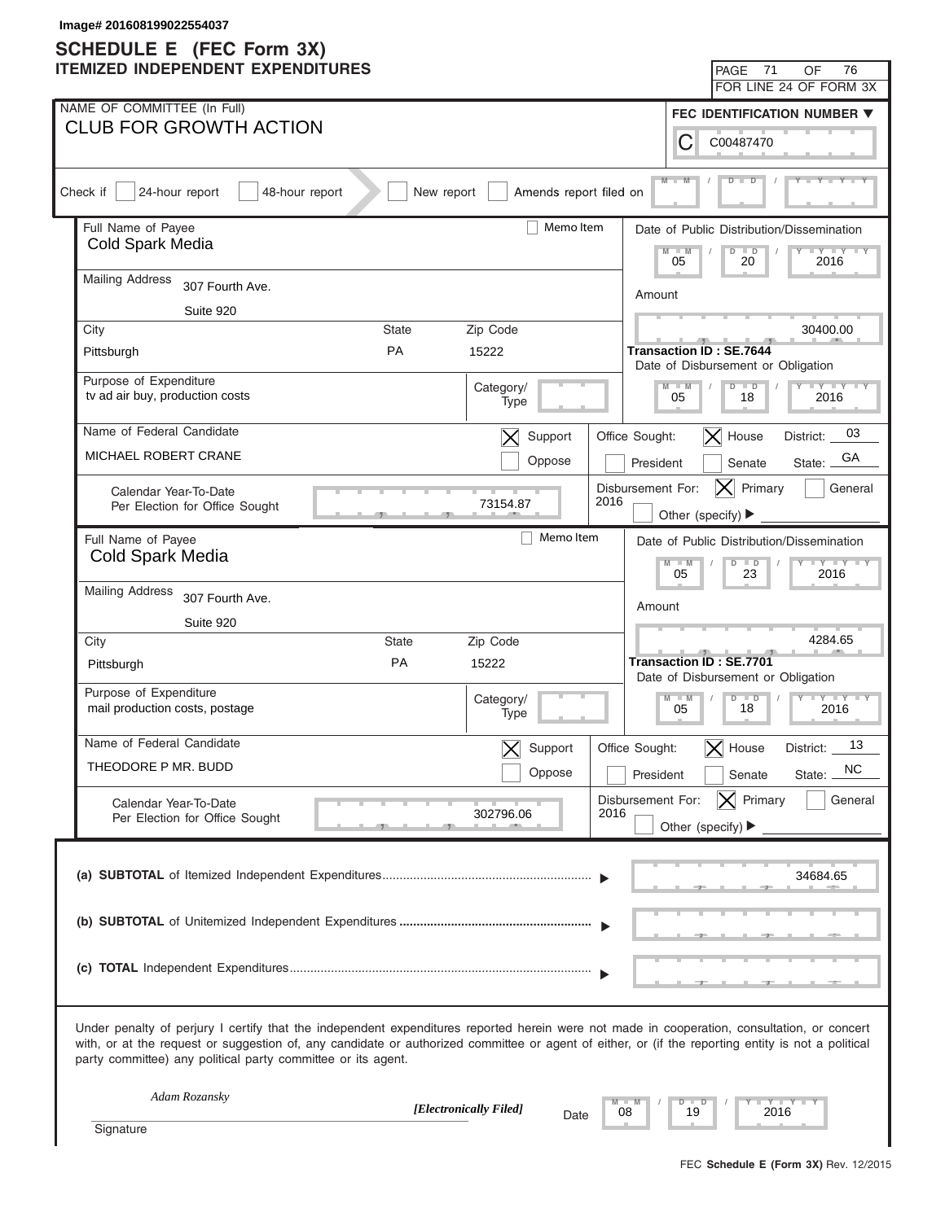Image# 201608199022554037

# SCHEDULE E (FEC Form 3X)
## ITEMIZED INDEPENDENT EXPENDITURES

FOR LINE 24 OF FORM 3X

NAME OF COMMITTEE (In Full): CLUB FOR GROWTH ACTION

FEC IDENTIFICATION NUMBER: C00487470

Check if: [ ] 24-hour report [ ] 48-hour report [ ] New report [ ] Amends report filed on

---

Full Name of Payee: Cold Spark Media [ ] Memo Item

Mailing Address: 307 Fourth Ave. Suite 920

City: Pittsburgh | State: PA | Zip Code: 15222

Date of Public Distribution/Dissemination: 05 / 20 / 2016

Amount: 30400.00

Transaction ID : SE.7644

Date of Disbursement or Obligation: 05 / 18 / 2016

Purpose of Expenditure: tv ad air buy, production costs

Category/Type:

Name of Federal Candidate: MICHAEL ROBERT CRANE

[X] Support [ ] Oppose

Office Sought: [X] House [ ] President [ ] Senate — District: 03 — State: GA

Calendar Year-To-Date Per Election for Office Sought: 73154.87

Disbursement For: 2016 [X] Primary [ ] General [ ] Other (specify)

---

Full Name of Payee: Cold Spark Media [ ] Memo Item

Mailing Address: 307 Fourth Ave. Suite 920

City: Pittsburgh | State: PA | Zip Code: 15222

Date of Public Distribution/Dissemination: 05 / 23 / 2016

Amount: 4284.65

Transaction ID : SE.7701

Date of Disbursement or Obligation: 05 / 18 / 2016

Purpose of Expenditure: mail production costs, postage

Category/Type:

Name of Federal Candidate: THEODORE P MR. BUDD

[X] Support [ ] Oppose

Office Sought: [X] House [ ] President [ ] Senate — District: 13 — State: NC

Calendar Year-To-Date Per Election for Office Sought: 302796.06

Disbursement For: 2016 [X] Primary [ ] General [ ] Other (specify)

---

(a) **SUBTOTAL** of Itemized Independent Expenditures: 34684.65

(b) **SUBTOTAL** of Unitemized Independent Expenditures:

(c) **TOTAL** Independent Expenditures:

Under penalty of perjury I certify that the independent expenditures reported herein were not made in cooperation, consultation, or concert with, or at the request or suggestion of, any candidate or authorized committee or agent of either, or (if the reporting entity is not a political party committee) any political party committee or its agent.

Signature: *Adam Rozansky* *[Electronically Filed]* Date: 08 / 19 / 2016

FEC **Schedule E (Form 3X)** Rev. 12/2015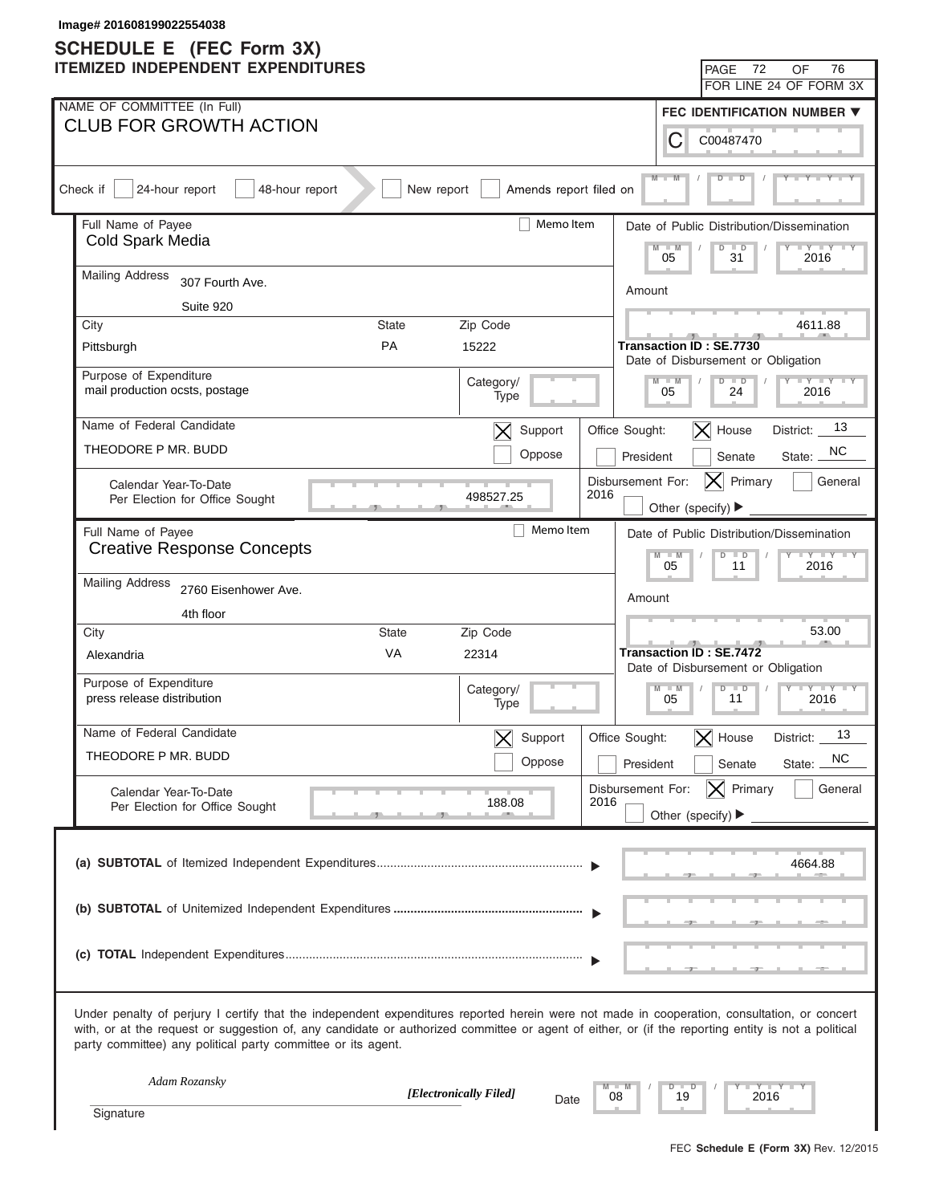Image# 201608199022554038

# SCHEDULE E (FEC Form 3X)
## ITEMIZED INDEPENDENT EXPENDITURES

PAGE 72 OF 76
FOR LINE 24 OF FORM 3X

NAME OF COMMITTEE (In Full)
CLUB FOR GROWTH ACTION

FEC IDENTIFICATION NUMBER
C00487470

Check if [ ] 24-hour report [ ] 48-hour report [ ] New report [ ] Amends report filed on M M / D D / Y Y Y Y

---

Full Name of Payee: Cold Spark Media
[ ] Memo Item

Mailing Address: 307 Fourth Ave.
Suite 920

| City | State | Zip Code |
|---|---|---|
| Pittsburgh | PA | 15222 |

Purpose of Expenditure: mail production ocsts, postage
Category/Type:

Date of Public Distribution/Dissemination: 05 / 31 / 2016

Amount: 4611.88

Transaction ID : SE.7730

Date of Disbursement or Obligation: 05 / 24 / 2016

Name of Federal Candidate: THEODORE P MR. BUDD
[X] Support [ ] Oppose

Office Sought: [X] House [ ] President [ ] Senate
District: 13
State: NC

Calendar Year-To-Date Per Election for Office Sought: 498527.25

Disbursement For: 2016 [X] Primary [ ] General [ ] Other (specify)

---

Full Name of Payee: Creative Response Concepts
[ ] Memo Item

Mailing Address: 2760 Eisenhower Ave.
4th floor

| City | State | Zip Code |
|---|---|---|
| Alexandria | VA | 22314 |

Purpose of Expenditure: press release distribution
Category/Type:

Date of Public Distribution/Dissemination: 05 / 11 / 2016

Amount: 53.00

Transaction ID : SE.7472

Date of Disbursement or Obligation: 05 / 11 / 2016

Name of Federal Candidate: THEODORE P MR. BUDD
[X] Support [ ] Oppose

Office Sought: [X] House [ ] President [ ] Senate
District: 13
State: NC

Calendar Year-To-Date Per Election for Office Sought: 188.08

Disbursement For: 2016 [X] Primary [ ] General [ ] Other (specify)

---

(a) **SUBTOTAL** of Itemized Independent Expenditures ........ 4664.88

(b) **SUBTOTAL** of Unitemized Independent Expenditures ........

(c) **TOTAL** Independent Expenditures ........

Under penalty of perjury I certify that the independent expenditures reported herein were not made in cooperation, consultation, or concert with, or at the request or suggestion of, any candidate or authorized committee or agent of either, or (if the reporting entity is not a political party committee) any political party committee or its agent.

*Adam Rozansky*
*[Electronically Filed]*
Signature

Date: 08 / 19 / 2016

FEC **Schedule E (Form 3X)** Rev. 12/2015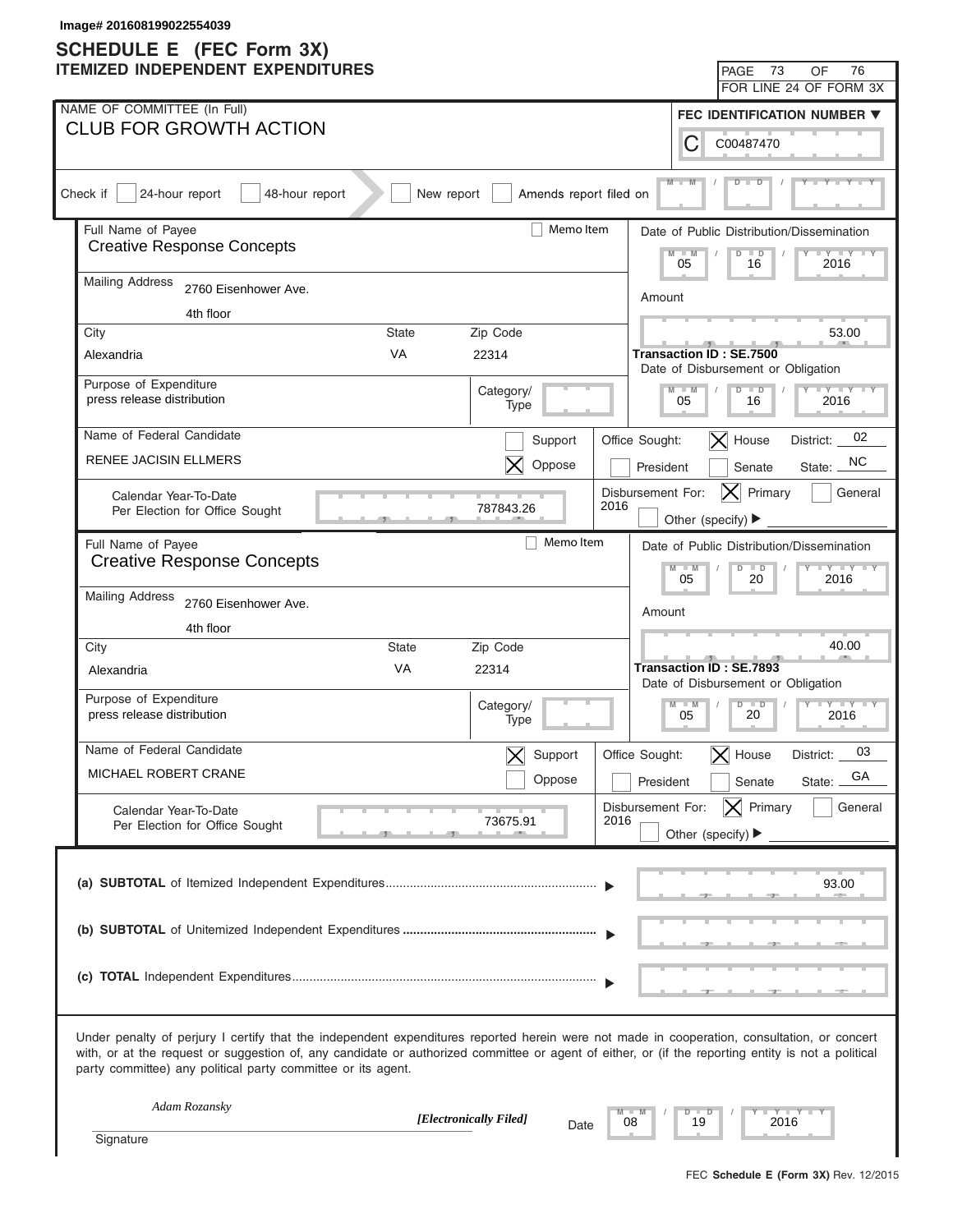Image# 201608199022554039

# SCHEDULE E (FEC Form 3X)
## ITEMIZED INDEPENDENT EXPENDITURES

PAGE 73 OF 76
FOR LINE 24 OF FORM 3X

NAME OF COMMITTEE (In Full)
CLUB FOR GROWTH ACTION

FEC IDENTIFICATION NUMBER
C00487470

Check if [ ] 24-hour report [ ] 48-hour report [ ] New report [ ] Amends report filed on

---

Full Name of Payee: Creative Response Concepts [ ] Memo Item

Mailing Address: 2760 Eisenhower Ave. 4th floor

City: Alexandria State: VA Zip Code: 22314

Purpose of Expenditure: press release distribution

Category/Type:

Name of Federal Candidate: RENEE JACISIN ELLMERS [ ] Support [X] Oppose

Calendar Year-To-Date Per Election for Office Sought: 787843.26

Date of Public Distribution/Dissemination: 05 / 16 / 2016

Amount: 53.00

Transaction ID : SE.7500

Date of Disbursement or Obligation: 05 / 16 / 2016

Office Sought: [X] House [ ] President [ ] Senate District: 02 State: NC

Disbursement For: 2016 [X] Primary [ ] General [ ] Other (specify)

---

Full Name of Payee: Creative Response Concepts [ ] Memo Item

Mailing Address: 2760 Eisenhower Ave. 4th floor

City: Alexandria State: VA Zip Code: 22314

Purpose of Expenditure: press release distribution

Category/Type:

Name of Federal Candidate: MICHAEL ROBERT CRANE [X] Support [ ] Oppose

Calendar Year-To-Date Per Election for Office Sought: 73675.91

Date of Public Distribution/Dissemination: 05 / 20 / 2016

Amount: 40.00

Transaction ID : SE.7893

Date of Disbursement or Obligation: 05 / 20 / 2016

Office Sought: [X] House [ ] President [ ] Senate District: 03 State: GA

Disbursement For: 2016 [X] Primary [ ] General [ ] Other (specify)

---

(a) **SUBTOTAL** of Itemized Independent Expenditures ▶ 93.00

(b) **SUBTOTAL** of Unitemized Independent Expenditures ▶

(c) **TOTAL** Independent Expenditures ▶

Under penalty of perjury I certify that the independent expenditures reported herein were not made in cooperation, consultation, or concert with, or at the request or suggestion of, any candidate or authorized committee or agent of either, or (if the reporting entity is not a political party committee) any political party committee or its agent.

*Adam Rozansky* *[Electronically Filed]*
Signature

Date 08 / 19 / 2016

FEC **Schedule E (Form 3X)** Rev. 12/2015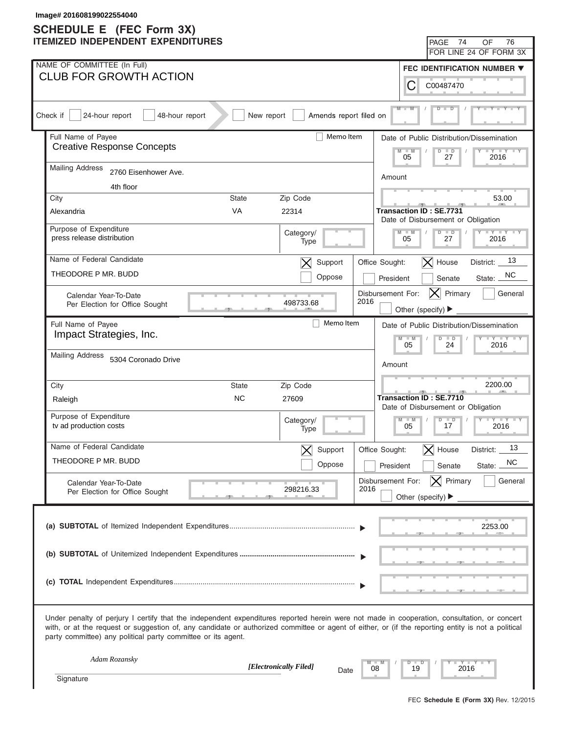Image# 201608199022554040

# SCHEDULE E (FEC Form 3X)
## ITEMIZED INDEPENDENT EXPENDITURES

PAGE 74 OF 76
FOR LINE 24 OF FORM 3X

NAME OF COMMITTEE (In Full)
**CLUB FOR GROWTH ACTION**

FEC IDENTIFICATION NUMBER
C00487470

Check if [ ] 24-hour report [ ] 48-hour report [ ] New report [ ] Amends report filed on

---

Full Name of Payee: **Creative Response Concepts** [ ] Memo Item

Mailing Address: 2760 Eisenhower Ave.
4th floor

City: Alexandria State: VA Zip Code: 22314

Purpose of Expenditure: press release distribution
Category/Type:

Date of Public Distribution/Dissemination: 05 / 27 / 2016

Amount: 53.00

Transaction ID : SE.7731

Date of Disbursement or Obligation: 05 / 27 / 2016

Name of Federal Candidate: THEODORE P MR. BUDD [X] Support [ ] Oppose

Office Sought: [ ] President [X] House [ ] Senate District: 13 State: NC

Calendar Year-To-Date Per Election for Office Sought: 498733.68

Disbursement For: 2016 [X] Primary [ ] General [ ] Other (specify)

---

Full Name of Payee: **Impact Strategies, Inc.** [ ] Memo Item

Mailing Address: 5304 Coronado Drive

City: Raleigh State: NC Zip Code: 27609

Purpose of Expenditure: tv ad production costs
Category/Type:

Date of Public Distribution/Dissemination: 05 / 24 / 2016

Amount: 2200.00

Transaction ID : SE.7710

Date of Disbursement or Obligation: 05 / 17 / 2016

Name of Federal Candidate: THEODORE P MR. BUDD [X] Support [ ] Oppose

Office Sought: [ ] President [X] House [ ] Senate District: 13 State: NC

Calendar Year-To-Date Per Election for Office Sought: 298216.33

Disbursement For: 2016 [X] Primary [ ] General [ ] Other (specify)

---

(a) **SUBTOTAL** of Itemized Independent Expenditures ........ 2253.00

(b) **SUBTOTAL** of Unitemized Independent Expenditures ........

(c) **TOTAL** Independent Expenditures ........

Under penalty of perjury I certify that the independent expenditures reported herein were not made in cooperation, consultation, or concert with, or at the request or suggestion of, any candidate or authorized committee or agent of either, or (if the reporting entity is not a political party committee) any political party committee or its agent.

*Adam Rozansky* *[Electronically Filed]*
Signature

Date 08 / 19 / 2016

FEC **Schedule E (Form 3X)** Rev. 12/2015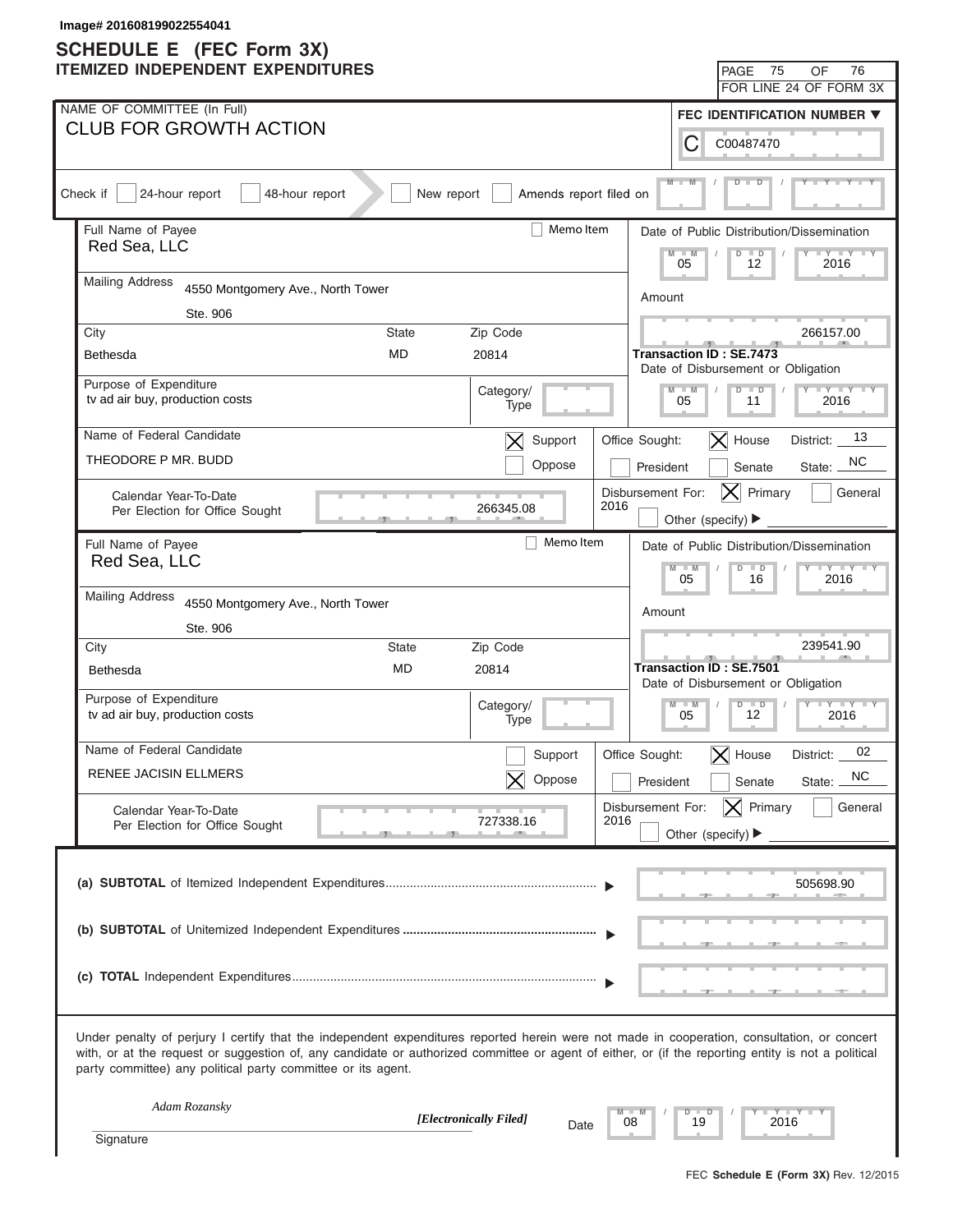Image# 201608199022554041

# SCHEDULE E (FEC Form 3X)
## ITEMIZED INDEPENDENT EXPENDITURES

PAGE 75 OF 76
FOR LINE 24 OF FORM 3X

NAME OF COMMITTEE (In Full)
**CLUB FOR GROWTH ACTION**

FEC IDENTIFICATION NUMBER
C00487470

Check if: 24-hour report | 48-hour report | New report | Amends report filed on

---

**Full Name of Payee:** Red Sea, LLC
Memo Item: ☐

**Mailing Address:** 4550 Montgomery Ave., North Tower, Ste. 906

| City | State | Zip Code |
|---|---|---|
| Bethesda | MD | 20814 |

**Purpose of Expenditure:** tv ad air buy, production costs
Category/Type:

**Date of Public Distribution/Dissemination:** 05 / 12 / 2016

**Amount:** 266157.00

**Transaction ID : SE.7473**

**Date of Disbursement or Obligation:** 05 / 11 / 2016

**Name of Federal Candidate:** THEODORE P MR. BUDD
☒ Support ☐ Oppose

**Office Sought:** ☒ House ☐ President ☐ Senate
District: 13 State: NC

**Calendar Year-To-Date Per Election for Office Sought:** 266345.08

**Disbursement For:** 2016 ☒ Primary ☐ General ☐ Other (specify)

---

**Full Name of Payee:** Red Sea, LLC
Memo Item: ☐

**Mailing Address:** 4550 Montgomery Ave., North Tower, Ste. 906

| City | State | Zip Code |
|---|---|---|
| Bethesda | MD | 20814 |

**Purpose of Expenditure:** tv ad air buy, production costs
Category/Type:

**Date of Public Distribution/Dissemination:** 05 / 16 / 2016

**Amount:** 239541.90

**Transaction ID : SE.7501**

**Date of Disbursement or Obligation:** 05 / 12 / 2016

**Name of Federal Candidate:** RENEE JACISIN ELLMERS
☐ Support ☒ Oppose

**Office Sought:** ☒ House ☐ President ☐ Senate
District: 02 State: NC

**Calendar Year-To-Date Per Election for Office Sought:** 727338.16

**Disbursement For:** 2016 ☒ Primary ☐ General ☐ Other (specify)

---

**(a) SUBTOTAL** of Itemized Independent Expenditures ........ 505698.90

**(b) SUBTOTAL** of Unitemized Independent Expenditures ........

**(c) TOTAL** Independent Expenditures ........

Under penalty of perjury I certify that the independent expenditures reported herein were not made in cooperation, consultation, or concert with, or at the request or suggestion of, any candidate or authorized committee or agent of either, or (if the reporting entity is not a political party committee) any political party committee or its agent.

*Adam Rozansky*
*[Electronically Filed]*
Signature
Date: 08 / 19 / 2016

FEC **Schedule E (Form 3X)** Rev. 12/2015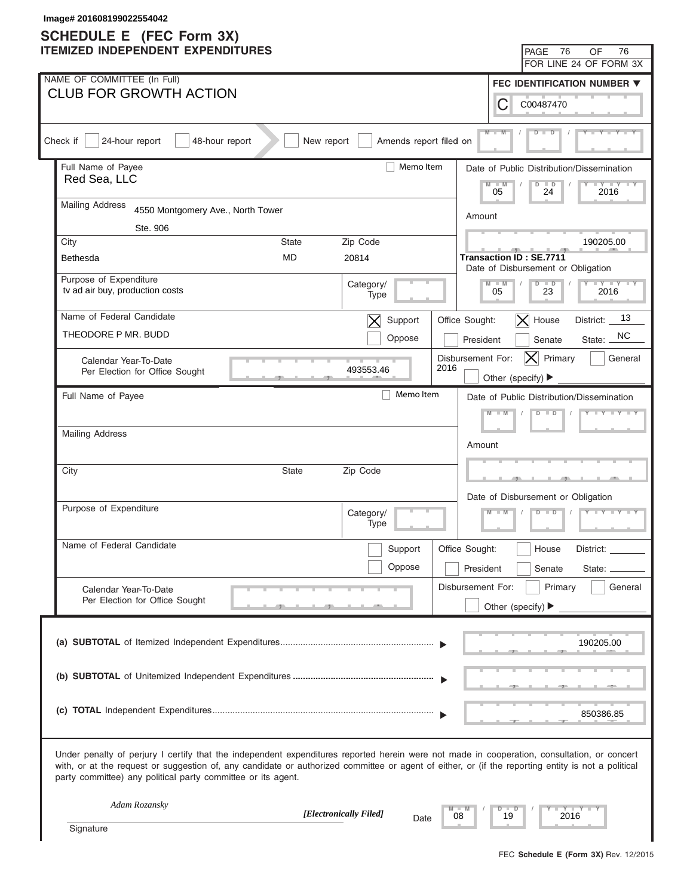Image# 201608199022554042

# SCHEDULE E (FEC Form 3X)
## ITEMIZED INDEPENDENT EXPENDITURES

PAGE 76 OF 76
FOR LINE 24 OF FORM 3X

NAME OF COMMITTEE (In Full)
CLUB FOR GROWTH ACTION

FEC IDENTIFICATION NUMBER
C00487470

Check if [ ] 24-hour report [ ] 48-hour report [ ] New report [ ] Amends report filed on

---

Full Name of Payee: Red Sea, LLC [ ] Memo Item

Mailing Address: 4550 Montgomery Ave., North Tower Ste. 906

City: Bethesda | State: MD | Zip Code: 20814

Purpose of Expenditure: tv ad air buy, production costs

Category/Type:

Date of Public Distribution/Dissemination: 05 / 24 / 2016

Amount: 190205.00

Transaction ID : SE.7711

Date of Disbursement or Obligation: 05 / 23 / 2016

Name of Federal Candidate: THEODORE P MR. BUDD

[X] Support [ ] Oppose

Office Sought: [X] House [ ] President [ ] Senate — District: 13 State: NC

Calendar Year-To-Date Per Election for Office Sought: 493553.46

Disbursement For: 2016 [X] Primary [ ] General [ ] Other (specify)

---

Full Name of Payee: [ ] Memo Item

Mailing Address:

City: | State: | Zip Code:

Purpose of Expenditure:

Category/Type:

Date of Public Distribution/Dissemination:

Amount:

Date of Disbursement or Obligation:

Name of Federal Candidate:

[ ] Support [ ] Oppose

Office Sought: [ ] House [ ] President [ ] Senate — District: State:

Calendar Year-To-Date Per Election for Office Sought:

Disbursement For: [ ] Primary [ ] General [ ] Other (specify)

---

(a) **SUBTOTAL** of Itemized Independent Expenditures ▶ 190205.00

(b) **SUBTOTAL** of Unitemized Independent Expenditures ▶

(c) **TOTAL** Independent Expenditures ▶ 850386.85

Under penalty of perjury I certify that the independent expenditures reported herein were not made in cooperation, consultation, or concert with, or at the request or suggestion of, any candidate or authorized committee or agent of either, or (if the reporting entity is not a political party committee) any political party committee or its agent.

*Adam Rozansky* *[Electronically Filed]*

Signature — Date: 08 / 19 / 2016

FEC **Schedule E (Form 3X)** Rev. 12/2015